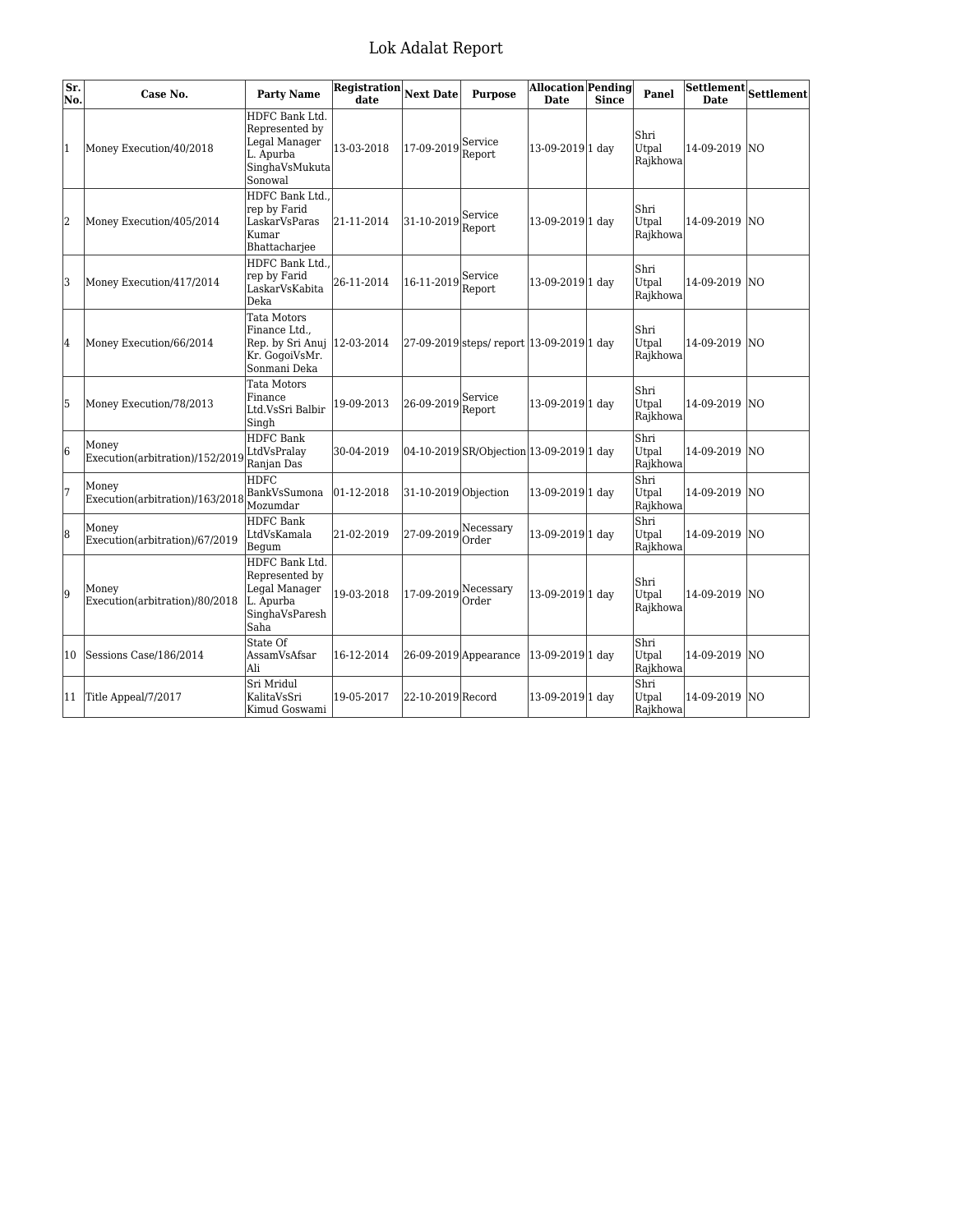# Lok Adalat Report

| Sr. No. | Case No. | Party Name | Registration date | Next Date | Purpose | Allocation Date | Pending Since | Panel | Settlement Date | Settlement |
|---|---|---|---|---|---|---|---|---|---|---|
| 1 | Money Execution/40/2018 | HDFC Bank Ltd. Represented by Legal Manager L. Apurba SinghaVsMukuta Sonowal | 13-03-2018 | 17-09-2019 | Service Report | 13-09-2019 | 1 day | Shri Utpal Rajkhowa | 14-09-2019 | NO |
| 2 | Money Execution/405/2014 | HDFC Bank Ltd., rep by Farid LaskarVsParas Kumar Bhattacharjee | 21-11-2014 | 31-10-2019 | Service Report | 13-09-2019 | 1 day | Shri Utpal Rajkhowa | 14-09-2019 | NO |
| 3 | Money Execution/417/2014 | HDFC Bank Ltd., rep by Farid LaskarVsKabita Deka | 26-11-2014 | 16-11-2019 | Service Report | 13-09-2019 | 1 day | Shri Utpal Rajkhowa | 14-09-2019 | NO |
| 4 | Money Execution/66/2014 | Tata Motors Finance Ltd., Rep. by Sri Anuj Kr. GogoiVsMr. Sonmani Deka | 12-03-2014 | 27-09-2019 | steps/ report | 13-09-2019 | 1 day | Shri Utpal Rajkhowa | 14-09-2019 | NO |
| 5 | Money Execution/78/2013 | Tata Motors Finance Ltd.VsSri Balbir Singh | 19-09-2013 | 26-09-2019 | Service Report | 13-09-2019 | 1 day | Shri Utpal Rajkhowa | 14-09-2019 | NO |
| 6 | Money Execution(arbitration)/152/2019 | HDFC Bank LtdVsPralay Ranjan Das | 30-04-2019 | 04-10-2019 | SR/Objection | 13-09-2019 | 1 day | Shri Utpal Rajkhowa | 14-09-2019 | NO |
| 7 | Money Execution(arbitration)/163/2018 | HDFC BankVsSumona Mozumdar | 01-12-2018 | 31-10-2019 | Objection | 13-09-2019 | 1 day | Shri Utpal Rajkhowa | 14-09-2019 | NO |
| 8 | Money Execution(arbitration)/67/2019 | HDFC Bank LtdVsKamala Begum | 21-02-2019 | 27-09-2019 | Necessary Order | 13-09-2019 | 1 day | Shri Utpal Rajkhowa | 14-09-2019 | NO |
| 9 | Money Execution(arbitration)/80/2018 | HDFC Bank Ltd. Represented by Legal Manager L. Apurba SinghaVsParesh Saha | 19-03-2018 | 17-09-2019 | Necessary Order | 13-09-2019 | 1 day | Shri Utpal Rajkhowa | 14-09-2019 | NO |
| 10 | Sessions Case/186/2014 | State Of AssamVsAfsar Ali | 16-12-2014 | 26-09-2019 | Appearance | 13-09-2019 | 1 day | Shri Utpal Rajkhowa | 14-09-2019 | NO |
| 11 | Title Appeal/7/2017 | Sri Mridul KalitaVsSri Kimud Goswami | 19-05-2017 | 22-10-2019 | Record | 13-09-2019 | 1 day | Shri Utpal Rajkhowa | 14-09-2019 | NO |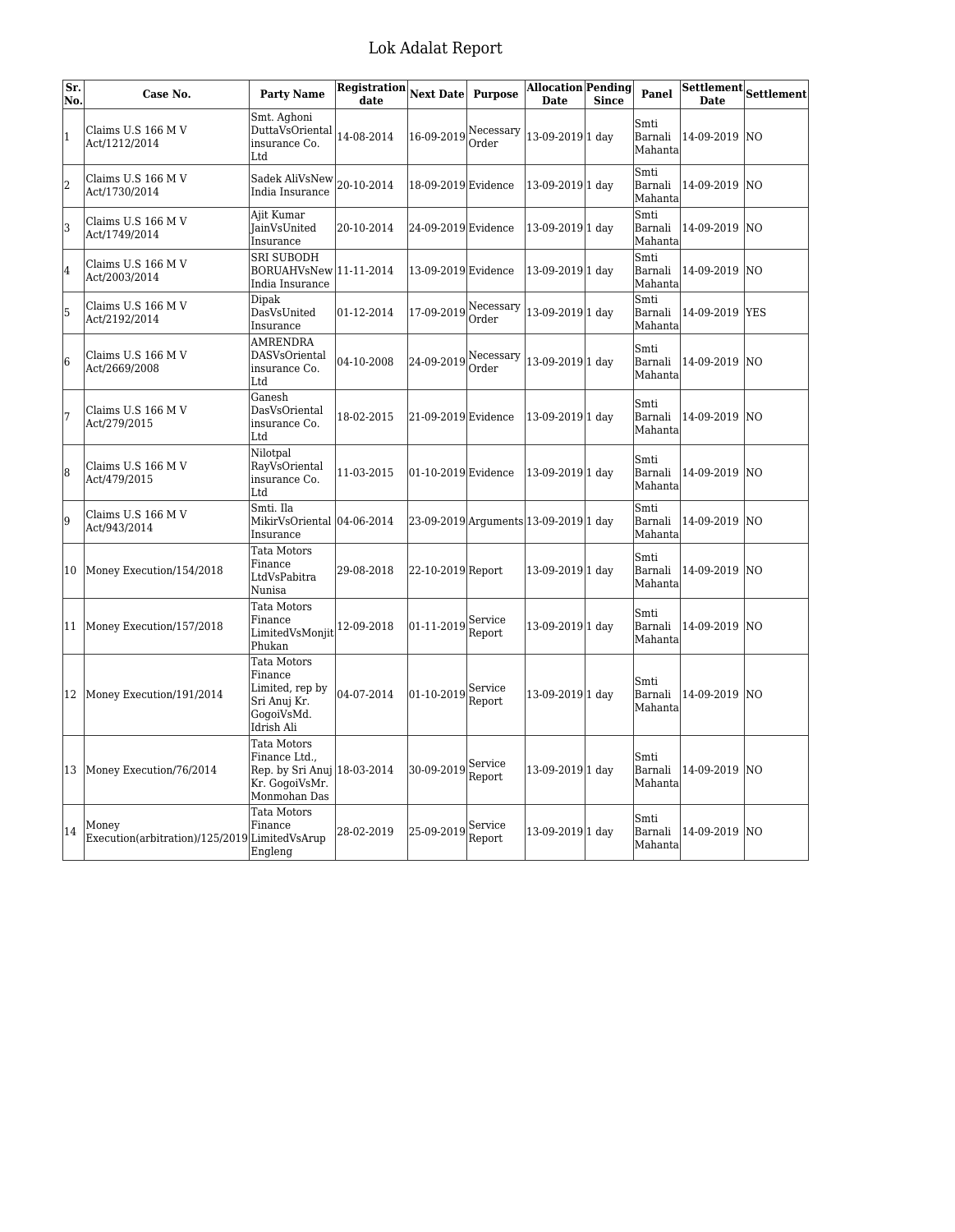# Lok Adalat Report

| Sr. No. | Case No. | Party Name | Registration date | Next Date | Purpose | Allocation Date | Pending Since | Panel | Settlement Date | Settlement |
|---|---|---|---|---|---|---|---|---|---|---|
| 1 | Claims U.S 166 M V Act/1212/2014 | Smt. Aghoni DuttaVsOriental insurance Co. Ltd | 14-08-2014 | 16-09-2019 | Necessary Order | 13-09-2019 | 1 day | Smti Barnali Mahanta | 14-09-2019 | NO |
| 2 | Claims U.S 166 M V Act/1730/2014 | Sadek AliVsNew India Insurance | 20-10-2014 | 18-09-2019 | Evidence | 13-09-2019 | 1 day | Smti Barnali Mahanta | 14-09-2019 | NO |
| 3 | Claims U.S 166 M V Act/1749/2014 | Ajit Kumar JainVsUnited Insurance | 20-10-2014 | 24-09-2019 | Evidence | 13-09-2019 | 1 day | Smti Barnali Mahanta | 14-09-2019 | NO |
| 4 | Claims U.S 166 M V Act/2003/2014 | SRI SUBODH BORUAHVsNew India Insurance | 11-11-2014 | 13-09-2019 | Evidence | 13-09-2019 | 1 day | Smti Barnali Mahanta | 14-09-2019 | NO |
| 5 | Claims U.S 166 M V Act/2192/2014 | Dipak DasVsUnited Insurance | 01-12-2014 | 17-09-2019 | Necessary Order | 13-09-2019 | 1 day | Smti Barnali Mahanta | 14-09-2019 | YES |
| 6 | Claims U.S 166 M V Act/2669/2008 | AMRENDRA DASVsOriental insurance Co. Ltd | 04-10-2008 | 24-09-2019 | Necessary Order | 13-09-2019 | 1 day | Smti Barnali Mahanta | 14-09-2019 | NO |
| 7 | Claims U.S 166 M V Act/279/2015 | Ganesh DasVsOriental insurance Co. Ltd | 18-02-2015 | 21-09-2019 | Evidence | 13-09-2019 | 1 day | Smti Barnali Mahanta | 14-09-2019 | NO |
| 8 | Claims U.S 166 M V Act/479/2015 | Nilotpal RayVsOriental insurance Co. Ltd | 11-03-2015 | 01-10-2019 | Evidence | 13-09-2019 | 1 day | Smti Barnali Mahanta | 14-09-2019 | NO |
| 9 | Claims U.S 166 M V Act/943/2014 | Smti. Ila MikirVsOriental Insurance | 04-06-2014 | 23-09-2019 | Arguments | 13-09-2019 | 1 day | Smti Barnali Mahanta | 14-09-2019 | NO |
| 10 | Money Execution/154/2018 | Tata Motors Finance LtdVsPabitra Nunisa | 29-08-2018 | 22-10-2019 | Report | 13-09-2019 | 1 day | Smti Barnali Mahanta | 14-09-2019 | NO |
| 11 | Money Execution/157/2018 | Tata Motors Finance LimitedVsMonjit Phukan | 12-09-2018 | 01-11-2019 | Service Report | 13-09-2019 | 1 day | Smti Barnali Mahanta | 14-09-2019 | NO |
| 12 | Money Execution/191/2014 | Tata Motors Finance Limited, rep by Sri Anuj Kr. GogoiVsMd. Idrish Ali | 04-07-2014 | 01-10-2019 | Service Report | 13-09-2019 | 1 day | Smti Barnali Mahanta | 14-09-2019 | NO |
| 13 | Money Execution/76/2014 | Tata Motors Finance Ltd., Rep. by Sri Anuj Kr. GogoiVsMr. Monmohan Das | 18-03-2014 | 30-09-2019 | Service Report | 13-09-2019 | 1 day | Smti Barnali Mahanta | 14-09-2019 | NO |
| 14 | Money Execution(arbitration)/125/2019 | Tata Motors Finance LimitedVsArup Engleng | 28-02-2019 | 25-09-2019 | Service Report | 13-09-2019 | 1 day | Smti Barnali Mahanta | 14-09-2019 | NO |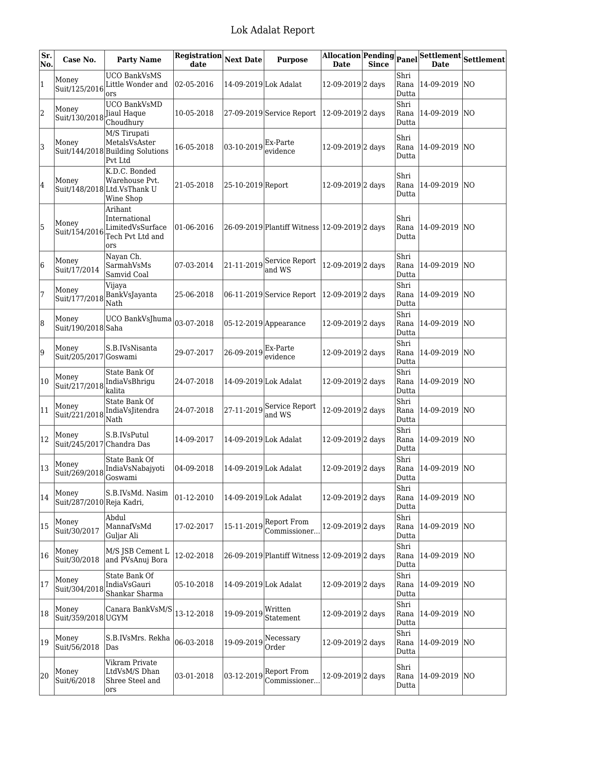# Lok Adalat Report

| Sr. No. | Case No. | Party Name | Registration date | Next Date | Purpose | Allocation Date | Pending Since | Panel | Settlement Date | Settlement |
|---|---|---|---|---|---|---|---|---|---|---|
| 1 | Money Suit/125/2016 | UCO BankVsMS Little Wonder and ors | 02-05-2016 | 14-09-2019 | Lok Adalat | 12-09-2019 | 2 days | Shri Rana Dutta | 14-09-2019 | NO |
| 2 | Money Suit/130/2018 | UCO BankVsMD Jiaul Haque Choudhury | 10-05-2018 | 27-09-2019 | Service Report | 12-09-2019 | 2 days | Shri Rana Dutta | 14-09-2019 | NO |
| 3 | Money Suit/144/2018 | M/S Tirupati MetalsVsAster Building Solutions Pvt Ltd | 16-05-2018 | 03-10-2019 | Ex-Parte evidence | 12-09-2019 | 2 days | Shri Rana Dutta | 14-09-2019 | NO |
| 4 | Money Suit/148/2018 | K.D.C. Bonded Warehouse Pvt. Ltd.VsThank U Wine Shop | 21-05-2018 | 25-10-2019 | Report | 12-09-2019 | 2 days | Shri Rana Dutta | 14-09-2019 | NO |
| 5 | Money Suit/154/2016 | Arihant International LimitedVsSurface Tech Pvt Ltd and ors | 01-06-2016 | 26-09-2019 | Plantiff Witness | 12-09-2019 | 2 days | Shri Rana Dutta | 14-09-2019 | NO |
| 6 | Money Suit/17/2014 | Nayan Ch. SarmahVsMs Samvid Coal | 07-03-2014 | 21-11-2019 | Service Report and WS | 12-09-2019 | 2 days | Shri Rana Dutta | 14-09-2019 | NO |
| 7 | Money Suit/177/2018 | Vijaya BankVsJayanta Nath | 25-06-2018 | 06-11-2019 | Service Report | 12-09-2019 | 2 days | Shri Rana Dutta | 14-09-2019 | NO |
| 8 | Money Suit/190/2018 | UCO BankVsJhuma Saha | 03-07-2018 | 05-12-2019 | Appearance | 12-09-2019 | 2 days | Shri Rana Dutta | 14-09-2019 | NO |
| 9 | Money Suit/205/2017 | S.B.IVsNisanta Goswami | 29-07-2017 | 26-09-2019 | Ex-Parte evidence | 12-09-2019 | 2 days | Shri Rana Dutta | 14-09-2019 | NO |
| 10 | Money Suit/217/2018 | State Bank Of IndiaVsBhrigu kalita | 24-07-2018 | 14-09-2019 | Lok Adalat | 12-09-2019 | 2 days | Shri Rana Dutta | 14-09-2019 | NO |
| 11 | Money Suit/221/2018 | State Bank Of IndiaVsJitendra Nath | 24-07-2018 | 27-11-2019 | Service Report and WS | 12-09-2019 | 2 days | Shri Rana Dutta | 14-09-2019 | NO |
| 12 | Money Suit/245/2017 | S.B.IVsPutul Chandra Das | 14-09-2017 | 14-09-2019 | Lok Adalat | 12-09-2019 | 2 days | Shri Rana Dutta | 14-09-2019 | NO |
| 13 | Money Suit/269/2018 | State Bank Of IndiaVsNabajyoti Goswami | 04-09-2018 | 14-09-2019 | Lok Adalat | 12-09-2019 | 2 days | Shri Rana Dutta | 14-09-2019 | NO |
| 14 | Money Suit/287/2010 | S.B.IVsMd. Nasim Reja Kadri, | 01-12-2010 | 14-09-2019 | Lok Adalat | 12-09-2019 | 2 days | Shri Rana Dutta | 14-09-2019 | NO |
| 15 | Money Suit/30/2017 | Abdul MannafVsMd Guljar Ali | 17-02-2017 | 15-11-2019 | Report From Commissioner... | 12-09-2019 | 2 days | Shri Rana Dutta | 14-09-2019 | NO |
| 16 | Money Suit/30/2018 | M/S JSB Cement L and PVsAnuj Bora | 12-02-2018 | 26-09-2019 | Plantiff Witness | 12-09-2019 | 2 days | Shri Rana Dutta | 14-09-2019 | NO |
| 17 | Money Suit/304/2018 | State Bank Of IndiaVsGauri Shankar Sharma | 05-10-2018 | 14-09-2019 | Lok Adalat | 12-09-2019 | 2 days | Shri Rana Dutta | 14-09-2019 | NO |
| 18 | Money Suit/359/2018 | Canara BankVsM/S UGYM | 13-12-2018 | 19-09-2019 | Written Statement | 12-09-2019 | 2 days | Shri Rana Dutta | 14-09-2019 | NO |
| 19 | Money Suit/56/2018 | S.B.IVsMrs. Rekha Das | 06-03-2018 | 19-09-2019 | Necessary Order | 12-09-2019 | 2 days | Shri Rana Dutta | 14-09-2019 | NO |
| 20 | Money Suit/6/2018 | Vikram Private LtdVsM/S Dhan Shree Steel and ors | 03-01-2018 | 03-12-2019 | Report From Commissioner... | 12-09-2019 | 2 days | Shri Rana Dutta | 14-09-2019 | NO |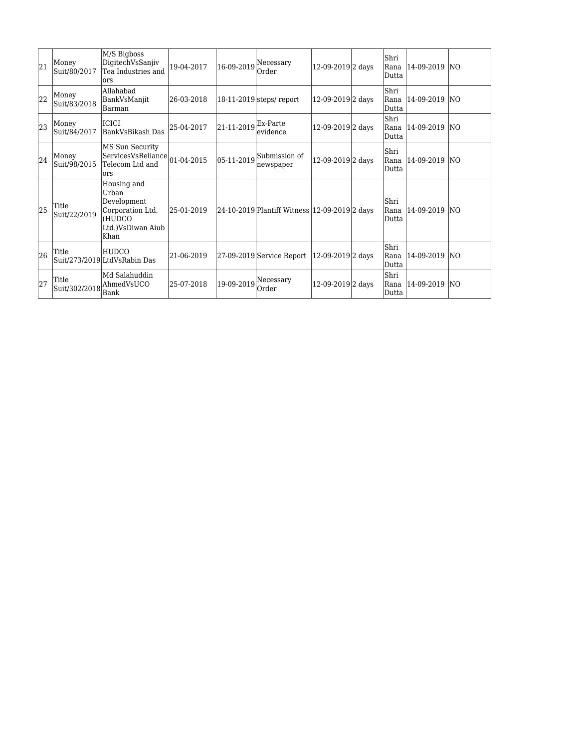| 21 | Money Suit/80/2017 | M/S Bigboss DigitechVsSanjiv Tea Industries and ors | 19-04-2017 | 16-09-2019 | Necessary Order | 12-09-2019 | 2 days | Shri Rana Dutta | 14-09-2019 | NO |
|---|---|---|---|---|---|---|---|---|---|---|
| 22 | Money Suit/83/2018 | Allahabad BankVsManjit Barman | 26-03-2018 | 18-11-2019 | steps/ report | 12-09-2019 | 2 days | Shri Rana Dutta | 14-09-2019 | NO |
| 23 | Money Suit/84/2017 | ICICI BankVsBikash Das | 25-04-2017 | 21-11-2019 | Ex-Parte evidence | 12-09-2019 | 2 days | Shri Rana Dutta | 14-09-2019 | NO |
| 24 | Money Suit/98/2015 | MS Sun Security ServicesVsReliance Telecom Ltd and ors | 01-04-2015 | 05-11-2019 | Submission of newspaper | 12-09-2019 | 2 days | Shri Rana Dutta | 14-09-2019 | NO |
| 25 | Title Suit/22/2019 | Housing and Urban Development Corporation Ltd. (HUDCO Ltd.)VsDiwan Aiub Khan | 25-01-2019 | 24-10-2019 | Plantiff Witness | 12-09-2019 | 2 days | Shri Rana Dutta | 14-09-2019 | NO |
| 26 | Title Suit/273/2019 | HUDCO LtdVsRabin Das | 21-06-2019 | 27-09-2019 | Service Report | 12-09-2019 | 2 days | Shri Rana Dutta | 14-09-2019 | NO |
| 27 | Title Suit/302/2018 | Md Salahuddin AhmedVsUCO Bank | 25-07-2018 | 19-09-2019 | Necessary Order | 12-09-2019 | 2 days | Shri Rana Dutta | 14-09-2019 | NO |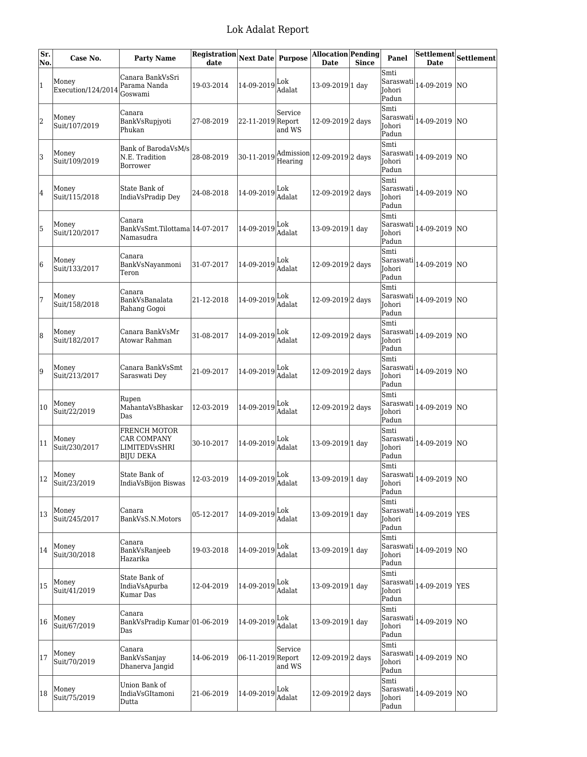# Lok Adalat Report

| Sr. No. | Case No. | Party Name | Registration date | Next Date | Purpose | Allocation Date | Pending Since | Panel | Settlement Date | Settlement |
|---|---|---|---|---|---|---|---|---|---|---|
| 1 | Money Execution/124/2014 | Canara BankVsSri Parama Nanda Goswami | 19-03-2014 | 14-09-2019 | Lok Adalat | 13-09-2019 | 1 day | Smti Saraswati Johori Padun | 14-09-2019 | NO |
| 2 | Money Suit/107/2019 | Canara BankVsRupjyoti Phukan | 27-08-2019 | 22-11-2019 | Service Report and WS | 12-09-2019 | 2 days | Smti Saraswati Johori Padun | 14-09-2019 | NO |
| 3 | Money Suit/109/2019 | Bank of BarodaVsM/s N.E. Tradition Borrower | 28-08-2019 | 30-11-2019 | Admission Hearing | 12-09-2019 | 2 days | Smti Saraswati Johori Padun | 14-09-2019 | NO |
| 4 | Money Suit/115/2018 | State Bank of IndiaVsPradip Dey | 24-08-2018 | 14-09-2019 | Lok Adalat | 12-09-2019 | 2 days | Smti Saraswati Johori Padun | 14-09-2019 | NO |
| 5 | Money Suit/120/2017 | Canara BankVsSmt.Tilottama Namasudra | 14-07-2017 | 14-09-2019 | Lok Adalat | 13-09-2019 | 1 day | Smti Saraswati Johori Padun | 14-09-2019 | NO |
| 6 | Money Suit/133/2017 | Canara BankVsNayanmoni Teron | 31-07-2017 | 14-09-2019 | Lok Adalat | 12-09-2019 | 2 days | Smti Saraswati Johori Padun | 14-09-2019 | NO |
| 7 | Money Suit/158/2018 | Canara BankVsBanalata Rahang Gogoi | 21-12-2018 | 14-09-2019 | Lok Adalat | 12-09-2019 | 2 days | Smti Saraswati Johori Padun | 14-09-2019 | NO |
| 8 | Money Suit/182/2017 | Canara BankVsMr Atowar Rahman | 31-08-2017 | 14-09-2019 | Lok Adalat | 12-09-2019 | 2 days | Smti Saraswati Johori Padun | 14-09-2019 | NO |
| 9 | Money Suit/213/2017 | Canara BankVsSmt Saraswati Dey | 21-09-2017 | 14-09-2019 | Lok Adalat | 12-09-2019 | 2 days | Smti Saraswati Johori Padun | 14-09-2019 | NO |
| 10 | Money Suit/22/2019 | Rupen MahantaVsBhaskar Das | 12-03-2019 | 14-09-2019 | Lok Adalat | 12-09-2019 | 2 days | Smti Saraswati Johori Padun | 14-09-2019 | NO |
| 11 | Money Suit/230/2017 | FRENCH MOTOR CAR COMPANY LIMITEDVsSHRI BIJU DEKA | 30-10-2017 | 14-09-2019 | Lok Adalat | 13-09-2019 | 1 day | Smti Saraswati Johori Padun | 14-09-2019 | NO |
| 12 | Money Suit/23/2019 | State Bank of IndiaVsBijon Biswas | 12-03-2019 | 14-09-2019 | Lok Adalat | 13-09-2019 | 1 day | Smti Saraswati Johori Padun | 14-09-2019 | NO |
| 13 | Money Suit/245/2017 | Canara BankVsS.N.Motors | 05-12-2017 | 14-09-2019 | Lok Adalat | 13-09-2019 | 1 day | Smti Saraswati Johori Padun | 14-09-2019 | YES |
| 14 | Money Suit/30/2018 | Canara BankVsRanjeeb Hazarika | 19-03-2018 | 14-09-2019 | Lok Adalat | 13-09-2019 | 1 day | Smti Saraswati Johori Padun | 14-09-2019 | NO |
| 15 | Money Suit/41/2019 | State Bank of IndiaVsApurba Kumar Das | 12-04-2019 | 14-09-2019 | Lok Adalat | 13-09-2019 | 1 day | Smti Saraswati Johori Padun | 14-09-2019 | YES |
| 16 | Money Suit/67/2019 | Canara BankVsPradip Kumar Das | 01-06-2019 | 14-09-2019 | Lok Adalat | 13-09-2019 | 1 day | Smti Saraswati Johori Padun | 14-09-2019 | NO |
| 17 | Money Suit/70/2019 | Canara BankVsSanjay Dhanerva Jangid | 14-06-2019 | 06-11-2019 | Service Report and WS | 12-09-2019 | 2 days | Smti Saraswati Johori Padun | 14-09-2019 | NO |
| 18 | Money Suit/75/2019 | Union Bank of IndiaVsGItamoni Dutta | 21-06-2019 | 14-09-2019 | Lok Adalat | 12-09-2019 | 2 days | Smti Saraswati Johori Padun | 14-09-2019 | NO |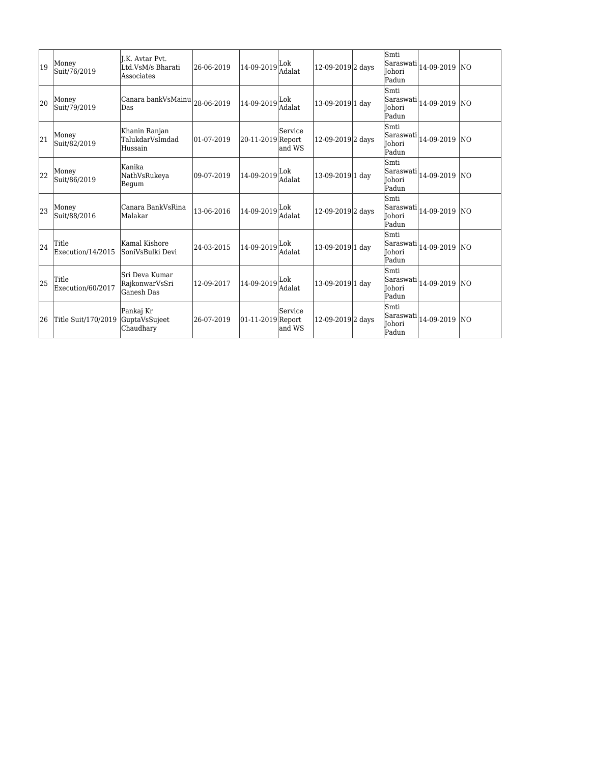| 19 | Money Suit/76/2019 | J.K. Avtar Pvt. Ltd.VsM/s Bharati Associates | 26-06-2019 | 14-09-2019 | Lok Adalat | 12-09-2019 | 2 days | Smti Saraswati Johori Padun | 14-09-2019 | NO |
|---|---|---|---|---|---|---|---|---|---|---|
| 20 | Money Suit/79/2019 | Canara bankVsMainu Das | 28-06-2019 | 14-09-2019 | Lok Adalat | 13-09-2019 | 1 day | Smti Saraswati Johori Padun | 14-09-2019 | NO |
| 21 | Money Suit/82/2019 | Khanin Ranjan TalukdarVsImdad Hussain | 01-07-2019 | 20-11-2019 | Service Report and WS | 12-09-2019 | 2 days | Smti Saraswati Johori Padun | 14-09-2019 | NO |
| 22 | Money Suit/86/2019 | Kanika NathVsRukeya Begum | 09-07-2019 | 14-09-2019 | Lok Adalat | 13-09-2019 | 1 day | Smti Saraswati Johori Padun | 14-09-2019 | NO |
| 23 | Money Suit/88/2016 | Canara BankVsRina Malakar | 13-06-2016 | 14-09-2019 | Lok Adalat | 12-09-2019 | 2 days | Smti Saraswati Johori Padun | 14-09-2019 | NO |
| 24 | Title Execution/14/2015 | Kamal Kishore SoniVsBulki Devi | 24-03-2015 | 14-09-2019 | Lok Adalat | 13-09-2019 | 1 day | Smti Saraswati Johori Padun | 14-09-2019 | NO |
| 25 | Title Execution/60/2017 | Sri Deva Kumar RajkonwarVsSri Ganesh Das | 12-09-2017 | 14-09-2019 | Lok Adalat | 13-09-2019 | 1 day | Smti Saraswati Johori Padun | 14-09-2019 | NO |
| 26 | Title Suit/170/2019 | Pankaj Kr GuptaVsSujeet Chaudhary | 26-07-2019 | 01-11-2019 | Service Report and WS | 12-09-2019 | 2 days | Smti Saraswati Johori Padun | 14-09-2019 | NO |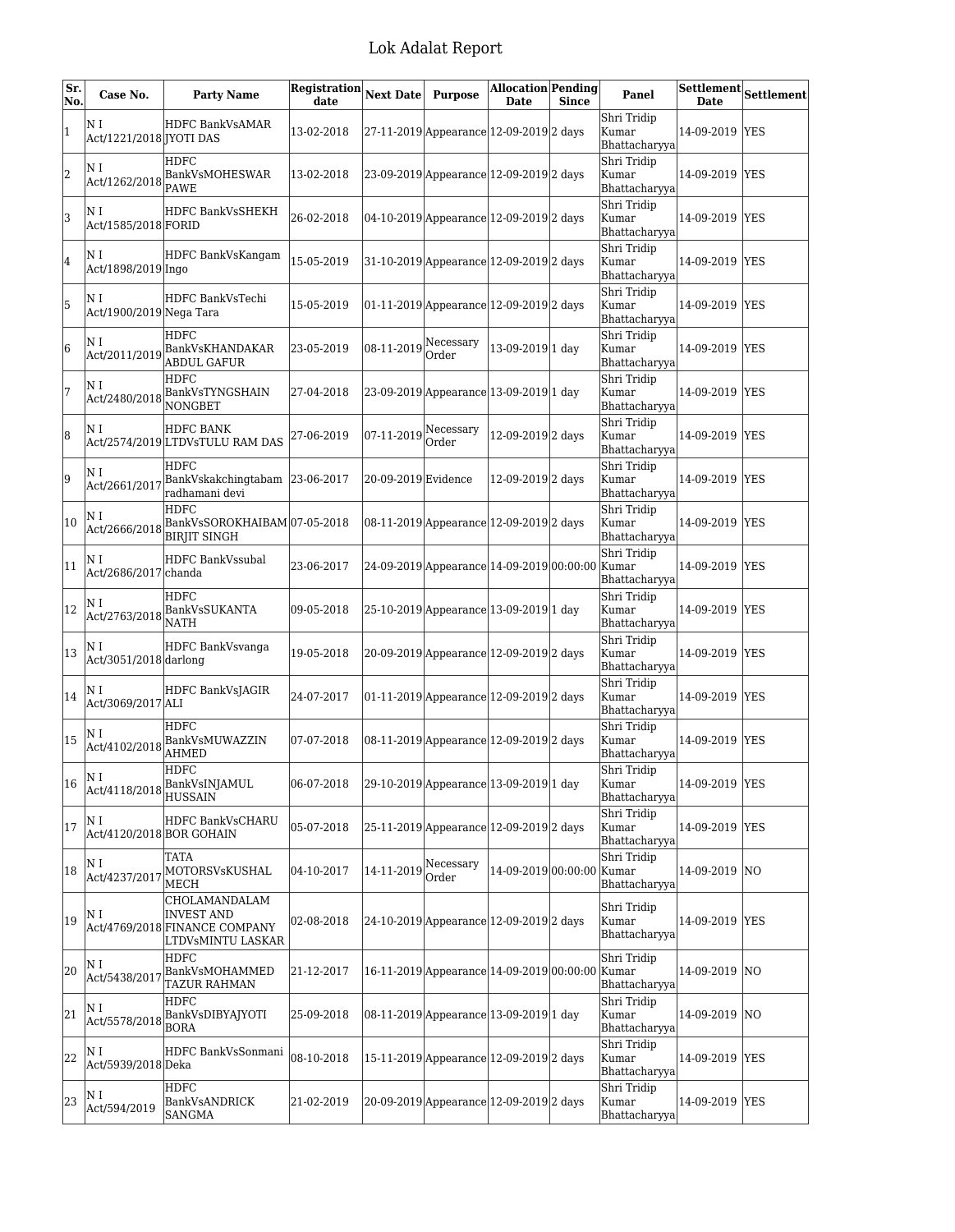# Lok Adalat Report

| Sr. No. | Case No. | Party Name | Registration date | Next Date | Purpose | Allocation Date | Pending Since | Panel | Settlement Date | Settlement |
|---|---|---|---|---|---|---|---|---|---|---|
| 1 | N I Act/1221/2018 | HDFC BankVsAMAR JYOTI DAS | 13-02-2018 | 27-11-2019 | Appearance | 12-09-2019 | 2 days | Shri Tridip Kumar Bhattacharyya | 14-09-2019 | YES |
| 2 | N I Act/1262/2018 | HDFC BankVsMOHESWAR PAWE | 13-02-2018 | 23-09-2019 | Appearance | 12-09-2019 | 2 days | Shri Tridip Kumar Bhattacharyya | 14-09-2019 | YES |
| 3 | N I Act/1585/2018 | HDFC BankVsSHEKH FORID | 26-02-2018 | 04-10-2019 | Appearance | 12-09-2019 | 2 days | Shri Tridip Kumar Bhattacharyya | 14-09-2019 | YES |
| 4 | N I Act/1898/2019 | HDFC BankVsKangam Ingo | 15-05-2019 | 31-10-2019 | Appearance | 12-09-2019 | 2 days | Shri Tridip Kumar Bhattacharyya | 14-09-2019 | YES |
| 5 | N I Act/1900/2019 | HDFC BankVsTechi Nega Tara | 15-05-2019 | 01-11-2019 | Appearance | 12-09-2019 | 2 days | Shri Tridip Kumar Bhattacharyya | 14-09-2019 | YES |
| 6 | N I Act/2011/2019 | HDFC BankVsKHANDAKAR ABDUL GAFUR | 23-05-2019 | 08-11-2019 | Necessary Order | 13-09-2019 | 1 day | Shri Tridip Kumar Bhattacharyya | 14-09-2019 | YES |
| 7 | N I Act/2480/2018 | HDFC BankVsTYNGSHAIN NONGBET | 27-04-2018 | 23-09-2019 | Appearance | 13-09-2019 | 1 day | Shri Tridip Kumar Bhattacharyya | 14-09-2019 | YES |
| 8 | N I Act/2574/2019 | HDFC BANK LTDVsTULU RAM DAS | 27-06-2019 | 07-11-2019 | Necessary Order | 12-09-2019 | 2 days | Shri Tridip Kumar Bhattacharyya | 14-09-2019 | YES |
| 9 | N I Act/2661/2017 | HDFC Bankvskakchingtabam radhamani devi | 23-06-2017 | 20-09-2019 | Evidence | 12-09-2019 | 2 days | Shri Tridip Kumar Bhattacharyya | 14-09-2019 | YES |
| 10 | N I Act/2666/2018 | HDFC BankVsSOROKHAIBAM BIRJIT SINGH | 07-05-2018 | 08-11-2019 | Appearance | 12-09-2019 | 2 days | Shri Tridip Kumar Bhattacharyya | 14-09-2019 | YES |
| 11 | N I Act/2686/2017 | HDFC BankVssubal chanda | 23-06-2017 | 24-09-2019 | Appearance | 14-09-2019 | 00:00:00 | Shri Tridip Kumar Bhattacharyya | 14-09-2019 | YES |
| 12 | N I Act/2763/2018 | HDFC BankVsSUKANTA NATH | 09-05-2018 | 25-10-2019 | Appearance | 13-09-2019 | 1 day | Shri Tridip Kumar Bhattacharyya | 14-09-2019 | YES |
| 13 | N I Act/3051/2018 | HDFC BankVsvanga darlong | 19-05-2018 | 20-09-2019 | Appearance | 12-09-2019 | 2 days | Shri Tridip Kumar Bhattacharyya | 14-09-2019 | YES |
| 14 | N I Act/3069/2017 | HDFC BankVsJAGIR ALI | 24-07-2017 | 01-11-2019 | Appearance | 12-09-2019 | 2 days | Shri Tridip Kumar Bhattacharyya | 14-09-2019 | YES |
| 15 | N I Act/4102/2018 | HDFC BankVsMUWAZZIN AHMED | 07-07-2018 | 08-11-2019 | Appearance | 12-09-2019 | 2 days | Shri Tridip Kumar Bhattacharyya | 14-09-2019 | YES |
| 16 | N I Act/4118/2018 | HDFC BankVsINJAMUL HUSSAIN | 06-07-2018 | 29-10-2019 | Appearance | 13-09-2019 | 1 day | Shri Tridip Kumar Bhattacharyya | 14-09-2019 | YES |
| 17 | N I Act/4120/2018 | HDFC BankVsCHARU BOR GOHAIN | 05-07-2018 | 25-11-2019 | Appearance | 12-09-2019 | 2 days | Shri Tridip Kumar Bhattacharyya | 14-09-2019 | YES |
| 18 | N I Act/4237/2017 | TATA MOTORSVsKUSHAL MECH | 04-10-2017 | 14-11-2019 | Necessary Order | 14-09-2019 | 00:00:00 | Shri Tridip Kumar Bhattacharyya | 14-09-2019 | NO |
| 19 | N I Act/4769/2018 | CHOLAMANDALAM INVEST AND FINANCE COMPANY LTDVsMINTU LASKAR | 02-08-2018 | 24-10-2019 | Appearance | 12-09-2019 | 2 days | Shri Tridip Kumar Bhattacharyya | 14-09-2019 | YES |
| 20 | N I Act/5438/2017 | HDFC BankVsMOHAMMED TAZUR RAHMAN | 21-12-2017 | 16-11-2019 | Appearance | 14-09-2019 | 00:00:00 | Shri Tridip Kumar Bhattacharyya | 14-09-2019 | NO |
| 21 | N I Act/5578/2018 | HDFC BankVsDIBYAJYOTI BORA | 25-09-2018 | 08-11-2019 | Appearance | 13-09-2019 | 1 day | Shri Tridip Kumar Bhattacharyya | 14-09-2019 | NO |
| 22 | N I Act/5939/2018 | HDFC BankVsSonmani Deka | 08-10-2018 | 15-11-2019 | Appearance | 12-09-2019 | 2 days | Shri Tridip Kumar Bhattacharyya | 14-09-2019 | YES |
| 23 | N I Act/594/2019 | HDFC BankVsANDRICK SANGMA | 21-02-2019 | 20-09-2019 | Appearance | 12-09-2019 | 2 days | Shri Tridip Kumar Bhattacharyya | 14-09-2019 | YES |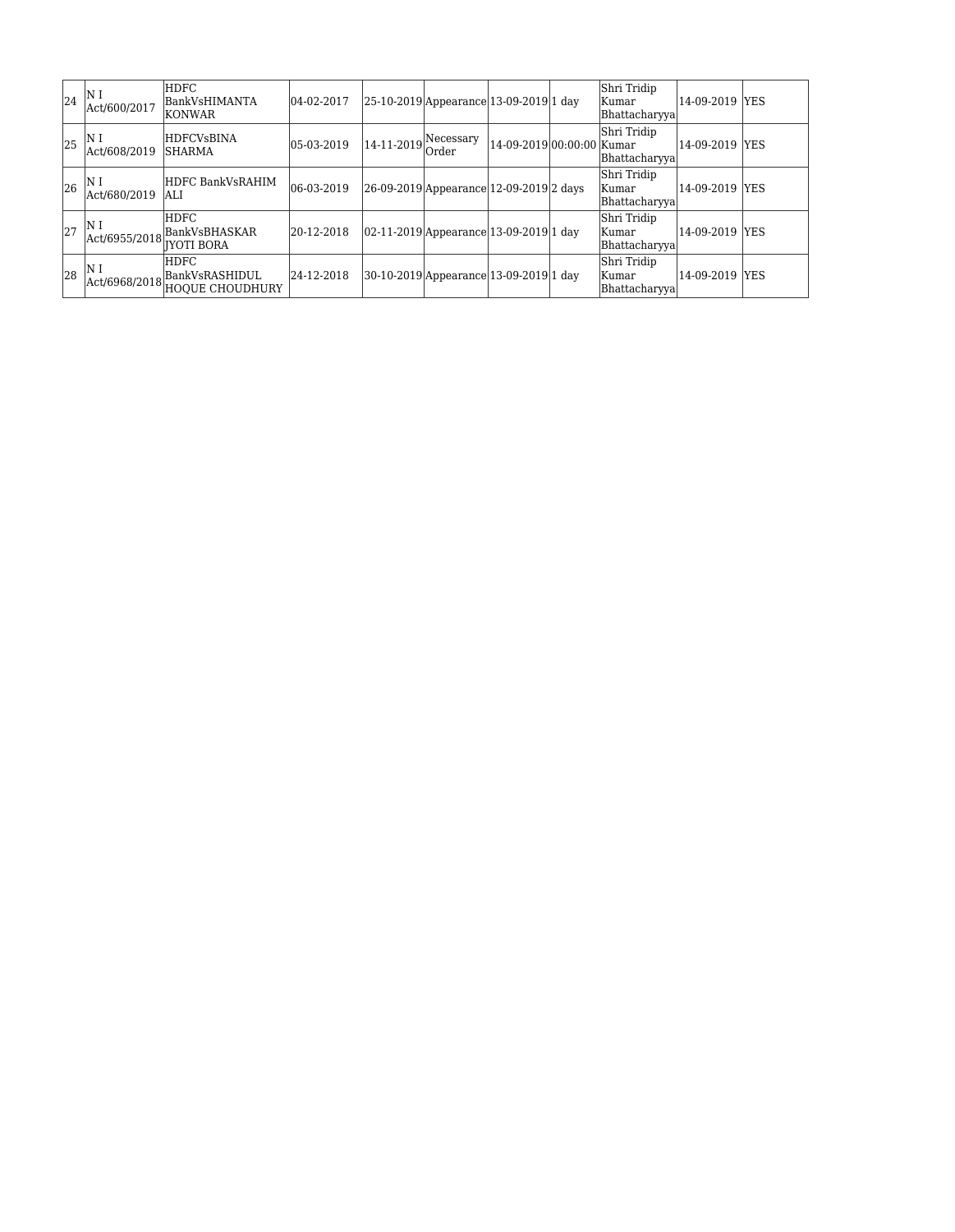| 24 | N I Act/600/2017 | HDFC BankVsHIMANTA KONWAR | 04-02-2017 | 25-10-2019 | Appearance | 13-09-2019 | 1 day | Shri Tridip Kumar Bhattacharyya | 14-09-2019 | YES |
|---|---|---|---|---|---|---|---|---|---|---|
| 25 | N I Act/608/2019 | HDFCVsBINA SHARMA | 05-03-2019 | 14-11-2019 | Necessary Order | 14-09-2019 | 00:00:00 | Shri Tridip Kumar Bhattacharyya | 14-09-2019 | YES |
| 26 | N I Act/680/2019 | HDFC BankVsRAHIM ALI | 06-03-2019 | 26-09-2019 | Appearance | 12-09-2019 | 2 days | Shri Tridip Kumar Bhattacharyya | 14-09-2019 | YES |
| 27 | N I Act/6955/2018 | HDFC BankVsBHASKAR JYOTI BORA | 20-12-2018 | 02-11-2019 | Appearance | 13-09-2019 | 1 day | Shri Tridip Kumar Bhattacharyya | 14-09-2019 | YES |
| 28 | N I Act/6968/2018 | HDFC BankVsRASHIDUL HOQUE CHOUDHURY | 24-12-2018 | 30-10-2019 | Appearance | 13-09-2019 | 1 day | Shri Tridip Kumar Bhattacharyya | 14-09-2019 | YES |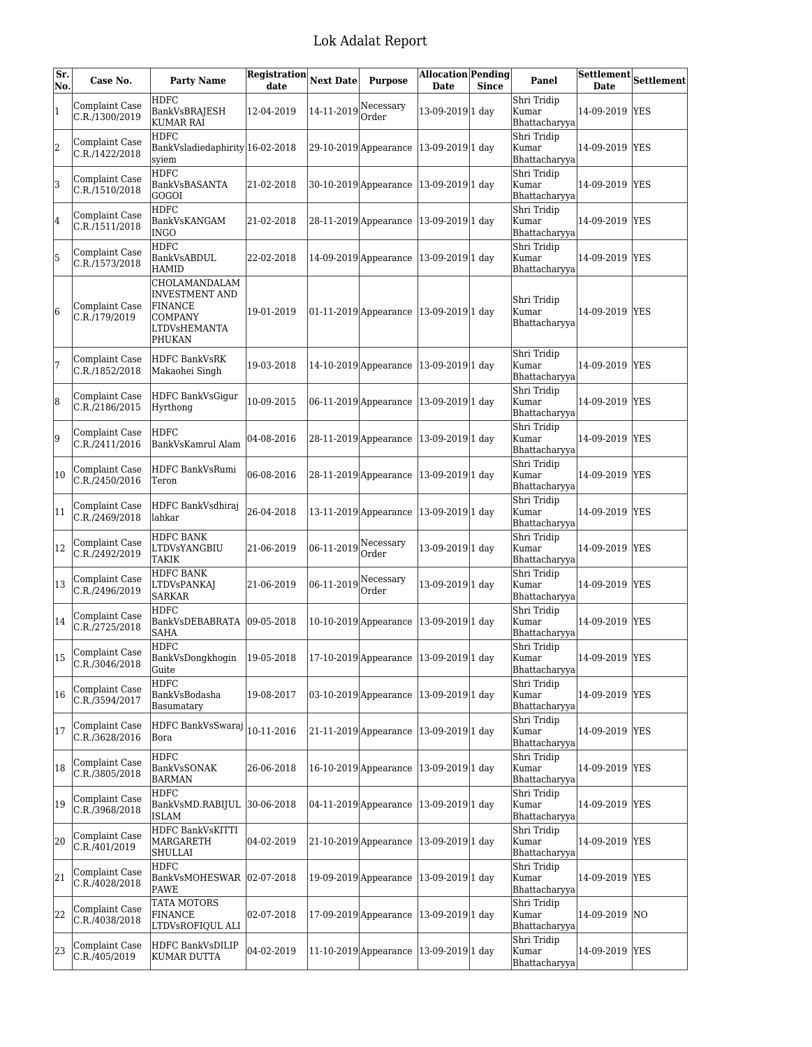# Lok Adalat Report

| Sr. No. | Case No. | Party Name | Registration date | Next Date | Purpose | Allocation Date | Pending Since | Panel | Settlement Date | Settlement |
|---|---|---|---|---|---|---|---|---|---|---|
| 1 | Complaint Case C.R./1300/2019 | HDFC BankVsBRAJESH KUMAR RAI | 12-04-2019 | 14-11-2019 | Necessary Order | 13-09-2019 | 1 day | Shri Tridip Kumar Bhattacharyya | 14-09-2019 | YES |
| 2 | Complaint Case C.R./1422/2018 | HDFC Bankvsladiedaphirity syiem | 16-02-2018 | 29-10-2019 | Appearance | 13-09-2019 | 1 day | Shri Tridip Kumar Bhattacharyya | 14-09-2019 | YES |
| 3 | Complaint Case C.R./1510/2018 | HDFC BankVsBASANTA GOGOI | 21-02-2018 | 30-10-2019 | Appearance | 13-09-2019 | 1 day | Shri Tridip Kumar Bhattacharyya | 14-09-2019 | YES |
| 4 | Complaint Case C.R./1511/2018 | HDFC BankVsKANGAM INGO | 21-02-2018 | 28-11-2019 | Appearance | 13-09-2019 | 1 day | Shri Tridip Kumar Bhattacharyya | 14-09-2019 | YES |
| 5 | Complaint Case C.R./1573/2018 | HDFC BankVsABDUL HAMID | 22-02-2018 | 14-09-2019 | Appearance | 13-09-2019 | 1 day | Shri Tridip Kumar Bhattacharyya | 14-09-2019 | YES |
| 6 | Complaint Case C.R./179/2019 | CHOLAMANDALAM INVESTMENT AND FINANCE COMPANY LTDVsHEMANTA PHUKAN | 19-01-2019 | 01-11-2019 | Appearance | 13-09-2019 | 1 day | Shri Tridip Kumar Bhattacharyya | 14-09-2019 | YES |
| 7 | Complaint Case C.R./1852/2018 | HDFC BankVsRK Makaohei Singh | 19-03-2018 | 14-10-2019 | Appearance | 13-09-2019 | 1 day | Shri Tridip Kumar Bhattacharyya | 14-09-2019 | YES |
| 8 | Complaint Case C.R./2186/2015 | HDFC BankVsGigur Hyrthong | 10-09-2015 | 06-11-2019 | Appearance | 13-09-2019 | 1 day | Shri Tridip Kumar Bhattacharyya | 14-09-2019 | YES |
| 9 | Complaint Case C.R./2411/2016 | HDFC BankVsKamrul Alam | 04-08-2016 | 28-11-2019 | Appearance | 13-09-2019 | 1 day | Shri Tridip Kumar Bhattacharyya | 14-09-2019 | YES |
| 10 | Complaint Case C.R./2450/2016 | HDFC BankVsRumi Teron | 06-08-2016 | 28-11-2019 | Appearance | 13-09-2019 | 1 day | Shri Tridip Kumar Bhattacharyya | 14-09-2019 | YES |
| 11 | Complaint Case C.R./2469/2018 | HDFC BankVsdhiraj lahkar | 26-04-2018 | 13-11-2019 | Appearance | 13-09-2019 | 1 day | Shri Tridip Kumar Bhattacharyya | 14-09-2019 | YES |
| 12 | Complaint Case C.R./2492/2019 | HDFC BANK LTDVsYANGBIU TAKIK | 21-06-2019 | 06-11-2019 | Necessary Order | 13-09-2019 | 1 day | Shri Tridip Kumar Bhattacharyya | 14-09-2019 | YES |
| 13 | Complaint Case C.R./2496/2019 | HDFC BANK LTDVsPANKAJ SARKAR | 21-06-2019 | 06-11-2019 | Necessary Order | 13-09-2019 | 1 day | Shri Tridip Kumar Bhattacharyya | 14-09-2019 | YES |
| 14 | Complaint Case C.R./2725/2018 | HDFC BankVsDEBABRATA SAHA | 09-05-2018 | 10-10-2019 | Appearance | 13-09-2019 | 1 day | Shri Tridip Kumar Bhattacharyya | 14-09-2019 | YES |
| 15 | Complaint Case C.R./3046/2018 | HDFC BankVsDongkhogin Guite | 19-05-2018 | 17-10-2019 | Appearance | 13-09-2019 | 1 day | Shri Tridip Kumar Bhattacharyya | 14-09-2019 | YES |
| 16 | Complaint Case C.R./3594/2017 | HDFC BankVsBodasha Basumatary | 19-08-2017 | 03-10-2019 | Appearance | 13-09-2019 | 1 day | Shri Tridip Kumar Bhattacharyya | 14-09-2019 | YES |
| 17 | Complaint Case C.R./3628/2016 | HDFC BankVsSwaraj Bora | 10-11-2016 | 21-11-2019 | Appearance | 13-09-2019 | 1 day | Shri Tridip Kumar Bhattacharyya | 14-09-2019 | YES |
| 18 | Complaint Case C.R./3805/2018 | HDFC BankVsSONAK BARMAN | 26-06-2018 | 16-10-2019 | Appearance | 13-09-2019 | 1 day | Shri Tridip Kumar Bhattacharyya | 14-09-2019 | YES |
| 19 | Complaint Case C.R./3968/2018 | HDFC BankVsMD.RABIJUL ISLAM | 30-06-2018 | 04-11-2019 | Appearance | 13-09-2019 | 1 day | Shri Tridip Kumar Bhattacharyya | 14-09-2019 | YES |
| 20 | Complaint Case C.R./401/2019 | HDFC BankVsKITTI MARGARETH SHULLAI | 04-02-2019 | 21-10-2019 | Appearance | 13-09-2019 | 1 day | Shri Tridip Kumar Bhattacharyya | 14-09-2019 | YES |
| 21 | Complaint Case C.R./4028/2018 | HDFC BankVsMOHESWAR PAWE | 02-07-2018 | 19-09-2019 | Appearance | 13-09-2019 | 1 day | Shri Tridip Kumar Bhattacharyya | 14-09-2019 | YES |
| 22 | Complaint Case C.R./4038/2018 | TATA MOTORS FINANCE LTDVsROFIQUL ALI | 02-07-2018 | 17-09-2019 | Appearance | 13-09-2019 | 1 day | Shri Tridip Kumar Bhattacharyya | 14-09-2019 | NO |
| 23 | Complaint Case C.R./405/2019 | HDFC BankVsDILIP KUMAR DUTTA | 04-02-2019 | 11-10-2019 | Appearance | 13-09-2019 | 1 day | Shri Tridip Kumar Bhattacharyya | 14-09-2019 | YES |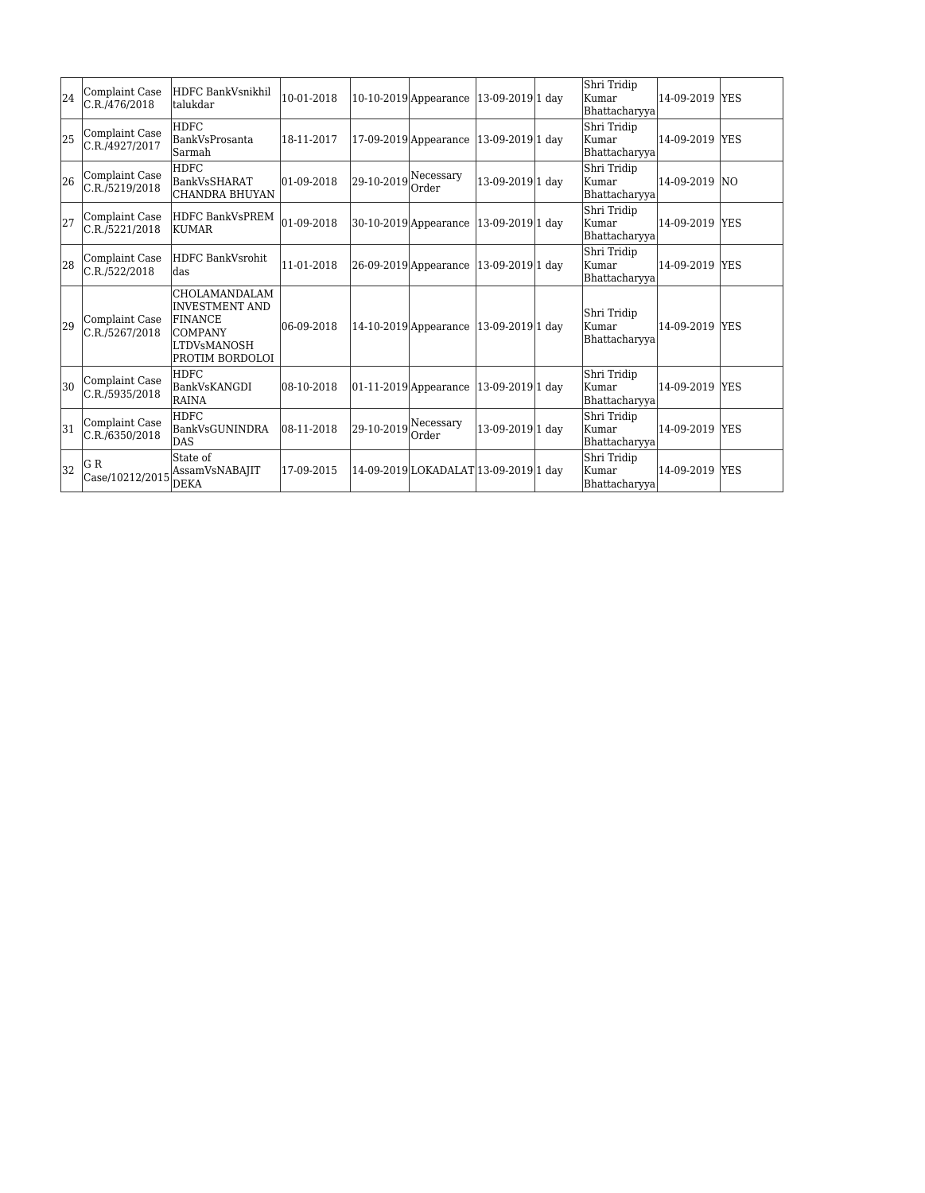| 24 | Complaint Case C.R./476/2018 | HDFC BankVsnikhil talukdar | 10-01-2018 | 10-10-2019 | Appearance | 13-09-2019 | 1 day | Shri Tridip Kumar Bhattacharyya | 14-09-2019 | YES |
|---|---|---|---|---|---|---|---|---|---|---|
| 25 | Complaint Case C.R./4927/2017 | HDFC BankVsProsanta Sarmah | 18-11-2017 | 17-09-2019 | Appearance | 13-09-2019 | 1 day | Shri Tridip Kumar Bhattacharyya | 14-09-2019 | YES |
| 26 | Complaint Case C.R./5219/2018 | HDFC BankVsSHARAT CHANDRA BHUYAN | 01-09-2018 | 29-10-2019 | Necessary Order | 13-09-2019 | 1 day | Shri Tridip Kumar Bhattacharyya | 14-09-2019 | NO |
| 27 | Complaint Case C.R./5221/2018 | HDFC BankVsPREM KUMAR | 01-09-2018 | 30-10-2019 | Appearance | 13-09-2019 | 1 day | Shri Tridip Kumar Bhattacharyya | 14-09-2019 | YES |
| 28 | Complaint Case C.R./522/2018 | HDFC BankVsrohit das | 11-01-2018 | 26-09-2019 | Appearance | 13-09-2019 | 1 day | Shri Tridip Kumar Bhattacharyya | 14-09-2019 | YES |
| 29 | Complaint Case C.R./5267/2018 | CHOLAMANDALAM INVESTMENT AND FINANCE COMPANY LTDVsMANOSH PROTIM BORDOLOI | 06-09-2018 | 14-10-2019 | Appearance | 13-09-2019 | 1 day | Shri Tridip Kumar Bhattacharyya | 14-09-2019 | YES |
| 30 | Complaint Case C.R./5935/2018 | HDFC BankVsKANGDI RAINA | 08-10-2018 | 01-11-2019 | Appearance | 13-09-2019 | 1 day | Shri Tridip Kumar Bhattacharyya | 14-09-2019 | YES |
| 31 | Complaint Case C.R./6350/2018 | HDFC BankVsGUNINDRA DAS | 08-11-2018 | 29-10-2019 | Necessary Order | 13-09-2019 | 1 day | Shri Tridip Kumar Bhattacharyya | 14-09-2019 | YES |
| 32 | G R Case/10212/2015 | State of AssamVsNABAJIT DEKA | 17-09-2015 | 14-09-2019 | LOKADALAT | 13-09-2019 | 1 day | Shri Tridip Kumar Bhattacharyya | 14-09-2019 | YES |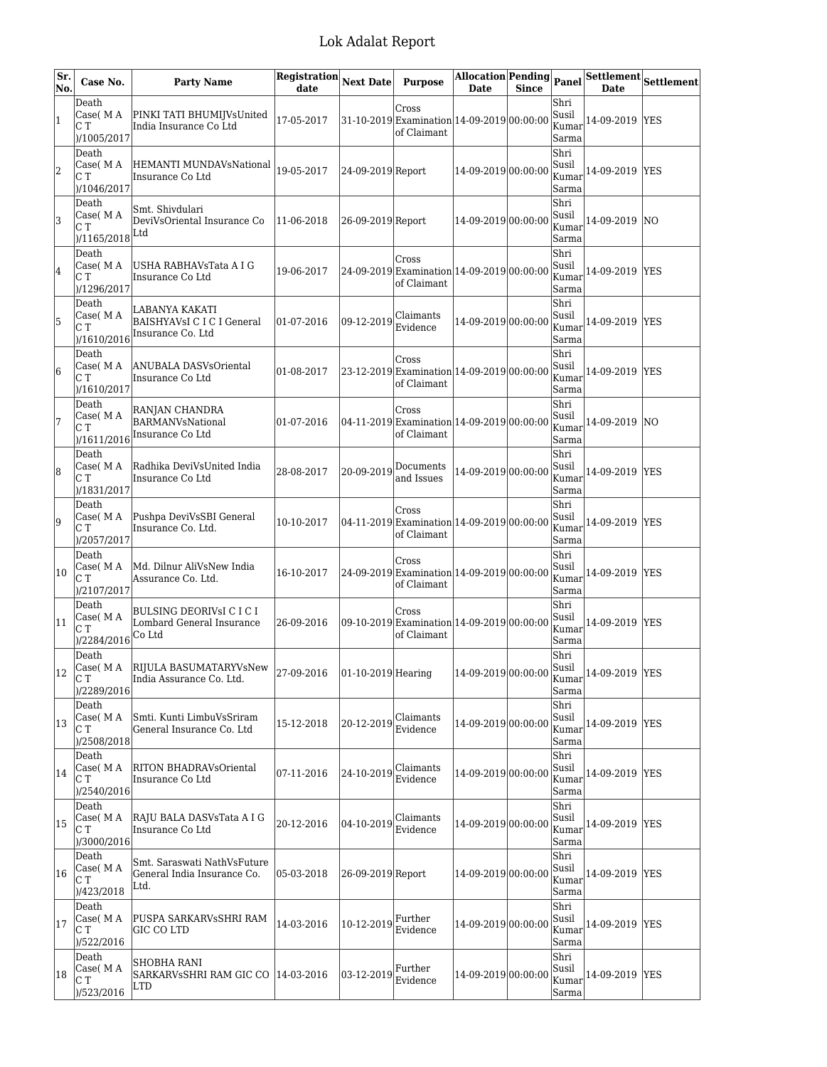# Lok Adalat Report

| Sr. No. | Case No. | Party Name | Registration date | Next Date | Purpose | Allocation Date | Pending Since | Panel | Settlement Date | Settlement |
|---|---|---|---|---|---|---|---|---|---|---|
| 1 | Death Case( M A C T )/1005/2017 | PINKI TATI BHUMIJVsUnited India Insurance Co Ltd | 17-05-2017 | 31-10-2019 | Cross Examination of Claimant | 14-09-2019 | 00:00:00 | Shri Susil Kumar Sarma | 14-09-2019 | YES |
| 2 | Death Case( M A C T )/1046/2017 | HEMANTI MUNDAVsNational Insurance Co Ltd | 19-05-2017 | 24-09-2019 | Report | 14-09-2019 | 00:00:00 | Shri Susil Kumar Sarma | 14-09-2019 | YES |
| 3 | Death Case( M A C T )/1165/2018 | Smt. Shivdulari DeviVsOriental Insurance Co Ltd | 11-06-2018 | 26-09-2019 | Report | 14-09-2019 | 00:00:00 | Shri Susil Kumar Sarma | 14-09-2019 | NO |
| 4 | Death Case( M A C T )/1296/2017 | USHA RABHAVsTata A I G Insurance Co Ltd | 19-06-2017 | 24-09-2019 | Cross Examination of Claimant | 14-09-2019 | 00:00:00 | Shri Susil Kumar Sarma | 14-09-2019 | YES |
| 5 | Death Case( M A C T )/1610/2016 | LABANYA KAKATI BAISHYAVsI C I C I General Insurance Co. Ltd | 01-07-2016 | 09-12-2019 | Claimants Evidence | 14-09-2019 | 00:00:00 | Shri Susil Kumar Sarma | 14-09-2019 | YES |
| 6 | Death Case( M A C T )/1610/2017 | ANUBALA DASVsOriental Insurance Co Ltd | 01-08-2017 | 23-12-2019 | Cross Examination of Claimant | 14-09-2019 | 00:00:00 | Shri Susil Kumar Sarma | 14-09-2019 | YES |
| 7 | Death Case( M A C T )/1611/2016 | RANJAN CHANDRA BARMANVsNational Insurance Co Ltd | 01-07-2016 | 04-11-2019 | Cross Examination of Claimant | 14-09-2019 | 00:00:00 | Shri Susil Kumar Sarma | 14-09-2019 | NO |
| 8 | Death Case( M A C T )/1831/2017 | Radhika DeviVsUnited India Insurance Co Ltd | 28-08-2017 | 20-09-2019 | Documents and Issues | 14-09-2019 | 00:00:00 | Shri Susil Kumar Sarma | 14-09-2019 | YES |
| 9 | Death Case( M A C T )/2057/2017 | Pushpa DeviVsSBI General Insurance Co. Ltd. | 10-10-2017 | 04-11-2019 | Cross Examination of Claimant | 14-09-2019 | 00:00:00 | Shri Susil Kumar Sarma | 14-09-2019 | YES |
| 10 | Death Case( M A C T )/2107/2017 | Md. Dilnur AliVsNew India Assurance Co. Ltd. | 16-10-2017 | 24-09-2019 | Cross Examination of Claimant | 14-09-2019 | 00:00:00 | Shri Susil Kumar Sarma | 14-09-2019 | YES |
| 11 | Death Case( M A C T )/2284/2016 | BULSING DEORIVsI C I C I Lombard General Insurance Co Ltd | 26-09-2016 | 09-10-2019 | Cross Examination of Claimant | 14-09-2019 | 00:00:00 | Shri Susil Kumar Sarma | 14-09-2019 | YES |
| 12 | Death Case( M A C T )/2289/2016 | RIJULA BASUMATARYVsNew India Assurance Co. Ltd. | 27-09-2016 | 01-10-2019 | Hearing | 14-09-2019 | 00:00:00 | Shri Susil Kumar Sarma | 14-09-2019 | YES |
| 13 | Death Case( M A C T )/2508/2018 | Smti. Kunti LimbuVsSriram General Insurance Co. Ltd | 15-12-2018 | 20-12-2019 | Claimants Evidence | 14-09-2019 | 00:00:00 | Shri Susil Kumar Sarma | 14-09-2019 | YES |
| 14 | Death Case( M A C T )/2540/2016 | RITON BHADRAVsOriental Insurance Co Ltd | 07-11-2016 | 24-10-2019 | Claimants Evidence | 14-09-2019 | 00:00:00 | Shri Susil Kumar Sarma | 14-09-2019 | YES |
| 15 | Death Case( M A C T )/3000/2016 | RAJU BALA DASVsTata A I G Insurance Co Ltd | 20-12-2016 | 04-10-2019 | Claimants Evidence | 14-09-2019 | 00:00:00 | Shri Susil Kumar Sarma | 14-09-2019 | YES |
| 16 | Death Case( M A C T )/423/2018 | Smt. Saraswati NathVsFuture General India Insurance Co. Ltd. | 05-03-2018 | 26-09-2019 | Report | 14-09-2019 | 00:00:00 | Shri Susil Kumar Sarma | 14-09-2019 | YES |
| 17 | Death Case( M A C T )/522/2016 | PUSPA SARKARVsSHRI RAM GIC CO LTD | 14-03-2016 | 10-12-2019 | Further Evidence | 14-09-2019 | 00:00:00 | Shri Susil Kumar Sarma | 14-09-2019 | YES |
| 18 | Death Case( M A C T )/523/2016 | SHOBHA RANI SARKARVsSHRI RAM GIC CO LTD | 14-03-2016 | 03-12-2019 | Further Evidence | 14-09-2019 | 00:00:00 | Shri Susil Kumar Sarma | 14-09-2019 | YES |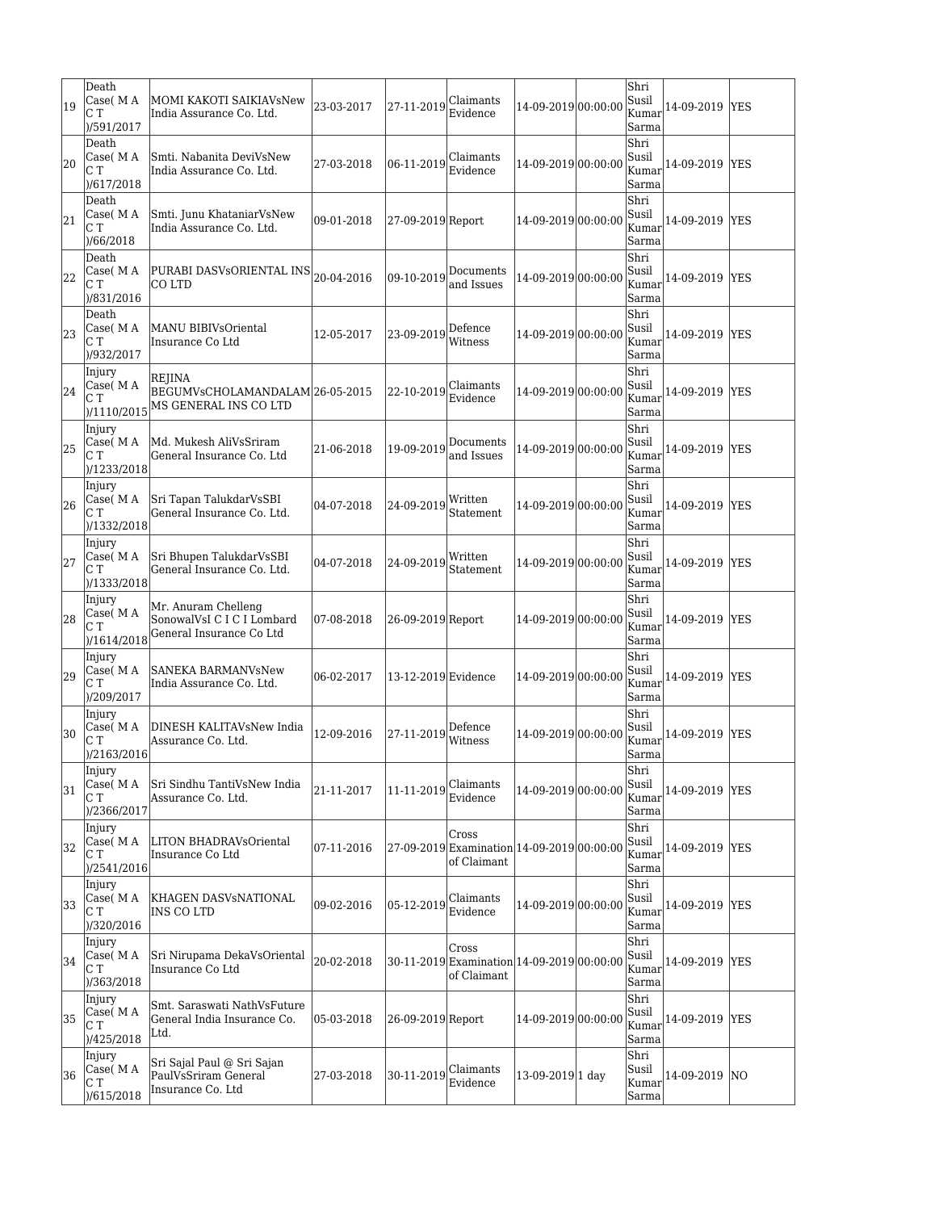| 19 | Death Case( M A C T )/591/2017 | MOMI KAKOTI SAIKIAVsNew India Assurance Co. Ltd. | 23-03-2017 | 27-11-2019 | Claimants Evidence | 14-09-2019 | 00:00:00 | Shri Susil Kumar Sarma | 14-09-2019 | YES |
|---|---|---|---|---|---|---|---|---|---|---|
| 20 | Death Case( M A C T )/617/2018 | Smti. Nabanita DeviVsNew India Assurance Co. Ltd. | 27-03-2018 | 06-11-2019 | Claimants Evidence | 14-09-2019 | 00:00:00 | Shri Susil Kumar Sarma | 14-09-2019 | YES |
| 21 | Death Case( M A C T )/66/2018 | Smti. Junu KhataniarVsNew India Assurance Co. Ltd. | 09-01-2018 | 27-09-2019 | Report | 14-09-2019 | 00:00:00 | Shri Susil Kumar Sarma | 14-09-2019 | YES |
| 22 | Death Case( M A C T )/831/2016 | PURABI DASVsORIENTAL INS CO LTD | 20-04-2016 | 09-10-2019 | Documents and Issues | 14-09-2019 | 00:00:00 | Shri Susil Kumar Sarma | 14-09-2019 | YES |
| 23 | Death Case( M A C T )/932/2017 | MANU BIBIVsOriental Insurance Co Ltd | 12-05-2017 | 23-09-2019 | Defence Witness | 14-09-2019 | 00:00:00 | Shri Susil Kumar Sarma | 14-09-2019 | YES |
| 24 | Injury Case( M A C T )/1110/2015 | REJINA BEGUMVsCHOLAMANDALAM MS GENERAL INS CO LTD | 26-05-2015 | 22-10-2019 | Claimants Evidence | 14-09-2019 | 00:00:00 | Shri Susil Kumar Sarma | 14-09-2019 | YES |
| 25 | Injury Case( M A C T )/1233/2018 | Md. Mukesh AliVsSriram General Insurance Co. Ltd | 21-06-2018 | 19-09-2019 | Documents and Issues | 14-09-2019 | 00:00:00 | Shri Susil Kumar Sarma | 14-09-2019 | YES |
| 26 | Injury Case( M A C T )/1332/2018 | Sri Tapan TalukdarVsSBI General Insurance Co. Ltd. | 04-07-2018 | 24-09-2019 | Written Statement | 14-09-2019 | 00:00:00 | Shri Susil Kumar Sarma | 14-09-2019 | YES |
| 27 | Injury Case( M A C T )/1333/2018 | Sri Bhupen TalukdarVsSBI General Insurance Co. Ltd. | 04-07-2018 | 24-09-2019 | Written Statement | 14-09-2019 | 00:00:00 | Shri Susil Kumar Sarma | 14-09-2019 | YES |
| 28 | Injury Case( M A C T )/1614/2018 | Mr. Anuram Chelleng SonowalVsI C I C I Lombard General Insurance Co Ltd | 07-08-2018 | 26-09-2019 | Report | 14-09-2019 | 00:00:00 | Shri Susil Kumar Sarma | 14-09-2019 | YES |
| 29 | Injury Case( M A C T )/209/2017 | SANEKA BARMANVsNew India Assurance Co. Ltd. | 06-02-2017 | 13-12-2019 | Evidence | 14-09-2019 | 00:00:00 | Shri Susil Kumar Sarma | 14-09-2019 | YES |
| 30 | Injury Case( M A C T )/2163/2016 | DINESH KALITAVsNew India Assurance Co. Ltd. | 12-09-2016 | 27-11-2019 | Defence Witness | 14-09-2019 | 00:00:00 | Shri Susil Kumar Sarma | 14-09-2019 | YES |
| 31 | Injury Case( M A C T )/2366/2017 | Sri Sindhu TantiVsNew India Assurance Co. Ltd. | 21-11-2017 | 11-11-2019 | Claimants Evidence | 14-09-2019 | 00:00:00 | Shri Susil Kumar Sarma | 14-09-2019 | YES |
| 32 | Injury Case( M A C T )/2541/2016 | LITON BHADRAVsOriental Insurance Co Ltd | 07-11-2016 | 27-09-2019 | Cross Examination of Claimant | 14-09-2019 | 00:00:00 | Shri Susil Kumar Sarma | 14-09-2019 | YES |
| 33 | Injury Case( M A C T )/320/2016 | KHAGEN DASVsNATIONAL INS CO LTD | 09-02-2016 | 05-12-2019 | Claimants Evidence | 14-09-2019 | 00:00:00 | Shri Susil Kumar Sarma | 14-09-2019 | YES |
| 34 | Injury Case( M A C T )/363/2018 | Sri Nirupama DekaVsOriental Insurance Co Ltd | 20-02-2018 | 30-11-2019 | Cross Examination of Claimant | 14-09-2019 | 00:00:00 | Shri Susil Kumar Sarma | 14-09-2019 | YES |
| 35 | Injury Case( M A C T )/425/2018 | Smt. Saraswati NathVsFuture General India Insurance Co. Ltd. | 05-03-2018 | 26-09-2019 | Report | 14-09-2019 | 00:00:00 | Shri Susil Kumar Sarma | 14-09-2019 | YES |
| 36 | Injury Case( M A C T )/615/2018 | Sri Sajal Paul @ Sri Sajan PaulVsSriram General Insurance Co. Ltd | 27-03-2018 | 30-11-2019 | Claimants Evidence | 13-09-2019 | 1 day | Shri Susil Kumar Sarma | 14-09-2019 | NO |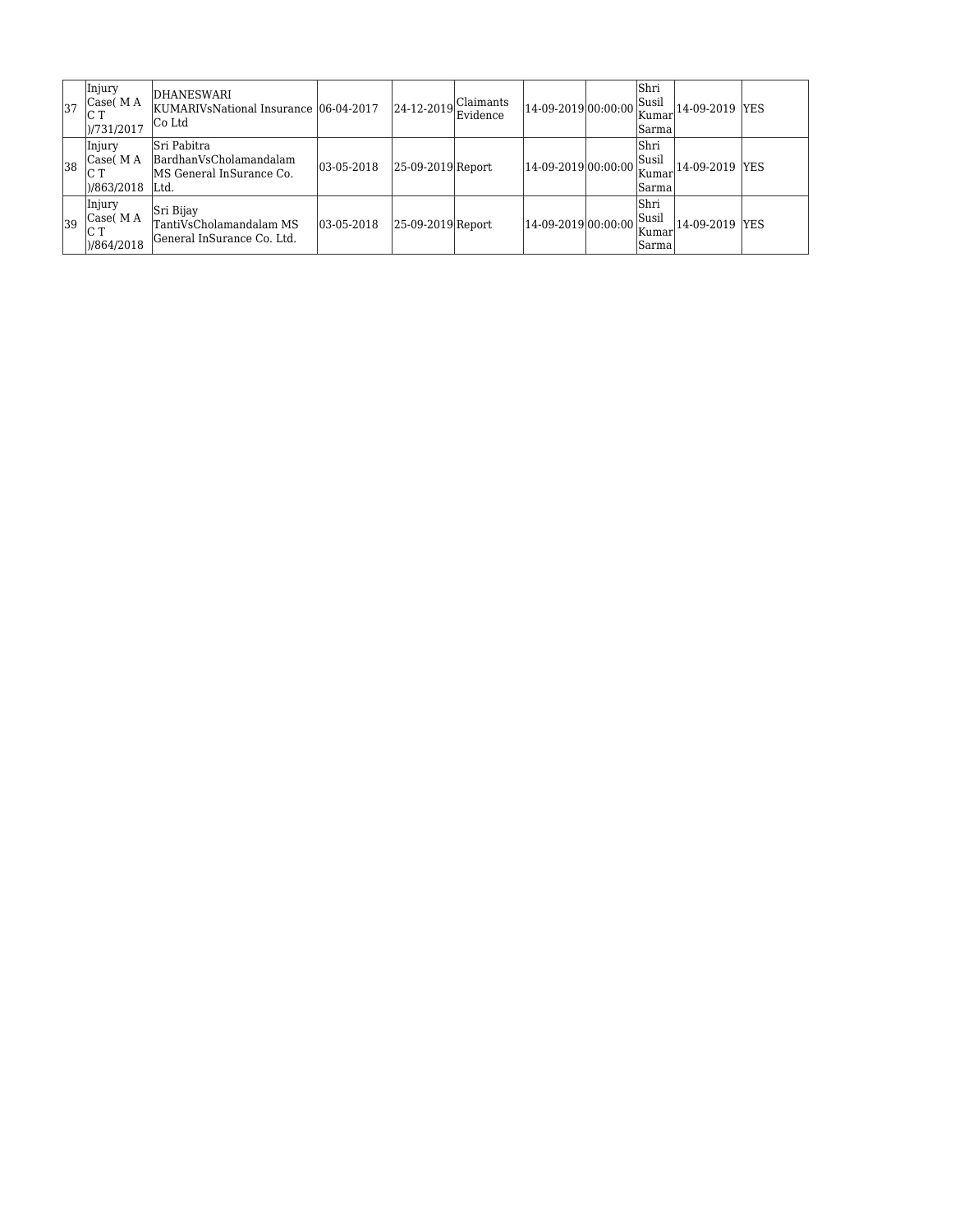| 37 | Injury Case( M A C T )/731/2017 | DHANESWARI KUMARIVsNational Insurance Co Ltd | 06-04-2017 | 24-12-2019 | Claimants Evidence | 14-09-2019 | 00:00:00 | Shri Susil Kumar Sarma | 14-09-2019 | YES |
|---|---|---|---|---|---|---|---|---|---|---|
| 38 | Injury Case( M A C T )/863/2018 | Sri Pabitra BardhanVsCholamandalam MS General InSurance Co. Ltd. | 03-05-2018 | 25-09-2019 | Report | 14-09-2019 | 00:00:00 | Shri Susil Kumar Sarma | 14-09-2019 | YES |
| 39 | Injury Case( M A C T )/864/2018 | Sri Bijay TantiVsCholamandalam MS General InSurance Co. Ltd. | 03-05-2018 | 25-09-2019 | Report | 14-09-2019 | 00:00:00 | Shri Susil Kumar Sarma | 14-09-2019 | YES |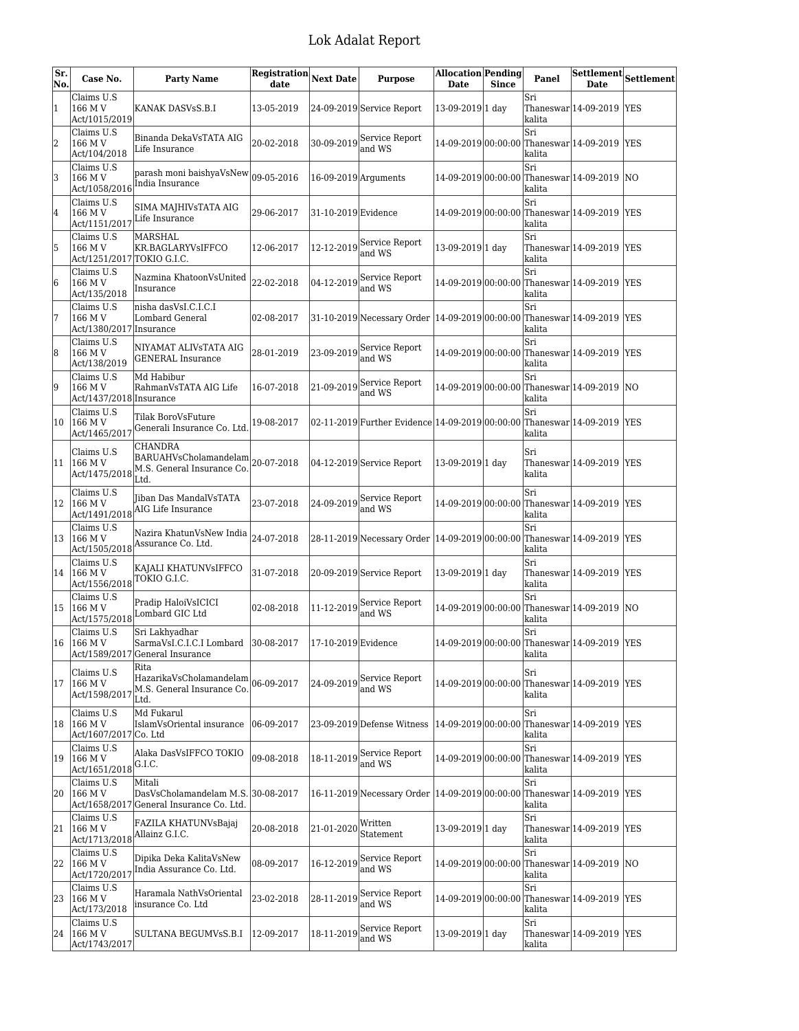# Lok Adalat Report

| Sr. No. | Case No. | Party Name | Registration date | Next Date | Purpose | Allocation Date | Pending Since | Panel | Settlement Date | Settlement |
|---|---|---|---|---|---|---|---|---|---|---|
| 1 | Claims U.S 166 M V Act/1015/2019 | KANAK DASVsS.B.I | 13-05-2019 | 24-09-2019 | Service Report | 13-09-2019 | 1 day | Sri Thaneswar kalita | 14-09-2019 | YES |
| 2 | Claims U.S 166 M V Act/104/2018 | Binanda DekaVsTATA AIG Life Insurance | 20-02-2018 | 30-09-2019 | Service Report and WS | 14-09-2019 | 00:00:00 | Sri Thaneswar kalita | 14-09-2019 | YES |
| 3 | Claims U.S 166 M V Act/1058/2016 | parash moni baishyaVsNew India Insurance | 09-05-2016 | 16-09-2019 | Arguments | 14-09-2019 | 00:00:00 | Sri Thaneswar kalita | 14-09-2019 | NO |
| 4 | Claims U.S 166 M V Act/1151/2017 | SIMA MAJHIVsTATA AIG Life Insurance | 29-06-2017 | 31-10-2019 | Evidence | 14-09-2019 | 00:00:00 | Sri Thaneswar kalita | 14-09-2019 | YES |
| 5 | Claims U.S 166 M V Act/1251/2017 | MARSHAL KR.BAGLARYVsIFFCO TOKIO G.I.C. | 12-06-2017 | 12-12-2019 | Service Report and WS | 13-09-2019 | 1 day | Sri Thaneswar kalita | 14-09-2019 | YES |
| 6 | Claims U.S 166 M V Act/135/2018 | Nazmina KhatoonVsUnited Insurance | 22-02-2018 | 04-12-2019 | Service Report and WS | 14-09-2019 | 00:00:00 | Sri Thaneswar kalita | 14-09-2019 | YES |
| 7 | Claims U.S 166 M V Act/1380/2017 | nisha dasVsI.C.I.C.I Lombard General Insurance | 02-08-2017 | 31-10-2019 | Necessary Order | 14-09-2019 | 00:00:00 | Sri Thaneswar kalita | 14-09-2019 | YES |
| 8 | Claims U.S 166 M V Act/138/2019 | NIYAMAT ALIVsTATA AIG GENERAL Insurance | 28-01-2019 | 23-09-2019 | Service Report and WS | 14-09-2019 | 00:00:00 | Sri Thaneswar kalita | 14-09-2019 | YES |
| 9 | Claims U.S 166 M V Act/1437/2018 | Md Habibur RahmanVsTATA AIG Life Insurance | 16-07-2018 | 21-09-2019 | Service Report and WS | 14-09-2019 | 00:00:00 | Sri Thaneswar kalita | 14-09-2019 | NO |
| 10 | Claims U.S 166 M V Act/1465/2017 | Tilak BoroVsFuture Generali Insurance Co. Ltd. | 19-08-2017 | 02-11-2019 | Further Evidence | 14-09-2019 | 00:00:00 | Sri Thaneswar kalita | 14-09-2019 | YES |
| 11 | Claims U.S 166 M V Act/1475/2018 | CHANDRA BARUAHVsCholamandelam M.S. General Insurance Co. Ltd. | 20-07-2018 | 04-12-2019 | Service Report | 13-09-2019 | 1 day | Sri Thaneswar kalita | 14-09-2019 | YES |
| 12 | Claims U.S 166 M V Act/1491/2018 | Jiban Das MandalVsTATA AIG Life Insurance | 23-07-2018 | 24-09-2019 | Service Report and WS | 14-09-2019 | 00:00:00 | Sri Thaneswar kalita | 14-09-2019 | YES |
| 13 | Claims U.S 166 M V Act/1505/2018 | Nazira KhatunVsNew India Assurance Co. Ltd. | 24-07-2018 | 28-11-2019 | Necessary Order | 14-09-2019 | 00:00:00 | Sri Thaneswar kalita | 14-09-2019 | YES |
| 14 | Claims U.S 166 M V Act/1556/2018 | KAJALI KHATUNVsIFFCO TOKIO G.I.C. | 31-07-2018 | 20-09-2019 | Service Report | 13-09-2019 | 1 day | Sri Thaneswar kalita | 14-09-2019 | YES |
| 15 | Claims U.S 166 M V Act/1575/2018 | Pradip HaloiVsICICI Lombard GIC Ltd | 02-08-2018 | 11-12-2019 | Service Report and WS | 14-09-2019 | 00:00:00 | Sri Thaneswar kalita | 14-09-2019 | NO |
| 16 | Claims U.S 166 M V Act/1589/2017 | Sri Lakhyadhar SarmaVsI.C.I.C.I Lombard General Insurance | 30-08-2017 | 17-10-2019 | Evidence | 14-09-2019 | 00:00:00 | Sri Thaneswar kalita | 14-09-2019 | YES |
| 17 | Claims U.S 166 M V Act/1598/2017 | Rita HazarikaVsCholamandelam M.S. General Insurance Co. Ltd. | 06-09-2017 | 24-09-2019 | Service Report and WS | 14-09-2019 | 00:00:00 | Sri Thaneswar kalita | 14-09-2019 | YES |
| 18 | Claims U.S 166 M V Act/1607/2017 | Md Fukarul IslamVsOriental insurance Co. Ltd | 06-09-2017 | 23-09-2019 | Defense Witness | 14-09-2019 | 00:00:00 | Sri Thaneswar kalita | 14-09-2019 | YES |
| 19 | Claims U.S 166 M V Act/1651/2018 | Alaka DasVsIFFCO TOKIO G.I.C. | 09-08-2018 | 18-11-2019 | Service Report and WS | 14-09-2019 | 00:00:00 | Sri Thaneswar kalita | 14-09-2019 | YES |
| 20 | Claims U.S 166 M V Act/1658/2017 | Mitali DasVsCholamandelam M.S. General Insurance Co. Ltd. | 30-08-2017 | 16-11-2019 | Necessary Order | 14-09-2019 | 00:00:00 | Sri Thaneswar kalita | 14-09-2019 | YES |
| 21 | Claims U.S 166 M V Act/1713/2018 | FAZILA KHATUNVsBajaj Allainz G.I.C. | 20-08-2018 | 21-01-2020 | Written Statement | 13-09-2019 | 1 day | Sri Thaneswar kalita | 14-09-2019 | YES |
| 22 | Claims U.S 166 M V Act/1720/2017 | Dipika Deka KalitaVsNew India Assurance Co. Ltd. | 08-09-2017 | 16-12-2019 | Service Report and WS | 14-09-2019 | 00:00:00 | Sri Thaneswar kalita | 14-09-2019 | NO |
| 23 | Claims U.S 166 M V Act/173/2018 | Haramala NathVsOriental insurance Co. Ltd | 23-02-2018 | 28-11-2019 | Service Report and WS | 14-09-2019 | 00:00:00 | Sri Thaneswar kalita | 14-09-2019 | YES |
| 24 | Claims U.S 166 M V Act/1743/2017 | SULTANA BEGUMVsS.B.I | 12-09-2017 | 18-11-2019 | Service Report and WS | 13-09-2019 | 1 day | Sri Thaneswar kalita | 14-09-2019 | YES |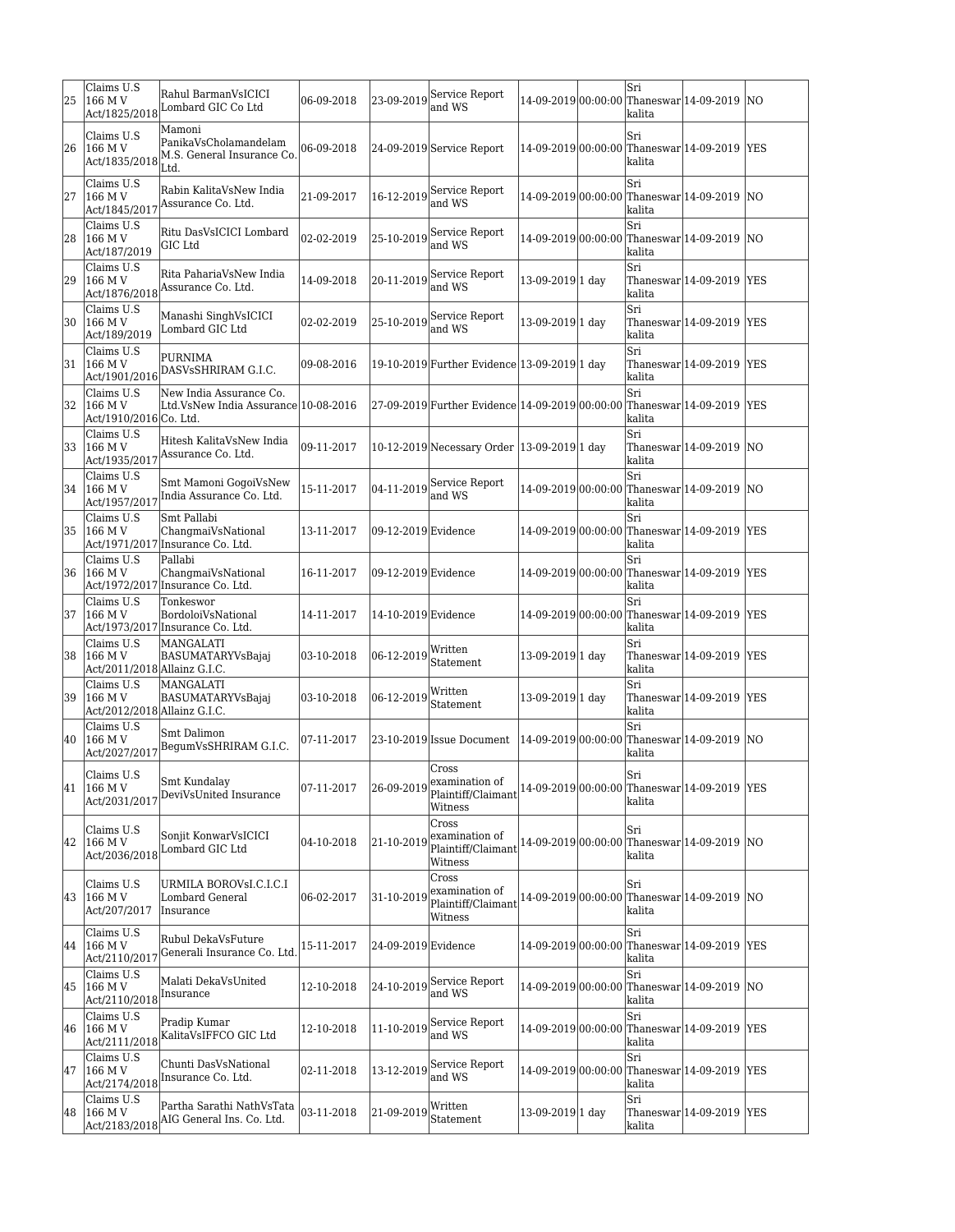| 25 | Claims U.S 166 M V Act/1825/2018 | Rahul BarmanVsICICI Lombard GIC Co Ltd | 06-09-2018 | 23-09-2019 | Service Report and WS | 14-09-2019 | 00:00:00 | Sri Thaneswar kalita | 14-09-2019 | NO |
|---|---|---|---|---|---|---|---|---|---|---|
| 26 | Claims U.S 166 M V Act/1835/2018 | Mamoni PanikaVsCholamandelam M.S. General Insurance Co. Ltd. | 06-09-2018 | 24-09-2019 | Service Report | 14-09-2019 | 00:00:00 | Sri Thaneswar kalita | 14-09-2019 | YES |
| 27 | Claims U.S 166 M V Act/1845/2017 | Rabin KalitaVsNew India Assurance Co. Ltd. | 21-09-2017 | 16-12-2019 | Service Report and WS | 14-09-2019 | 00:00:00 | Sri Thaneswar kalita | 14-09-2019 | NO |
| 28 | Claims U.S 166 M V Act/187/2019 | Ritu DasVsICICI Lombard GIC Ltd | 02-02-2019 | 25-10-2019 | Service Report and WS | 14-09-2019 | 00:00:00 | Sri Thaneswar kalita | 14-09-2019 | NO |
| 29 | Claims U.S 166 M V Act/1876/2018 | Rita PahariaVsNew India Assurance Co. Ltd. | 14-09-2018 | 20-11-2019 | Service Report and WS | 13-09-2019 | 1 day | Sri Thaneswar kalita | 14-09-2019 | YES |
| 30 | Claims U.S 166 M V Act/189/2019 | Manashi SinghVsICICI Lombard GIC Ltd | 02-02-2019 | 25-10-2019 | Service Report and WS | 13-09-2019 | 1 day | Sri Thaneswar kalita | 14-09-2019 | YES |
| 31 | Claims U.S 166 M V Act/1901/2016 | PURNIMA DASVsSHRIRAM G.I.C. | 09-08-2016 | 19-10-2019 | Further Evidence | 13-09-2019 | 1 day | Sri Thaneswar kalita | 14-09-2019 | YES |
| 32 | Claims U.S 166 M V Act/1910/2016 | New India Assurance Co. Ltd.VsNew India Assurance Co. Ltd. | 10-08-2016 | 27-09-2019 | Further Evidence | 14-09-2019 | 00:00:00 | Sri Thaneswar kalita | 14-09-2019 | YES |
| 33 | Claims U.S 166 M V Act/1935/2017 | Hitesh KalitaVsNew India Assurance Co. Ltd. | 09-11-2017 | 10-12-2019 | Necessary Order | 13-09-2019 | 1 day | Sri Thaneswar kalita | 14-09-2019 | NO |
| 34 | Claims U.S 166 M V Act/1957/2017 | Smt Mamoni GogoiVsNew India Assurance Co. Ltd. | 15-11-2017 | 04-11-2019 | Service Report and WS | 14-09-2019 | 00:00:00 | Sri Thaneswar kalita | 14-09-2019 | NO |
| 35 | Claims U.S 166 M V Act/1971/2017 | Smt Pallabi ChangmaiVsNational Insurance Co. Ltd. | 13-11-2017 | 09-12-2019 | Evidence | 14-09-2019 | 00:00:00 | Sri Thaneswar kalita | 14-09-2019 | YES |
| 36 | Claims U.S 166 M V Act/1972/2017 | Pallabi ChangmaiVsNational Insurance Co. Ltd. | 16-11-2017 | 09-12-2019 | Evidence | 14-09-2019 | 00:00:00 | Sri Thaneswar kalita | 14-09-2019 | YES |
| 37 | Claims U.S 166 M V Act/1973/2017 | Tonkeswor BordoloiVsNational Insurance Co. Ltd. | 14-11-2017 | 14-10-2019 | Evidence | 14-09-2019 | 00:00:00 | Sri Thaneswar kalita | 14-09-2019 | YES |
| 38 | Claims U.S 166 M V Act/2011/2018 | MANGALATI BASUMATARYVsBajaj Allainz G.I.C. | 03-10-2018 | 06-12-2019 | Written Statement | 13-09-2019 | 1 day | Sri Thaneswar kalita | 14-09-2019 | YES |
| 39 | Claims U.S 166 M V Act/2012/2018 | MANGALATI BASUMATARYVsBajaj Allainz G.I.C. | 03-10-2018 | 06-12-2019 | Written Statement | 13-09-2019 | 1 day | Sri Thaneswar kalita | 14-09-2019 | YES |
| 40 | Claims U.S 166 M V Act/2027/2017 | Smt Dalimon BegumVsSHRIRAM G.I.C. | 07-11-2017 | 23-10-2019 | Issue Document | 14-09-2019 | 00:00:00 | Sri Thaneswar kalita | 14-09-2019 | NO |
| 41 | Claims U.S 166 M V Act/2031/2017 | Smt Kundalay DeviVsUnited Insurance | 07-11-2017 | 26-09-2019 | Cross examination of Plaintiff/Claimant Witness | 14-09-2019 | 00:00:00 | Sri Thaneswar kalita | 14-09-2019 | YES |
| 42 | Claims U.S 166 M V Act/2036/2018 | Sonjit KonwarVsICICI Lombard GIC Ltd | 04-10-2018 | 21-10-2019 | Cross examination of Plaintiff/Claimant Witness | 14-09-2019 | 00:00:00 | Sri Thaneswar kalita | 14-09-2019 | NO |
| 43 | Claims U.S 166 M V Act/207/2017 | URMILA BOROVsI.C.I.C.I Lombard General Insurance | 06-02-2017 | 31-10-2019 | Cross examination of Plaintiff/Claimant Witness | 14-09-2019 | 00:00:00 | Sri Thaneswar kalita | 14-09-2019 | NO |
| 44 | Claims U.S 166 M V Act/2110/2017 | Rubul DekaVsFuture Generali Insurance Co. Ltd. | 15-11-2017 | 24-09-2019 | Evidence | 14-09-2019 | 00:00:00 | Sri Thaneswar kalita | 14-09-2019 | YES |
| 45 | Claims U.S 166 M V Act/2110/2018 | Malati DekaVsUnited Insurance | 12-10-2018 | 24-10-2019 | Service Report and WS | 14-09-2019 | 00:00:00 | Sri Thaneswar kalita | 14-09-2019 | NO |
| 46 | Claims U.S 166 M V Act/2111/2018 | Pradip Kumar KalitaVsIFFCO GIC Ltd | 12-10-2018 | 11-10-2019 | Service Report and WS | 14-09-2019 | 00:00:00 | Sri Thaneswar kalita | 14-09-2019 | YES |
| 47 | Claims U.S 166 M V Act/2174/2018 | Chunti DasVsNational Insurance Co. Ltd. | 02-11-2018 | 13-12-2019 | Service Report and WS | 14-09-2019 | 00:00:00 | Sri Thaneswar kalita | 14-09-2019 | YES |
| 48 | Claims U.S 166 M V Act/2183/2018 | Partha Sarathi NathVsTata AIG General Ins. Co. Ltd. | 03-11-2018 | 21-09-2019 | Written Statement | 13-09-2019 | 1 day | Sri Thaneswar kalita | 14-09-2019 | YES |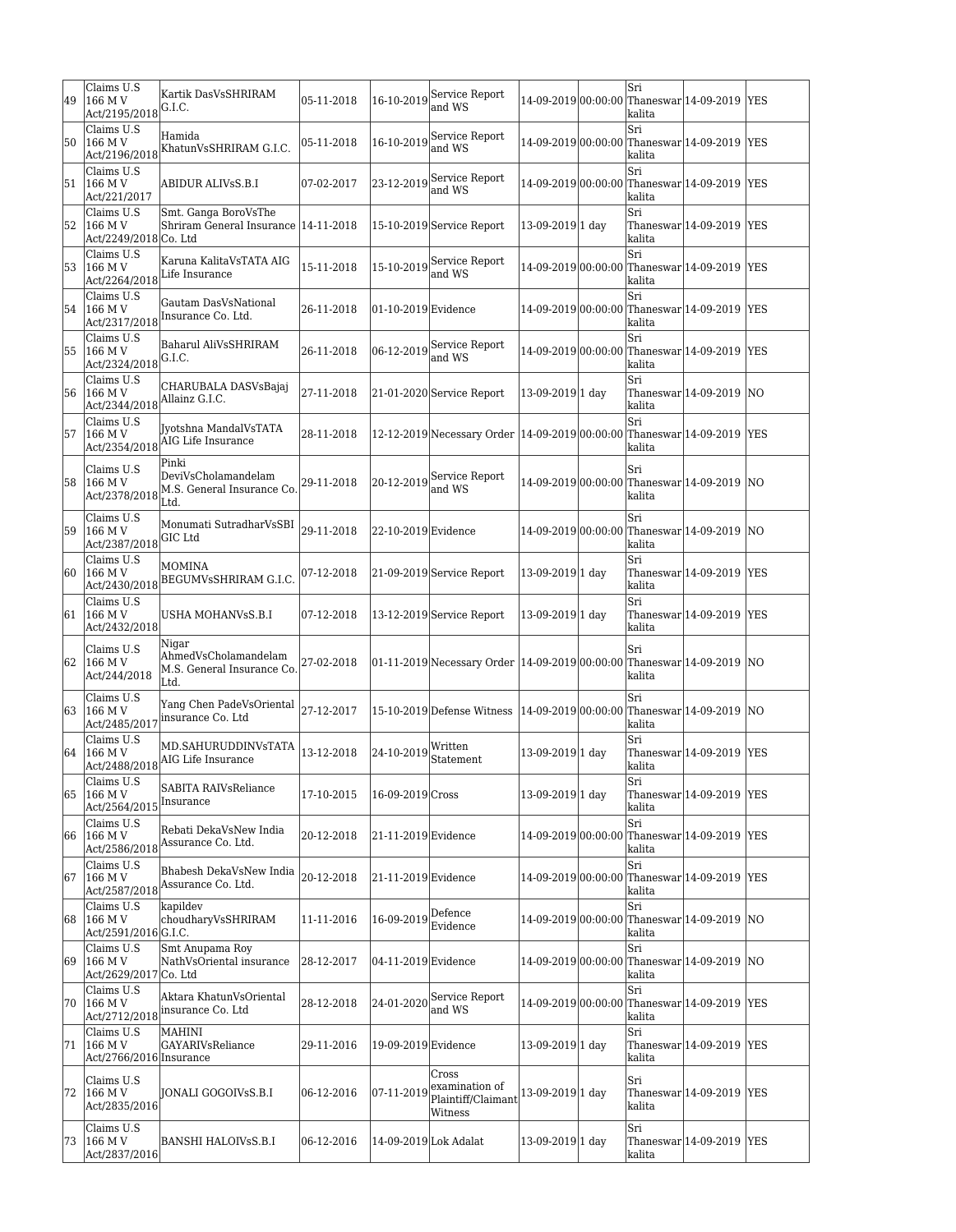| 49 | Claims U.S 166 M V Act/2195/2018 | Kartik DasVsSHRIRAM G.I.C. | 05-11-2018 | 16-10-2019 | Service Report and WS | 14-09-2019 | 00:00:00 | Sri Thaneswar kalita | 14-09-2019 | YES |
|---|---|---|---|---|---|---|---|---|---|---|
| 50 | Claims U.S 166 M V Act/2196/2018 | Hamida KhatunVsSHRIRAM G.I.C. | 05-11-2018 | 16-10-2019 | Service Report and WS | 14-09-2019 | 00:00:00 | Sri Thaneswar kalita | 14-09-2019 | YES |
| 51 | Claims U.S 166 M V Act/221/2017 | ABIDUR ALIVsS.B.I | 07-02-2017 | 23-12-2019 | Service Report and WS | 14-09-2019 | 00:00:00 | Sri Thaneswar kalita | 14-09-2019 | YES |
| 52 | Claims U.S 166 M V Act/2249/2018 | Smt. Ganga BoroVsThe Shriram General Insurance Co. Ltd | 14-11-2018 | 15-10-2019 | Service Report | 13-09-2019 | 1 day | Sri Thaneswar kalita | 14-09-2019 | YES |
| 53 | Claims U.S 166 M V Act/2264/2018 | Karuna KalitaVsTATA AIG Life Insurance | 15-11-2018 | 15-10-2019 | Service Report and WS | 14-09-2019 | 00:00:00 | Sri Thaneswar kalita | 14-09-2019 | YES |
| 54 | Claims U.S 166 M V Act/2317/2018 | Gautam DasVsNational Insurance Co. Ltd. | 26-11-2018 | 01-10-2019 | Evidence | 14-09-2019 | 00:00:00 | Sri Thaneswar kalita | 14-09-2019 | YES |
| 55 | Claims U.S 166 M V Act/2324/2018 | Baharul AliVsSHRIRAM G.I.C. | 26-11-2018 | 06-12-2019 | Service Report and WS | 14-09-2019 | 00:00:00 | Sri Thaneswar kalita | 14-09-2019 | YES |
| 56 | Claims U.S 166 M V Act/2344/2018 | CHARUBALA DASVsBajaj Allainz G.I.C. | 27-11-2018 | 21-01-2020 | Service Report | 13-09-2019 | 1 day | Sri Thaneswar kalita | 14-09-2019 | NO |
| 57 | Claims U.S 166 M V Act/2354/2018 | Jyotshna MandalVsTATA AIG Life Insurance | 28-11-2018 | 12-12-2019 | Necessary Order | 14-09-2019 | 00:00:00 | Sri Thaneswar kalita | 14-09-2019 | YES |
| 58 | Claims U.S 166 M V Act/2378/2018 | Pinki DeviVsCholamandelam M.S. General Insurance Co. Ltd. | 29-11-2018 | 20-12-2019 | Service Report and WS | 14-09-2019 | 00:00:00 | Sri Thaneswar kalita | 14-09-2019 | NO |
| 59 | Claims U.S 166 M V Act/2387/2018 | Monumati SutradharVsSBI GIC Ltd | 29-11-2018 | 22-10-2019 | Evidence | 14-09-2019 | 00:00:00 | Sri Thaneswar kalita | 14-09-2019 | NO |
| 60 | Claims U.S 166 M V Act/2430/2018 | MOMINA BEGUMVsSHRIRAM G.I.C. | 07-12-2018 | 21-09-2019 | Service Report | 13-09-2019 | 1 day | Sri Thaneswar kalita | 14-09-2019 | YES |
| 61 | Claims U.S 166 M V Act/2432/2018 | USHA MOHANVsS.B.I | 07-12-2018 | 13-12-2019 | Service Report | 13-09-2019 | 1 day | Sri Thaneswar kalita | 14-09-2019 | YES |
| 62 | Claims U.S 166 M V Act/244/2018 | Nigar AhmedVsCholamandelam M.S. General Insurance Co. Ltd. | 27-02-2018 | 01-11-2019 | Necessary Order | 14-09-2019 | 00:00:00 | Sri Thaneswar kalita | 14-09-2019 | NO |
| 63 | Claims U.S 166 M V Act/2485/2017 | Yang Chen PadeVsOriental insurance Co. Ltd | 27-12-2017 | 15-10-2019 | Defense Witness | 14-09-2019 | 00:00:00 | Sri Thaneswar kalita | 14-09-2019 | NO |
| 64 | Claims U.S 166 M V Act/2488/2018 | MD.SAHURUDDINVsTATA AIG Life Insurance | 13-12-2018 | 24-10-2019 | Written Statement | 13-09-2019 | 1 day | Sri Thaneswar kalita | 14-09-2019 | YES |
| 65 | Claims U.S 166 M V Act/2564/2015 | SABITA RAIVsReliance Insurance | 17-10-2015 | 16-09-2019 | Cross | 13-09-2019 | 1 day | Sri Thaneswar kalita | 14-09-2019 | YES |
| 66 | Claims U.S 166 M V Act/2586/2018 | Rebati DekaVsNew India Assurance Co. Ltd. | 20-12-2018 | 21-11-2019 | Evidence | 14-09-2019 | 00:00:00 | Sri Thaneswar kalita | 14-09-2019 | YES |
| 67 | Claims U.S 166 M V Act/2587/2018 | Bhabesh DekaVsNew India Assurance Co. Ltd. | 20-12-2018 | 21-11-2019 | Evidence | 14-09-2019 | 00:00:00 | Sri Thaneswar kalita | 14-09-2019 | YES |
| 68 | Claims U.S 166 M V Act/2591/2016 | kapildev choudharyVsSHRIRAM G.I.C. | 11-11-2016 | 16-09-2019 | Defence Evidence | 14-09-2019 | 00:00:00 | Sri Thaneswar kalita | 14-09-2019 | NO |
| 69 | Claims U.S 166 M V Act/2629/2017 | Smt Anupama Roy NathVsOriental insurance Co. Ltd | 28-12-2017 | 04-11-2019 | Evidence | 14-09-2019 | 00:00:00 | Sri Thaneswar kalita | 14-09-2019 | NO |
| 70 | Claims U.S 166 M V Act/2712/2018 | Aktara KhatunVsOriental insurance Co. Ltd | 28-12-2018 | 24-01-2020 | Service Report and WS | 14-09-2019 | 00:00:00 | Sri Thaneswar kalita | 14-09-2019 | YES |
| 71 | Claims U.S 166 M V Act/2766/2016 | MAHINI GAYARIVsReliance Insurance | 29-11-2016 | 19-09-2019 | Evidence | 13-09-2019 | 1 day | Sri Thaneswar kalita | 14-09-2019 | YES |
| 72 | Claims U.S 166 M V Act/2835/2016 | JONALI GOGOIVsS.B.I | 06-12-2016 | 07-11-2019 | Cross examination of Plaintiff/Claimant Witness | 13-09-2019 | 1 day | Sri Thaneswar kalita | 14-09-2019 | YES |
| 73 | Claims U.S 166 M V Act/2837/2016 | BANSHI HALOIVsS.B.I | 06-12-2016 | 14-09-2019 | Lok Adalat | 13-09-2019 | 1 day | Sri Thaneswar kalita | 14-09-2019 | YES |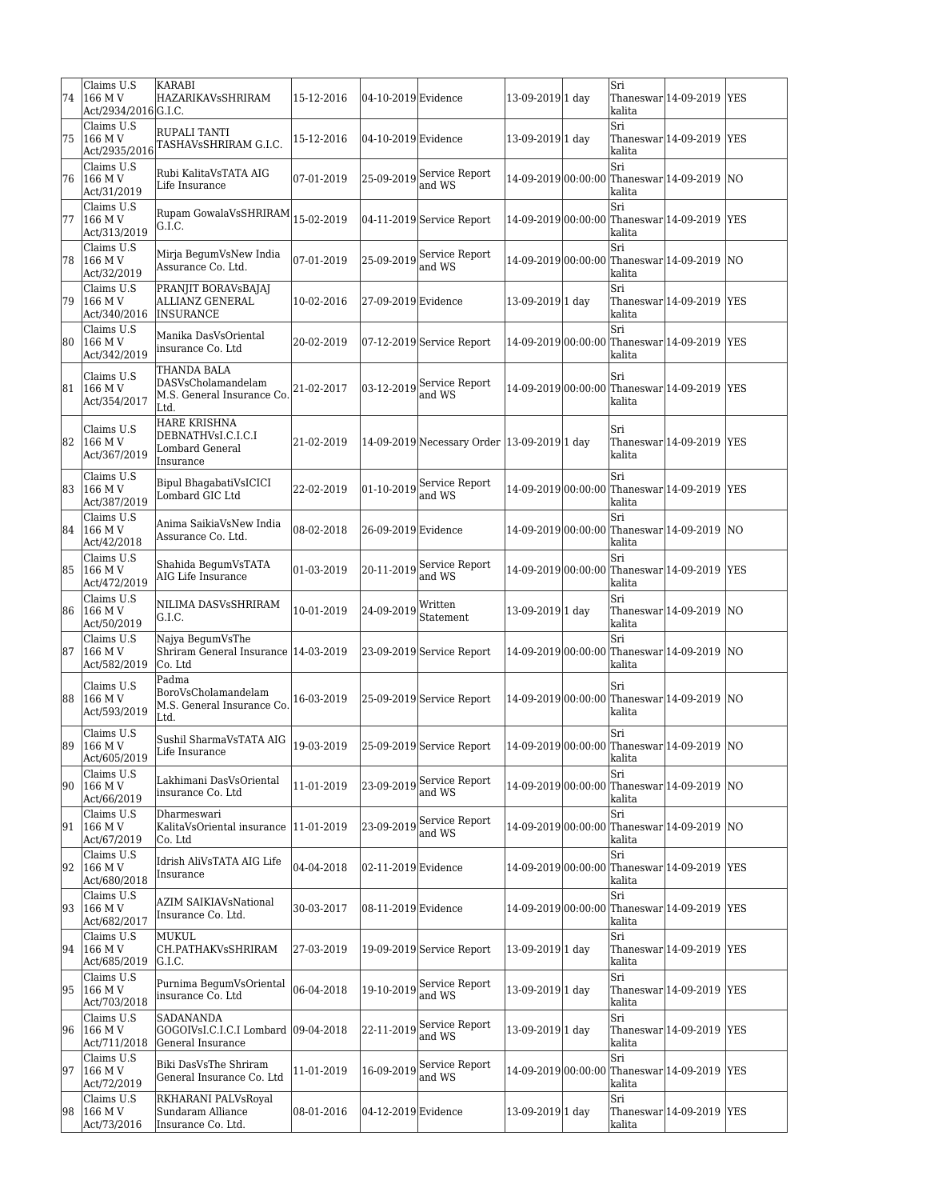| 74 | Claims U.S 166 M V Act/2934/2016 | KARABI HAZARIKAVsSHRIRAM G.I.C. | 15-12-2016 | 04-10-2019 | Evidence | 13-09-2019 | 1 day | Sri Thaneswar kalita | 14-09-2019 | YES |
|---|---|---|---|---|---|---|---|---|---|---|
| 75 | Claims U.S 166 M V Act/2935/2016 | RUPALI TANTI TASHAVsSHRIRAM G.I.C. | 15-12-2016 | 04-10-2019 | Evidence | 13-09-2019 | 1 day | Sri Thaneswar kalita | 14-09-2019 | YES |
| 76 | Claims U.S 166 M V Act/31/2019 | Rubi KalitaVsTATA AIG Life Insurance | 07-01-2019 | 25-09-2019 | Service Report and WS | 14-09-2019 | 00:00:00 | Sri Thaneswar kalita | 14-09-2019 | NO |
| 77 | Claims U.S 166 M V Act/313/2019 | Rupam GowalaVsSHRIRAM G.I.C. | 15-02-2019 | 04-11-2019 | Service Report | 14-09-2019 | 00:00:00 | Sri Thaneswar kalita | 14-09-2019 | YES |
| 78 | Claims U.S 166 M V Act/32/2019 | Mirja BegumVsNew India Assurance Co. Ltd. | 07-01-2019 | 25-09-2019 | Service Report and WS | 14-09-2019 | 00:00:00 | Sri Thaneswar kalita | 14-09-2019 | NO |
| 79 | Claims U.S 166 M V Act/340/2016 | PRANJIT BORAVsBAJAJ ALLIANZ GENERAL INSURANCE | 10-02-2016 | 27-09-2019 | Evidence | 13-09-2019 | 1 day | Sri Thaneswar kalita | 14-09-2019 | YES |
| 80 | Claims U.S 166 M V Act/342/2019 | Manika DasVsOriental insurance Co. Ltd | 20-02-2019 | 07-12-2019 | Service Report | 14-09-2019 | 00:00:00 | Sri Thaneswar kalita | 14-09-2019 | YES |
| 81 | Claims U.S 166 M V Act/354/2017 | THANDA BALA DASVsCholamandelam M.S. General Insurance Co. Ltd. | 21-02-2017 | 03-12-2019 | Service Report and WS | 14-09-2019 | 00:00:00 | Sri Thaneswar kalita | 14-09-2019 | YES |
| 82 | Claims U.S 166 M V Act/367/2019 | HARE KRISHNA DEBNATHVsI.C.I.C.I Lombard General Insurance | 21-02-2019 | 14-09-2019 | Necessary Order | 13-09-2019 | 1 day | Sri Thaneswar kalita | 14-09-2019 | YES |
| 83 | Claims U.S 166 M V Act/387/2019 | Bipul BhagabatiVsICICI Lombard GIC Ltd | 22-02-2019 | 01-10-2019 | Service Report and WS | 14-09-2019 | 00:00:00 | Sri Thaneswar kalita | 14-09-2019 | YES |
| 84 | Claims U.S 166 M V Act/42/2018 | Anima SaikiaVsNew India Assurance Co. Ltd. | 08-02-2018 | 26-09-2019 | Evidence | 14-09-2019 | 00:00:00 | Sri Thaneswar kalita | 14-09-2019 | NO |
| 85 | Claims U.S 166 M V Act/472/2019 | Shahida BegumVsTATA AIG Life Insurance | 01-03-2019 | 20-11-2019 | Service Report and WS | 14-09-2019 | 00:00:00 | Sri Thaneswar kalita | 14-09-2019 | YES |
| 86 | Claims U.S 166 M V Act/50/2019 | NILIMA DASVsSHRIRAM G.I.C. | 10-01-2019 | 24-09-2019 | Written Statement | 13-09-2019 | 1 day | Sri Thaneswar kalita | 14-09-2019 | NO |
| 87 | Claims U.S 166 M V Act/582/2019 | Najya BegumVsThe Shriram General Insurance Co. Ltd | 14-03-2019 | 23-09-2019 | Service Report | 14-09-2019 | 00:00:00 | Sri Thaneswar kalita | 14-09-2019 | NO |
| 88 | Claims U.S 166 M V Act/593/2019 | Padma BoroVsCholamandelam M.S. General Insurance Co. Ltd. | 16-03-2019 | 25-09-2019 | Service Report | 14-09-2019 | 00:00:00 | Sri Thaneswar kalita | 14-09-2019 | NO |
| 89 | Claims U.S 166 M V Act/605/2019 | Sushil SharmaVsTATA AIG Life Insurance | 19-03-2019 | 25-09-2019 | Service Report | 14-09-2019 | 00:00:00 | Sri Thaneswar kalita | 14-09-2019 | NO |
| 90 | Claims U.S 166 M V Act/66/2019 | Lakhimani DasVsOriental insurance Co. Ltd | 11-01-2019 | 23-09-2019 | Service Report and WS | 14-09-2019 | 00:00:00 | Sri Thaneswar kalita | 14-09-2019 | NO |
| 91 | Claims U.S 166 M V Act/67/2019 | Dharmeswari KalitaVsOriental insurance Co. Ltd | 11-01-2019 | 23-09-2019 | Service Report and WS | 14-09-2019 | 00:00:00 | Sri Thaneswar kalita | 14-09-2019 | NO |
| 92 | Claims U.S 166 M V Act/680/2018 | Idrish AliVsTATA AIG Life Insurance | 04-04-2018 | 02-11-2019 | Evidence | 14-09-2019 | 00:00:00 | Sri Thaneswar kalita | 14-09-2019 | YES |
| 93 | Claims U.S 166 M V Act/682/2017 | AZIM SAIKIAVsNational Insurance Co. Ltd. | 30-03-2017 | 08-11-2019 | Evidence | 14-09-2019 | 00:00:00 | Sri Thaneswar kalita | 14-09-2019 | YES |
| 94 | Claims U.S 166 M V Act/685/2019 | MUKUL CH.PATHAKVsSHRIRAM G.I.C. | 27-03-2019 | 19-09-2019 | Service Report | 13-09-2019 | 1 day | Sri Thaneswar kalita | 14-09-2019 | YES |
| 95 | Claims U.S 166 M V Act/703/2018 | Purnima BegumVsOriental insurance Co. Ltd | 06-04-2018 | 19-10-2019 | Service Report and WS | 13-09-2019 | 1 day | Sri Thaneswar kalita | 14-09-2019 | YES |
| 96 | Claims U.S 166 M V Act/711/2018 | SADANANDA GOGOIVsI.C.I.C.I Lombard General Insurance | 09-04-2018 | 22-11-2019 | Service Report and WS | 13-09-2019 | 1 day | Sri Thaneswar kalita | 14-09-2019 | YES |
| 97 | Claims U.S 166 M V Act/72/2019 | Biki DasVsThe Shriram General Insurance Co. Ltd | 11-01-2019 | 16-09-2019 | Service Report and WS | 14-09-2019 | 00:00:00 | Sri Thaneswar kalita | 14-09-2019 | YES |
| 98 | Claims U.S 166 M V Act/73/2016 | RKHARANI PALVsRoyal Sundaram Alliance Insurance Co. Ltd. | 08-01-2016 | 04-12-2019 | Evidence | 13-09-2019 | 1 day | Sri Thaneswar kalita | 14-09-2019 | YES |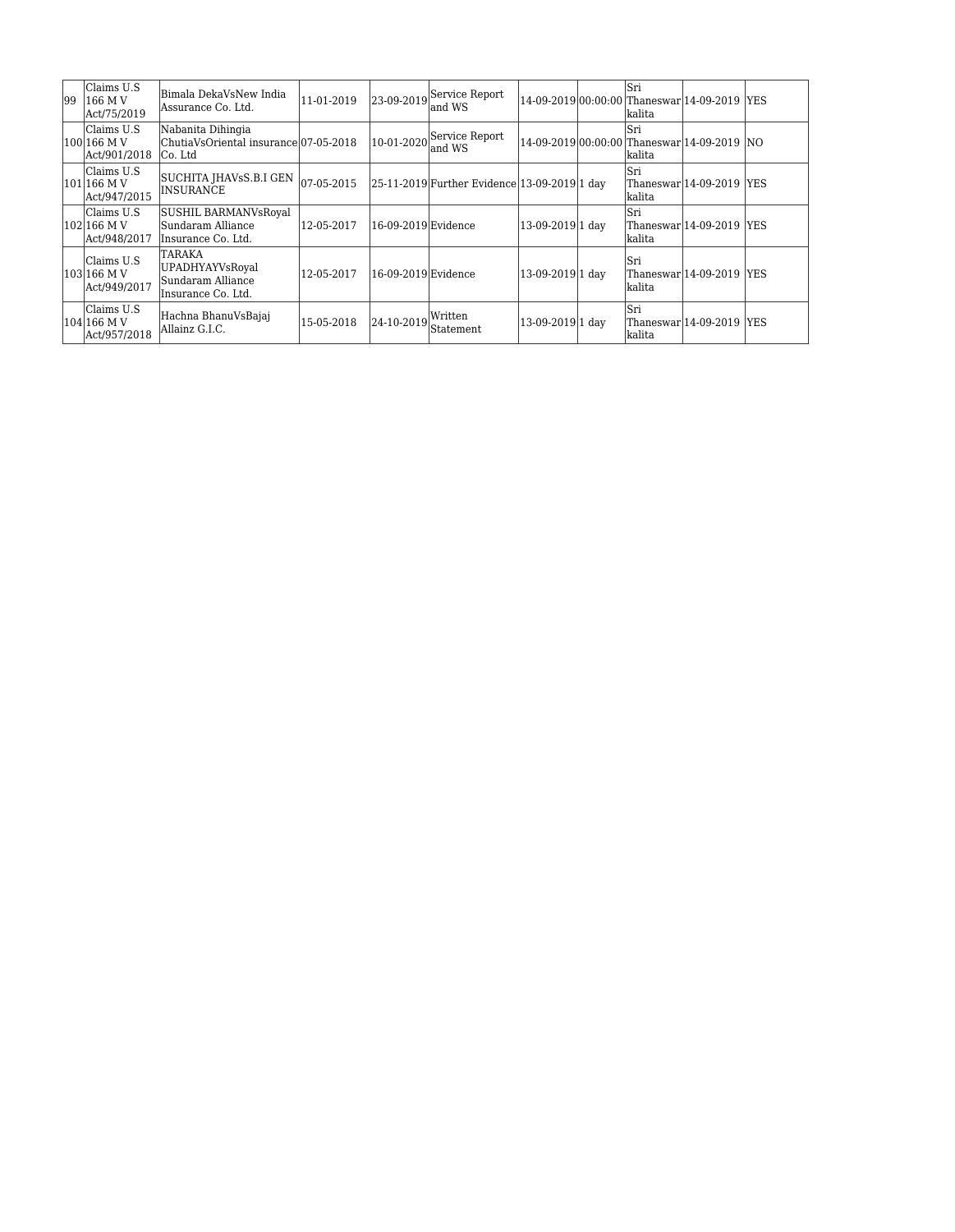| 99 | Claims U.S 166 M V Act/75/2019 | Bimala DekaVsNew India Assurance Co. Ltd. | 11-01-2019 | 23-09-2019 | Service Report and WS | 14-09-2019 | 00:00:00 | Sri Thaneswar kalita | 14-09-2019 | YES |
|---|---|---|---|---|---|---|---|---|---|---|
| 100 | Claims U.S 166 M V Act/901/2018 | Nabanita Dihingia ChutiaVsOriental insurance Co. Ltd | 07-05-2018 | 10-01-2020 | Service Report and WS | 14-09-2019 | 00:00:00 | Sri Thaneswar kalita | 14-09-2019 | NO |
| 101 | Claims U.S 166 M V Act/947/2015 | SUCHITA JHAVsS.B.I GEN INSURANCE | 07-05-2015 | 25-11-2019 | Further Evidence | 13-09-2019 | 1 day | Sri Thaneswar kalita | 14-09-2019 | YES |
| 102 | Claims U.S 166 M V Act/948/2017 | SUSHIL BARMANVsRoyal Sundaram Alliance Insurance Co. Ltd. | 12-05-2017 | 16-09-2019 | Evidence | 13-09-2019 | 1 day | Sri Thaneswar kalita | 14-09-2019 | YES |
| 103 | Claims U.S 166 M V Act/949/2017 | TARAKA UPADHYAYVsRoyal Sundaram Alliance Insurance Co. Ltd. | 12-05-2017 | 16-09-2019 | Evidence | 13-09-2019 | 1 day | Sri Thaneswar kalita | 14-09-2019 | YES |
| 104 | Claims U.S 166 M V Act/957/2018 | Hachna BhanuVsBajaj Allainz G.I.C. | 15-05-2018 | 24-10-2019 | Written Statement | 13-09-2019 | 1 day | Sri Thaneswar kalita | 14-09-2019 | YES |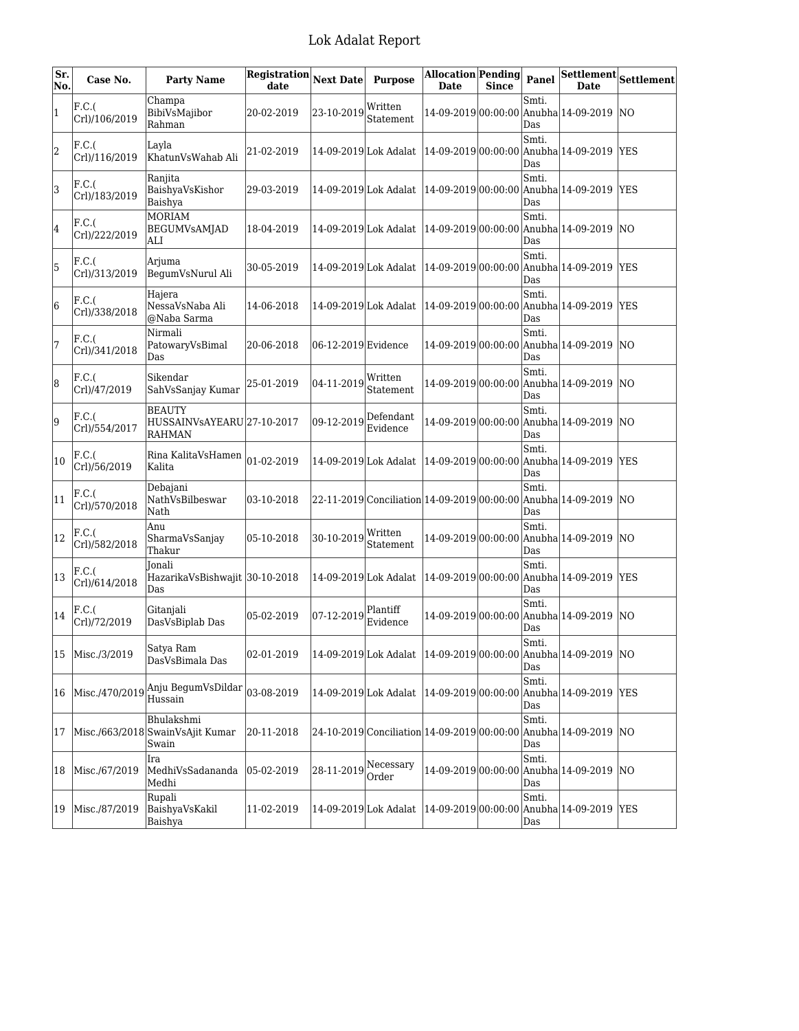# Lok Adalat Report

| Sr. No. | Case No. | Party Name | Registration date | Next Date | Purpose | Allocation Date | Pending Since | Panel | Settlement Date | Settlement |
|---|---|---|---|---|---|---|---|---|---|---|
| 1 | F.C.( Crl)/106/2019 | Champa BibiVsMajibor Rahman | 20-02-2019 | 23-10-2019 | Written Statement | 14-09-2019 | 00:00:00 | Smti. Anubha Das | 14-09-2019 | NO |
| 2 | F.C.( Crl)/116/2019 | Layla KhatunVsWahab Ali | 21-02-2019 | 14-09-2019 | Lok Adalat | 14-09-2019 | 00:00:00 | Smti. Anubha Das | 14-09-2019 | YES |
| 3 | F.C.( Crl)/183/2019 | Ranjita BaishyaVsKishor Baishya | 29-03-2019 | 14-09-2019 | Lok Adalat | 14-09-2019 | 00:00:00 | Smti. Anubha Das | 14-09-2019 | YES |
| 4 | F.C.( Crl)/222/2019 | MORIAM BEGUMVsAMJAD ALI | 18-04-2019 | 14-09-2019 | Lok Adalat | 14-09-2019 | 00:00:00 | Smti. Anubha Das | 14-09-2019 | NO |
| 5 | F.C.( Crl)/313/2019 | Arjuma BegumVsNurul Ali | 30-05-2019 | 14-09-2019 | Lok Adalat | 14-09-2019 | 00:00:00 | Smti. Anubha Das | 14-09-2019 | YES |
| 6 | F.C.( Crl)/338/2018 | Hajera NessaVsNaba Ali @Naba Sarma | 14-06-2018 | 14-09-2019 | Lok Adalat | 14-09-2019 | 00:00:00 | Smti. Anubha Das | 14-09-2019 | YES |
| 7 | F.C.( Crl)/341/2018 | Nirmali PatowaryVsBimal Das | 20-06-2018 | 06-12-2019 | Evidence | 14-09-2019 | 00:00:00 | Smti. Anubha Das | 14-09-2019 | NO |
| 8 | F.C.( Crl)/47/2019 | Sikendar SahVsSanjay Kumar | 25-01-2019 | 04-11-2019 | Written Statement | 14-09-2019 | 00:00:00 | Smti. Anubha Das | 14-09-2019 | NO |
| 9 | F.C.( Crl)/554/2017 | BEAUTY HUSSAINVsAYEARU RAHMAN | 27-10-2017 | 09-12-2019 | Defendant Evidence | 14-09-2019 | 00:00:00 | Smti. Anubha Das | 14-09-2019 | NO |
| 10 | F.C.( Crl)/56/2019 | Rina KalitaVsHamen Kalita | 01-02-2019 | 14-09-2019 | Lok Adalat | 14-09-2019 | 00:00:00 | Smti. Anubha Das | 14-09-2019 | YES |
| 11 | F.C.( Crl)/570/2018 | Debajani NathVsBilbeswar Nath | 03-10-2018 | 22-11-2019 | Conciliation | 14-09-2019 | 00:00:00 | Smti. Anubha Das | 14-09-2019 | NO |
| 12 | F.C.( Crl)/582/2018 | Anu SharmaVsSanjay Thakur | 05-10-2018 | 30-10-2019 | Written Statement | 14-09-2019 | 00:00:00 | Smti. Anubha Das | 14-09-2019 | NO |
| 13 | F.C.( Crl)/614/2018 | Jonali HazarikaVsBishwajit Das | 30-10-2018 | 14-09-2019 | Lok Adalat | 14-09-2019 | 00:00:00 | Smti. Anubha Das | 14-09-2019 | YES |
| 14 | F.C.( Crl)/72/2019 | Gitanjali DasVsBiplab Das | 05-02-2019 | 07-12-2019 | Plantiff Evidence | 14-09-2019 | 00:00:00 | Smti. Anubha Das | 14-09-2019 | NO |
| 15 | Misc./3/2019 | Satya Ram DasVsBimala Das | 02-01-2019 | 14-09-2019 | Lok Adalat | 14-09-2019 | 00:00:00 | Smti. Anubha Das | 14-09-2019 | NO |
| 16 | Misc./470/2019 | Anju BegumVsDildar Hussain | 03-08-2019 | 14-09-2019 | Lok Adalat | 14-09-2019 | 00:00:00 | Smti. Anubha Das | 14-09-2019 | YES |
| 17 | Misc./663/2018 | Bhulakshmi SwainVsAjit Kumar Swain | 20-11-2018 | 24-10-2019 | Conciliation | 14-09-2019 | 00:00:00 | Smti. Anubha Das | 14-09-2019 | NO |
| 18 | Misc./67/2019 | Ira MedhiVsSadananda Medhi | 05-02-2019 | 28-11-2019 | Necessary Order | 14-09-2019 | 00:00:00 | Smti. Anubha Das | 14-09-2019 | NO |
| 19 | Misc./87/2019 | Rupali BaishyaVsKakil Baishya | 11-02-2019 | 14-09-2019 | Lok Adalat | 14-09-2019 | 00:00:00 | Smti. Anubha Das | 14-09-2019 | YES |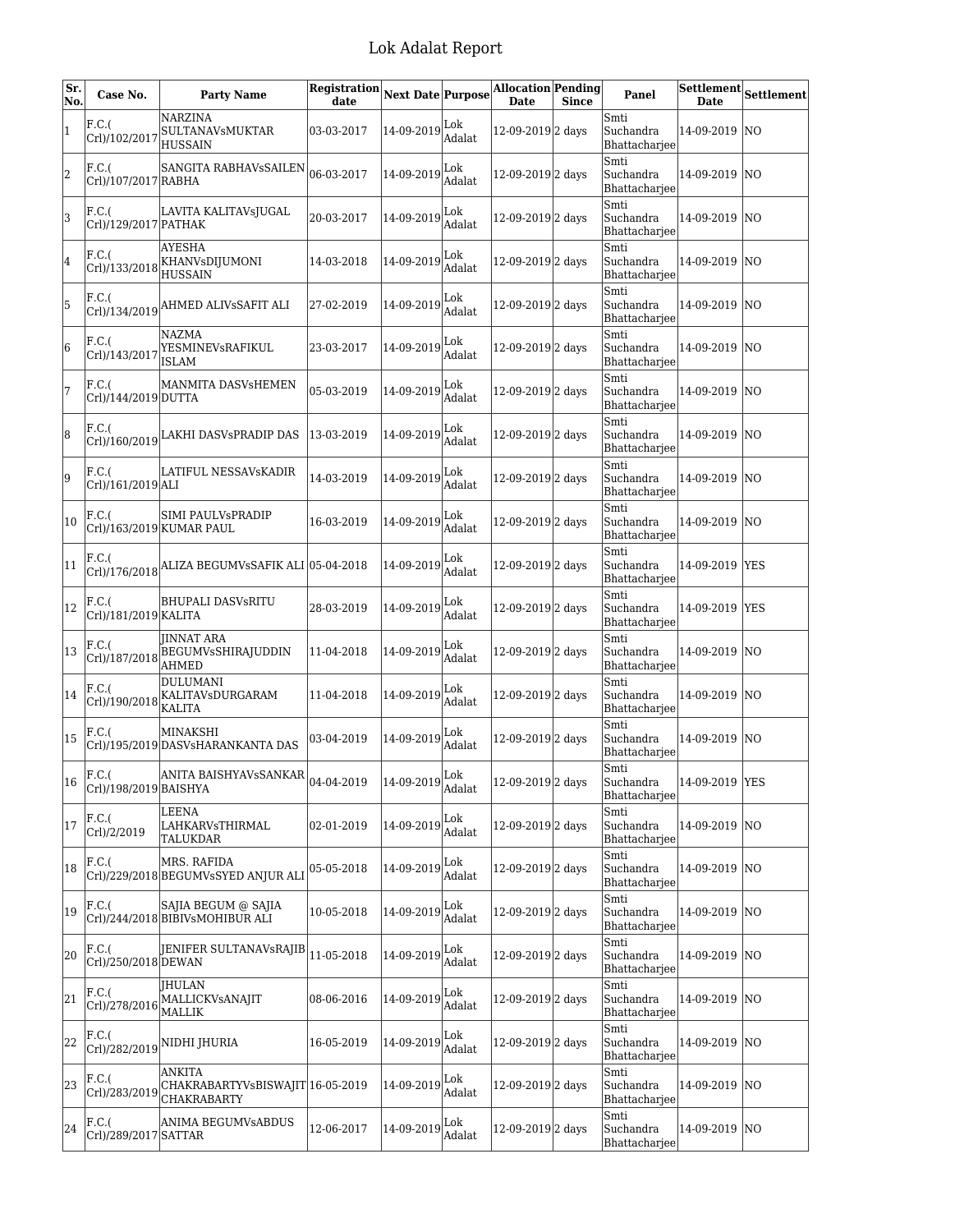# Lok Adalat Report

| Sr. No. | Case No. | Party Name | Registration date | Next Date | Purpose | Allocation Date | Pending Since | Panel | Settlement Date | Settlement |
|---|---|---|---|---|---|---|---|---|---|---|
| 1 | F.C.( Crl)/102/2017 | NARZINA SULTANAVsMUKTAR HUSSAIN | 03-03-2017 | 14-09-2019 | Lok Adalat | 12-09-2019 | 2 days | Smti Suchandra Bhattacharjee | 14-09-2019 | NO |
| 2 | F.C.( Crl)/107/2017 | SANGITA RABHAVsSAILEN RABHA | 06-03-2017 | 14-09-2019 | Lok Adalat | 12-09-2019 | 2 days | Smti Suchandra Bhattacharjee | 14-09-2019 | NO |
| 3 | F.C.( Crl)/129/2017 | LAVITA KALITAVsJUGAL PATHAK | 20-03-2017 | 14-09-2019 | Lok Adalat | 12-09-2019 | 2 days | Smti Suchandra Bhattacharjee | 14-09-2019 | NO |
| 4 | F.C.( Crl)/133/2018 | AYESHA KHANVsDIJUMONI HUSSAIN | 14-03-2018 | 14-09-2019 | Lok Adalat | 12-09-2019 | 2 days | Smti Suchandra Bhattacharjee | 14-09-2019 | NO |
| 5 | F.C.( Crl)/134/2019 | AHMED ALIVsSAFIT ALI | 27-02-2019 | 14-09-2019 | Lok Adalat | 12-09-2019 | 2 days | Smti Suchandra Bhattacharjee | 14-09-2019 | NO |
| 6 | F.C.( Crl)/143/2017 | NAZMA YESMINEVsRAFIKUL ISLAM | 23-03-2017 | 14-09-2019 | Lok Adalat | 12-09-2019 | 2 days | Smti Suchandra Bhattacharjee | 14-09-2019 | NO |
| 7 | F.C.( Crl)/144/2019 | MANMITA DASVsHEMEN DUTTA | 05-03-2019 | 14-09-2019 | Lok Adalat | 12-09-2019 | 2 days | Smti Suchandra Bhattacharjee | 14-09-2019 | NO |
| 8 | F.C.( Crl)/160/2019 | LAKHI DASVsPRADIP DAS | 13-03-2019 | 14-09-2019 | Lok Adalat | 12-09-2019 | 2 days | Smti Suchandra Bhattacharjee | 14-09-2019 | NO |
| 9 | F.C.( Crl)/161/2019 | LATIFUL NESSAVsKADIR ALI | 14-03-2019 | 14-09-2019 | Lok Adalat | 12-09-2019 | 2 days | Smti Suchandra Bhattacharjee | 14-09-2019 | NO |
| 10 | F.C.( Crl)/163/2019 | SIMI PAULVsPRADIP KUMAR PAUL | 16-03-2019 | 14-09-2019 | Lok Adalat | 12-09-2019 | 2 days | Smti Suchandra Bhattacharjee | 14-09-2019 | NO |
| 11 | F.C.( Crl)/176/2018 | ALIZA BEGUMVsSAFIK ALI | 05-04-2018 | 14-09-2019 | Lok Adalat | 12-09-2019 | 2 days | Smti Suchandra Bhattacharjee | 14-09-2019 | YES |
| 12 | F.C.( Crl)/181/2019 | BHUPALI DASVsRITU KALITA | 28-03-2019 | 14-09-2019 | Lok Adalat | 12-09-2019 | 2 days | Smti Suchandra Bhattacharjee | 14-09-2019 | YES |
| 13 | F.C.( Crl)/187/2018 | JINNAT ARA BEGUMVsSHIRAJUDDIN AHMED | 11-04-2018 | 14-09-2019 | Lok Adalat | 12-09-2019 | 2 days | Smti Suchandra Bhattacharjee | 14-09-2019 | NO |
| 14 | F.C.( Crl)/190/2018 | DULUMANI KALITAVsDURGARAM KALITA | 11-04-2018 | 14-09-2019 | Lok Adalat | 12-09-2019 | 2 days | Smti Suchandra Bhattacharjee | 14-09-2019 | NO |
| 15 | F.C.( Crl)/195/2019 | MINAKSHI DASVsHARANKANTA DAS | 03-04-2019 | 14-09-2019 | Lok Adalat | 12-09-2019 | 2 days | Smti Suchandra Bhattacharjee | 14-09-2019 | NO |
| 16 | F.C.( Crl)/198/2019 | ANITA BAISHYAVsSANKAR BAISHYA | 04-04-2019 | 14-09-2019 | Lok Adalat | 12-09-2019 | 2 days | Smti Suchandra Bhattacharjee | 14-09-2019 | YES |
| 17 | F.C.( Crl)/2/2019 | LEENA LAHKARVsTHIRMAL TALUKDAR | 02-01-2019 | 14-09-2019 | Lok Adalat | 12-09-2019 | 2 days | Smti Suchandra Bhattacharjee | 14-09-2019 | NO |
| 18 | F.C.( Crl)/229/2018 | MRS. RAFIDA BEGUMVsSYED ANJUR ALI | 05-05-2018 | 14-09-2019 | Lok Adalat | 12-09-2019 | 2 days | Smti Suchandra Bhattacharjee | 14-09-2019 | NO |
| 19 | F.C.( Crl)/244/2018 | SAJIA BEGUM @ SAJIA BIBIVsMOHIBUR ALI | 10-05-2018 | 14-09-2019 | Lok Adalat | 12-09-2019 | 2 days | Smti Suchandra Bhattacharjee | 14-09-2019 | NO |
| 20 | F.C.( Crl)/250/2018 | JENIFER SULTANAVsRAJIB DEWAN | 11-05-2018 | 14-09-2019 | Lok Adalat | 12-09-2019 | 2 days | Smti Suchandra Bhattacharjee | 14-09-2019 | NO |
| 21 | F.C.( Crl)/278/2016 | JHULAN MALLICKVsANAJIT MALLIK | 08-06-2016 | 14-09-2019 | Lok Adalat | 12-09-2019 | 2 days | Smti Suchandra Bhattacharjee | 14-09-2019 | NO |
| 22 | F.C.( Crl)/282/2019 | NIDHI JHURIA | 16-05-2019 | 14-09-2019 | Lok Adalat | 12-09-2019 | 2 days | Smti Suchandra Bhattacharjee | 14-09-2019 | NO |
| 23 | F.C.( Crl)/283/2019 | ANKITA CHAKRABARTYVsBISWAJIT CHAKRABARTY | 16-05-2019 | 14-09-2019 | Lok Adalat | 12-09-2019 | 2 days | Smti Suchandra Bhattacharjee | 14-09-2019 | NO |
| 24 | F.C.( Crl)/289/2017 | ANIMA BEGUMVsABDUS SATTAR | 12-06-2017 | 14-09-2019 | Lok Adalat | 12-09-2019 | 2 days | Smti Suchandra Bhattacharjee | 14-09-2019 | NO |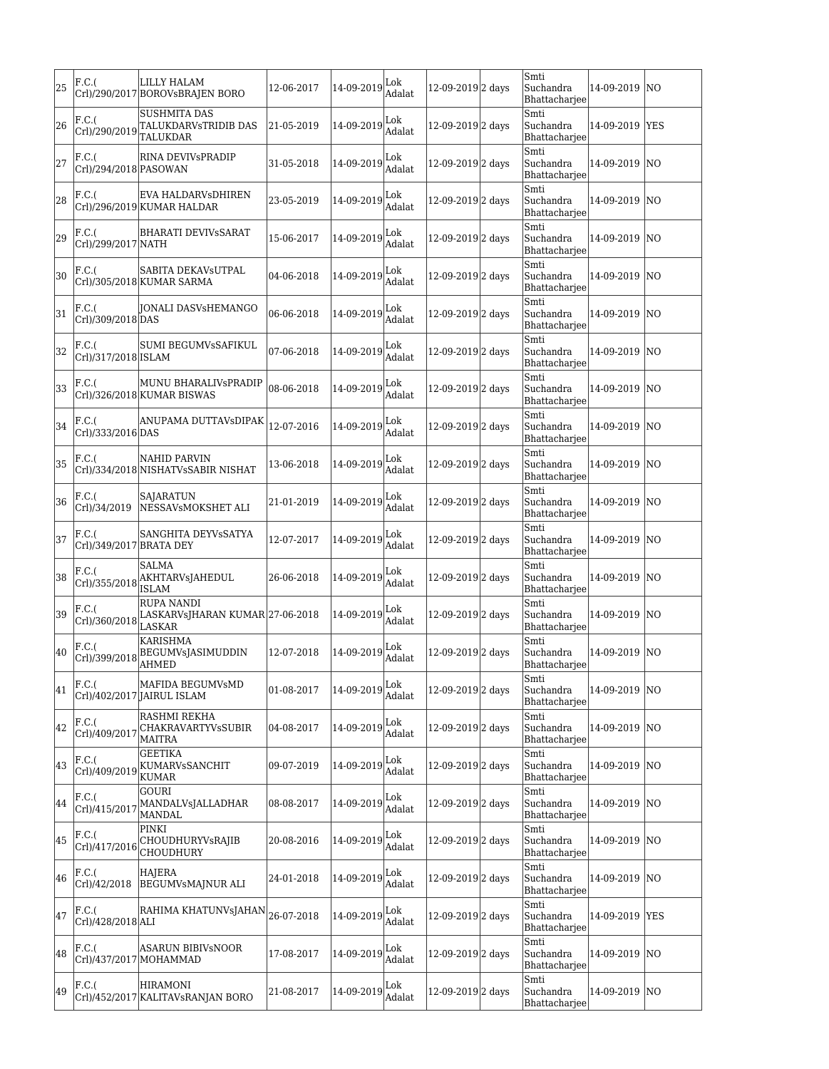| 25 | F.C.( Crl)/290/2017 | LILLY HALAM BOROVsBRAJEN BORO | 12-06-2017 | 14-09-2019 | Lok Adalat | 12-09-2019 | 2 days | Smti Suchandra Bhattacharjee | 14-09-2019 | NO |
|---|---|---|---|---|---|---|---|---|---|---|
| 26 | F.C.( Crl)/290/2019 | SUSHMITA DAS TALUKDARVsTRIDIB DAS TALUKDAR | 21-05-2019 | 14-09-2019 | Lok Adalat | 12-09-2019 | 2 days | Smti Suchandra Bhattacharjee | 14-09-2019 | YES |
| 27 | F.C.( Crl)/294/2018 | RINA DEVIVsPRADIP PASOWAN | 31-05-2018 | 14-09-2019 | Lok Adalat | 12-09-2019 | 2 days | Smti Suchandra Bhattacharjee | 14-09-2019 | NO |
| 28 | F.C.( Crl)/296/2019 | EVA HALDARVsDHIREN KUMAR HALDAR | 23-05-2019 | 14-09-2019 | Lok Adalat | 12-09-2019 | 2 days | Smti Suchandra Bhattacharjee | 14-09-2019 | NO |
| 29 | F.C.( Crl)/299/2017 | BHARATI DEVIVsSARAT NATH | 15-06-2017 | 14-09-2019 | Lok Adalat | 12-09-2019 | 2 days | Smti Suchandra Bhattacharjee | 14-09-2019 | NO |
| 30 | F.C.( Crl)/305/2018 | SABITA DEKAVsUTPAL KUMAR SARMA | 04-06-2018 | 14-09-2019 | Lok Adalat | 12-09-2019 | 2 days | Smti Suchandra Bhattacharjee | 14-09-2019 | NO |
| 31 | F.C.( Crl)/309/2018 | JONALI DASVsHEMANGO DAS | 06-06-2018 | 14-09-2019 | Lok Adalat | 12-09-2019 | 2 days | Smti Suchandra Bhattacharjee | 14-09-2019 | NO |
| 32 | F.C.( Crl)/317/2018 | SUMI BEGUMVsSAFIKUL ISLAM | 07-06-2018 | 14-09-2019 | Lok Adalat | 12-09-2019 | 2 days | Smti Suchandra Bhattacharjee | 14-09-2019 | NO |
| 33 | F.C.( Crl)/326/2018 | MUNU BHARALIVsPRADIP KUMAR BISWAS | 08-06-2018 | 14-09-2019 | Lok Adalat | 12-09-2019 | 2 days | Smti Suchandra Bhattacharjee | 14-09-2019 | NO |
| 34 | F.C.( Crl)/333/2016 | ANUPAMA DUTTAVsDIPAK DAS | 12-07-2016 | 14-09-2019 | Lok Adalat | 12-09-2019 | 2 days | Smti Suchandra Bhattacharjee | 14-09-2019 | NO |
| 35 | F.C.( Crl)/334/2018 | NAHID PARVIN NISHATVsSABIR NISHAT | 13-06-2018 | 14-09-2019 | Lok Adalat | 12-09-2019 | 2 days | Smti Suchandra Bhattacharjee | 14-09-2019 | NO |
| 36 | F.C.( Crl)/34/2019 | SAJARATUN NESSAVsMOKSHET ALI | 21-01-2019 | 14-09-2019 | Lok Adalat | 12-09-2019 | 2 days | Smti Suchandra Bhattacharjee | 14-09-2019 | NO |
| 37 | F.C.( Crl)/349/2017 | SANGHITA DEYVsSATYA BRATA DEY | 12-07-2017 | 14-09-2019 | Lok Adalat | 12-09-2019 | 2 days | Smti Suchandra Bhattacharjee | 14-09-2019 | NO |
| 38 | F.C.( Crl)/355/2018 | SALMA AKHTARVsJAHEDUL ISLAM | 26-06-2018 | 14-09-2019 | Lok Adalat | 12-09-2019 | 2 days | Smti Suchandra Bhattacharjee | 14-09-2019 | NO |
| 39 | F.C.( Crl)/360/2018 | RUPA NANDI LASKARVsJHARAN KUMAR LASKAR | 27-06-2018 | 14-09-2019 | Lok Adalat | 12-09-2019 | 2 days | Smti Suchandra Bhattacharjee | 14-09-2019 | NO |
| 40 | F.C.( Crl)/399/2018 | KARISHMA BEGUMVsJASIMUDDIN AHMED | 12-07-2018 | 14-09-2019 | Lok Adalat | 12-09-2019 | 2 days | Smti Suchandra Bhattacharjee | 14-09-2019 | NO |
| 41 | F.C.( Crl)/402/2017 | MAFIDA BEGUMVsMD JAIRUL ISLAM | 01-08-2017 | 14-09-2019 | Lok Adalat | 12-09-2019 | 2 days | Smti Suchandra Bhattacharjee | 14-09-2019 | NO |
| 42 | F.C.( Crl)/409/2017 | RASHMI REKHA CHAKRAVARTYVsSUBIR MAITRA | 04-08-2017 | 14-09-2019 | Lok Adalat | 12-09-2019 | 2 days | Smti Suchandra Bhattacharjee | 14-09-2019 | NO |
| 43 | F.C.( Crl)/409/2019 | GEETIKA KUMARVsSANCHIT KUMAR | 09-07-2019 | 14-09-2019 | Lok Adalat | 12-09-2019 | 2 days | Smti Suchandra Bhattacharjee | 14-09-2019 | NO |
| 44 | F.C.( Crl)/415/2017 | GOURI MANDALVsJALLADHAR MANDAL | 08-08-2017 | 14-09-2019 | Lok Adalat | 12-09-2019 | 2 days | Smti Suchandra Bhattacharjee | 14-09-2019 | NO |
| 45 | F.C.( Crl)/417/2016 | PINKI CHOUDHURYVsRAJIB CHOUDHURY | 20-08-2016 | 14-09-2019 | Lok Adalat | 12-09-2019 | 2 days | Smti Suchandra Bhattacharjee | 14-09-2019 | NO |
| 46 | F.C.( Crl)/42/2018 | HAJERA BEGUMVsMAJNUR ALI | 24-01-2018 | 14-09-2019 | Lok Adalat | 12-09-2019 | 2 days | Smti Suchandra Bhattacharjee | 14-09-2019 | NO |
| 47 | F.C.( Crl)/428/2018 | RAHIMA KHATUNVsJAHAN ALI | 26-07-2018 | 14-09-2019 | Lok Adalat | 12-09-2019 | 2 days | Smti Suchandra Bhattacharjee | 14-09-2019 | YES |
| 48 | F.C.( Crl)/437/2017 | ASARUN BIBIVsNOOR MOHAMMAD | 17-08-2017 | 14-09-2019 | Lok Adalat | 12-09-2019 | 2 days | Smti Suchandra Bhattacharjee | 14-09-2019 | NO |
| 49 | F.C.( Crl)/452/2017 | HIRAMONI KALITAVsRANJAN BORO | 21-08-2017 | 14-09-2019 | Lok Adalat | 12-09-2019 | 2 days | Smti Suchandra Bhattacharjee | 14-09-2019 | NO |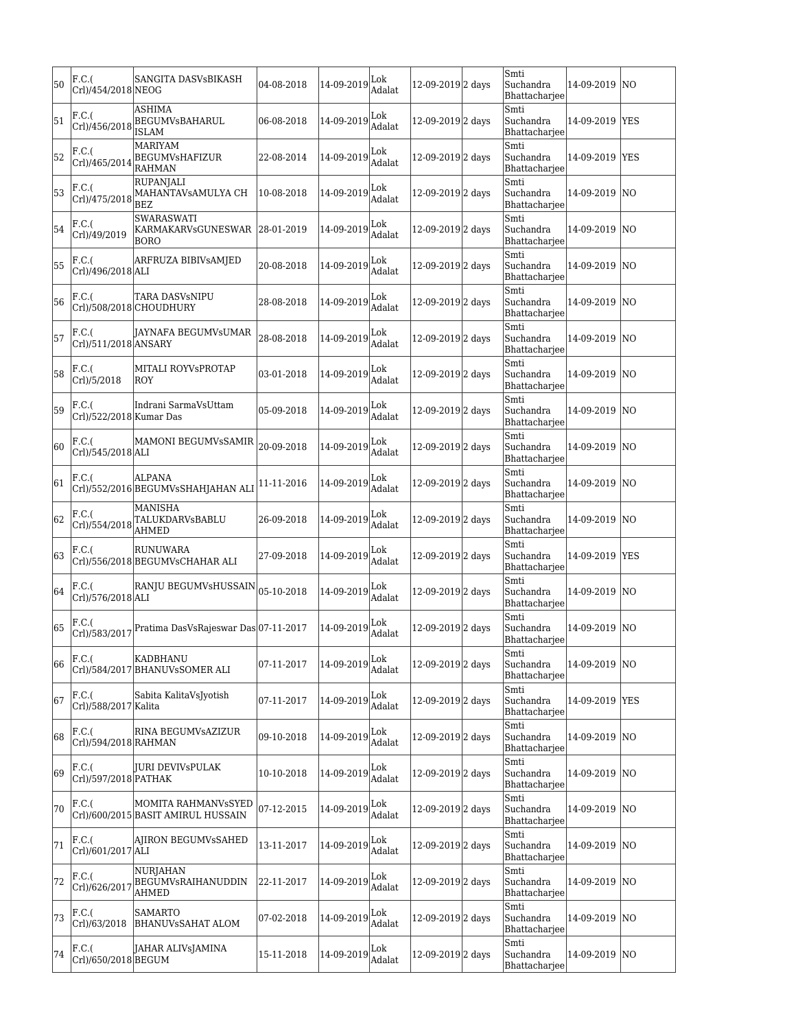| 50 | F.C.( Crl)/454/2018 | SANGITA DASVsBIKASH NEOG | 04-08-2018 | 14-09-2019 | Lok Adalat | 12-09-2019 | 2 days | Smti Suchandra Bhattacharjee | 14-09-2019 | NO |
|---|---|---|---|---|---|---|---|---|---|---|
| 51 | F.C.( Crl)/456/2018 | ASHIMA BEGUMVsBAHARUL ISLAM | 06-08-2018 | 14-09-2019 | Lok Adalat | 12-09-2019 | 2 days | Smti Suchandra Bhattacharjee | 14-09-2019 | YES |
| 52 | F.C.( Crl)/465/2014 | MARIYAM BEGUMVsHAFIZUR RAHMAN | 22-08-2014 | 14-09-2019 | Lok Adalat | 12-09-2019 | 2 days | Smti Suchandra Bhattacharjee | 14-09-2019 | YES |
| 53 | F.C.( Crl)/475/2018 | RUPANJALI MAHANTAVsAMULYA CH BEZ | 10-08-2018 | 14-09-2019 | Lok Adalat | 12-09-2019 | 2 days | Smti Suchandra Bhattacharjee | 14-09-2019 | NO |
| 54 | F.C.( Crl)/49/2019 | SWARASWATI KARMAKARVsGUNESWAR BORO | 28-01-2019 | 14-09-2019 | Lok Adalat | 12-09-2019 | 2 days | Smti Suchandra Bhattacharjee | 14-09-2019 | NO |
| 55 | F.C.( Crl)/496/2018 | ARFRUZA BIBIVsAMJED ALI | 20-08-2018 | 14-09-2019 | Lok Adalat | 12-09-2019 | 2 days | Smti Suchandra Bhattacharjee | 14-09-2019 | NO |
| 56 | F.C.( Crl)/508/2018 | TARA DASVsNIPU CHOUDHURY | 28-08-2018 | 14-09-2019 | Lok Adalat | 12-09-2019 | 2 days | Smti Suchandra Bhattacharjee | 14-09-2019 | NO |
| 57 | F.C.( Crl)/511/2018 | JAYNAFA BEGUMVsUMAR ANSARY | 28-08-2018 | 14-09-2019 | Lok Adalat | 12-09-2019 | 2 days | Smti Suchandra Bhattacharjee | 14-09-2019 | NO |
| 58 | F.C.( Crl)/5/2018 | MITALI ROYVsPROTAP ROY | 03-01-2018 | 14-09-2019 | Lok Adalat | 12-09-2019 | 2 days | Smti Suchandra Bhattacharjee | 14-09-2019 | NO |
| 59 | F.C.( Crl)/522/2018 | Indrani SarmaVsUttam Kumar Das | 05-09-2018 | 14-09-2019 | Lok Adalat | 12-09-2019 | 2 days | Smti Suchandra Bhattacharjee | 14-09-2019 | NO |
| 60 | F.C.( Crl)/545/2018 | MAMONI BEGUMVsSAMIR ALI | 20-09-2018 | 14-09-2019 | Lok Adalat | 12-09-2019 | 2 days | Smti Suchandra Bhattacharjee | 14-09-2019 | NO |
| 61 | F.C.( Crl)/552/2016 | ALPANA BEGUMVsSHAHJAHAN ALI | 11-11-2016 | 14-09-2019 | Lok Adalat | 12-09-2019 | 2 days | Smti Suchandra Bhattacharjee | 14-09-2019 | NO |
| 62 | F.C.( Crl)/554/2018 | MANISHA TALUKDARVsBABLU AHMED | 26-09-2018 | 14-09-2019 | Lok Adalat | 12-09-2019 | 2 days | Smti Suchandra Bhattacharjee | 14-09-2019 | NO |
| 63 | F.C.( Crl)/556/2018 | RUNUWARA BEGUMVsCHAHAR ALI | 27-09-2018 | 14-09-2019 | Lok Adalat | 12-09-2019 | 2 days | Smti Suchandra Bhattacharjee | 14-09-2019 | YES |
| 64 | F.C.( Crl)/576/2018 | RANJU BEGUMVsHUSSAIN ALI | 05-10-2018 | 14-09-2019 | Lok Adalat | 12-09-2019 | 2 days | Smti Suchandra Bhattacharjee | 14-09-2019 | NO |
| 65 | F.C.( Crl)/583/2017 | Pratima DasVsRajeswar Das | 07-11-2017 | 14-09-2019 | Lok Adalat | 12-09-2019 | 2 days | Smti Suchandra Bhattacharjee | 14-09-2019 | NO |
| 66 | F.C.( Crl)/584/2017 | KADBHANU BHANUVsSOMER ALI | 07-11-2017 | 14-09-2019 | Lok Adalat | 12-09-2019 | 2 days | Smti Suchandra Bhattacharjee | 14-09-2019 | NO |
| 67 | F.C.( Crl)/588/2017 | Sabita KalitaVsJyotish Kalita | 07-11-2017 | 14-09-2019 | Lok Adalat | 12-09-2019 | 2 days | Smti Suchandra Bhattacharjee | 14-09-2019 | YES |
| 68 | F.C.( Crl)/594/2018 | RINA BEGUMVsAZIZUR RAHMAN | 09-10-2018 | 14-09-2019 | Lok Adalat | 12-09-2019 | 2 days | Smti Suchandra Bhattacharjee | 14-09-2019 | NO |
| 69 | F.C.( Crl)/597/2018 | JURI DEVIVsPULAK PATHAK | 10-10-2018 | 14-09-2019 | Lok Adalat | 12-09-2019 | 2 days | Smti Suchandra Bhattacharjee | 14-09-2019 | NO |
| 70 | F.C.( Crl)/600/2015 | MOMITA RAHMANVsSYED BASIT AMIRUL HUSSAIN | 07-12-2015 | 14-09-2019 | Lok Adalat | 12-09-2019 | 2 days | Smti Suchandra Bhattacharjee | 14-09-2019 | NO |
| 71 | F.C.( Crl)/601/2017 | AJIRON BEGUMVsSAHED ALI | 13-11-2017 | 14-09-2019 | Lok Adalat | 12-09-2019 | 2 days | Smti Suchandra Bhattacharjee | 14-09-2019 | NO |
| 72 | F.C.( Crl)/626/2017 | NURJAHAN BEGUMVsRAIHANUDDIN AHMED | 22-11-2017 | 14-09-2019 | Lok Adalat | 12-09-2019 | 2 days | Smti Suchandra Bhattacharjee | 14-09-2019 | NO |
| 73 | F.C.( Crl)/63/2018 | SAMARTO BHANUVsSAHAT ALOM | 07-02-2018 | 14-09-2019 | Lok Adalat | 12-09-2019 | 2 days | Smti Suchandra Bhattacharjee | 14-09-2019 | NO |
| 74 | F.C.( Crl)/650/2018 | JAHAR ALIVsJAMINA BEGUM | 15-11-2018 | 14-09-2019 | Lok Adalat | 12-09-2019 | 2 days | Smti Suchandra Bhattacharjee | 14-09-2019 | NO |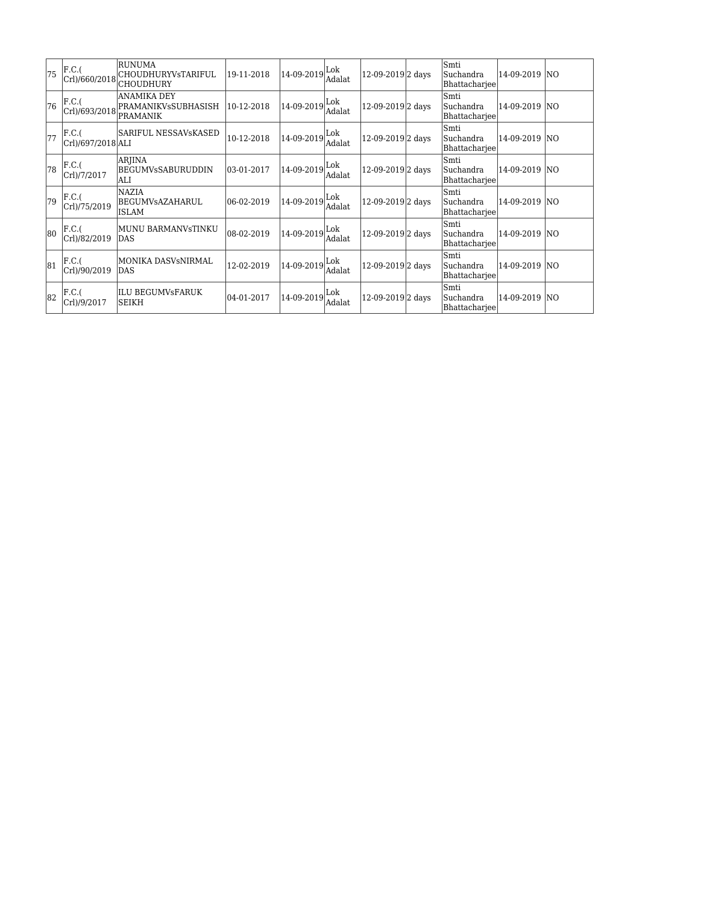| 75 | F.C.( Crl)/660/2018 | RUNUMA CHOUDHURYVsTARIFUL CHOUDHURY | 19-11-2018 | 14-09-2019 | Lok Adalat | 12-09-2019 | 2 days | Smti Suchandra Bhattacharjee | 14-09-2019 | NO |
|---|---|---|---|---|---|---|---|---|---|---|
| 76 | F.C.( Crl)/693/2018 | ANAMIKA DEY PRAMANIKVsSUBHASISH PRAMANIK | 10-12-2018 | 14-09-2019 | Lok Adalat | 12-09-2019 | 2 days | Smti Suchandra Bhattacharjee | 14-09-2019 | NO |
| 77 | F.C.( Crl)/697/2018 | SARIFUL NESSAVsKASED ALI | 10-12-2018 | 14-09-2019 | Lok Adalat | 12-09-2019 | 2 days | Smti Suchandra Bhattacharjee | 14-09-2019 | NO |
| 78 | F.C.( Crl)/7/2017 | ARJINA BEGUMVsSABURUDDIN ALI | 03-01-2017 | 14-09-2019 | Lok Adalat | 12-09-2019 | 2 days | Smti Suchandra Bhattacharjee | 14-09-2019 | NO |
| 79 | F.C.( Crl)/75/2019 | NAZIA BEGUMVsAZAHARUL ISLAM | 06-02-2019 | 14-09-2019 | Lok Adalat | 12-09-2019 | 2 days | Smti Suchandra Bhattacharjee | 14-09-2019 | NO |
| 80 | F.C.( Crl)/82/2019 | MUNU BARMANVsTINKU DAS | 08-02-2019 | 14-09-2019 | Lok Adalat | 12-09-2019 | 2 days | Smti Suchandra Bhattacharjee | 14-09-2019 | NO |
| 81 | F.C.( Crl)/90/2019 | MONIKA DASVsNIRMAL DAS | 12-02-2019 | 14-09-2019 | Lok Adalat | 12-09-2019 | 2 days | Smti Suchandra Bhattacharjee | 14-09-2019 | NO |
| 82 | F.C.( Crl)/9/2017 | ILU BEGUMVsFARUK SEIKH | 04-01-2017 | 14-09-2019 | Lok Adalat | 12-09-2019 | 2 days | Smti Suchandra Bhattacharjee | 14-09-2019 | NO |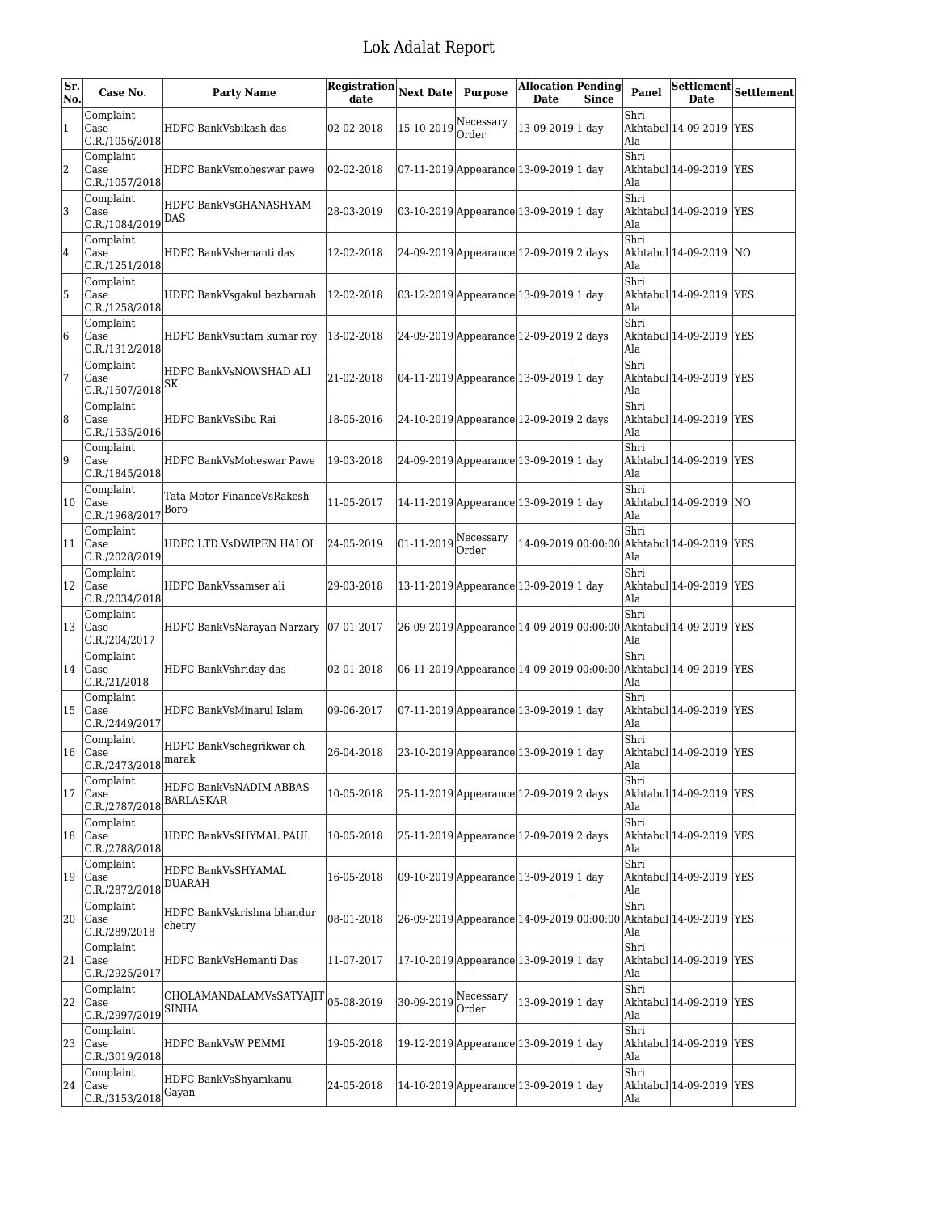# Lok Adalat Report

| Sr. No. | Case No. | Party Name | Registration date | Next Date | Purpose | Allocation Date | Pending Since | Panel | Settlement Date | Settlement |
|---|---|---|---|---|---|---|---|---|---|---|
| 1 | Complaint Case C.R./1056/2018 | HDFC BankVsbikash das | 02-02-2018 | 15-10-2019 | Necessary Order | 13-09-2019 | 1 day | Shri Akhtabul Ala | 14-09-2019 | YES |
| 2 | Complaint Case C.R./1057/2018 | HDFC BankVsmoheswar pawe | 02-02-2018 | 07-11-2019 | Appearance | 13-09-2019 | 1 day | Shri Akhtabul Ala | 14-09-2019 | YES |
| 3 | Complaint Case C.R./1084/2019 | HDFC BankVsGHANASHYAM DAS | 28-03-2019 | 03-10-2019 | Appearance | 13-09-2019 | 1 day | Shri Akhtabul Ala | 14-09-2019 | YES |
| 4 | Complaint Case C.R./1251/2018 | HDFC BankVshemanti das | 12-02-2018 | 24-09-2019 | Appearance | 12-09-2019 | 2 days | Shri Akhtabul Ala | 14-09-2019 | NO |
| 5 | Complaint Case C.R./1258/2018 | HDFC BankVsgakul bezbaruah | 12-02-2018 | 03-12-2019 | Appearance | 13-09-2019 | 1 day | Shri Akhtabul Ala | 14-09-2019 | YES |
| 6 | Complaint Case C.R./1312/2018 | HDFC BankVsuttam kumar roy | 13-02-2018 | 24-09-2019 | Appearance | 12-09-2019 | 2 days | Shri Akhtabul Ala | 14-09-2019 | YES |
| 7 | Complaint Case C.R./1507/2018 | HDFC BankVsNOWSHAD ALI SK | 21-02-2018 | 04-11-2019 | Appearance | 13-09-2019 | 1 day | Shri Akhtabul Ala | 14-09-2019 | YES |
| 8 | Complaint Case C.R./1535/2016 | HDFC BankVsSibu Rai | 18-05-2016 | 24-10-2019 | Appearance | 12-09-2019 | 2 days | Shri Akhtabul Ala | 14-09-2019 | YES |
| 9 | Complaint Case C.R./1845/2018 | HDFC BankVsMoheswar Pawe | 19-03-2018 | 24-09-2019 | Appearance | 13-09-2019 | 1 day | Shri Akhtabul Ala | 14-09-2019 | YES |
| 10 | Complaint Case C.R./1968/2017 | Tata Motor FinanceVsRakesh Boro | 11-05-2017 | 14-11-2019 | Appearance | 13-09-2019 | 1 day | Shri Akhtabul Ala | 14-09-2019 | NO |
| 11 | Complaint Case C.R./2028/2019 | HDFC LTD.VsDWIPEN HALOI | 24-05-2019 | 01-11-2019 | Necessary Order | 14-09-2019 | 00:00:00 | Shri Akhtabul Ala | 14-09-2019 | YES |
| 12 | Complaint Case C.R./2034/2018 | HDFC BankVssamser ali | 29-03-2018 | 13-11-2019 | Appearance | 13-09-2019 | 1 day | Shri Akhtabul Ala | 14-09-2019 | YES |
| 13 | Complaint Case C.R./204/2017 | HDFC BankVsNarayan Narzary | 07-01-2017 | 26-09-2019 | Appearance | 14-09-2019 | 00:00:00 | Shri Akhtabul Ala | 14-09-2019 | YES |
| 14 | Complaint Case C.R./21/2018 | HDFC BankVshriday das | 02-01-2018 | 06-11-2019 | Appearance | 14-09-2019 | 00:00:00 | Shri Akhtabul Ala | 14-09-2019 | YES |
| 15 | Complaint Case C.R./2449/2017 | HDFC BankVsMinarul Islam | 09-06-2017 | 07-11-2019 | Appearance | 13-09-2019 | 1 day | Shri Akhtabul Ala | 14-09-2019 | YES |
| 16 | Complaint Case C.R./2473/2018 | HDFC BankVschegrikwar ch marak | 26-04-2018 | 23-10-2019 | Appearance | 13-09-2019 | 1 day | Shri Akhtabul Ala | 14-09-2019 | YES |
| 17 | Complaint Case C.R./2787/2018 | HDFC BankVsNADIM ABBAS BARLASKAR | 10-05-2018 | 25-11-2019 | Appearance | 12-09-2019 | 2 days | Shri Akhtabul Ala | 14-09-2019 | YES |
| 18 | Complaint Case C.R./2788/2018 | HDFC BankVsSHYMAL PAUL | 10-05-2018 | 25-11-2019 | Appearance | 12-09-2019 | 2 days | Shri Akhtabul Ala | 14-09-2019 | YES |
| 19 | Complaint Case C.R./2872/2018 | HDFC BankVsSHYAMAL DUARAH | 16-05-2018 | 09-10-2019 | Appearance | 13-09-2019 | 1 day | Shri Akhtabul Ala | 14-09-2019 | YES |
| 20 | Complaint Case C.R./289/2018 | HDFC BankVskrishna bhandur chetry | 08-01-2018 | 26-09-2019 | Appearance | 14-09-2019 | 00:00:00 | Shri Akhtabul Ala | 14-09-2019 | YES |
| 21 | Complaint Case C.R./2925/2017 | HDFC BankVsHemanti Das | 11-07-2017 | 17-10-2019 | Appearance | 13-09-2019 | 1 day | Shri Akhtabul Ala | 14-09-2019 | YES |
| 22 | Complaint Case C.R./2997/2019 | CHOLAMANDALAMVsSATYAJIT SINHA | 05-08-2019 | 30-09-2019 | Necessary Order | 13-09-2019 | 1 day | Shri Akhtabul Ala | 14-09-2019 | YES |
| 23 | Complaint Case C.R./3019/2018 | HDFC BankVsW PEMMI | 19-05-2018 | 19-12-2019 | Appearance | 13-09-2019 | 1 day | Shri Akhtabul Ala | 14-09-2019 | YES |
| 24 | Complaint Case C.R./3153/2018 | HDFC BankVsShyamkanu Gayan | 24-05-2018 | 14-10-2019 | Appearance | 13-09-2019 | 1 day | Shri Akhtabul Ala | 14-09-2019 | YES |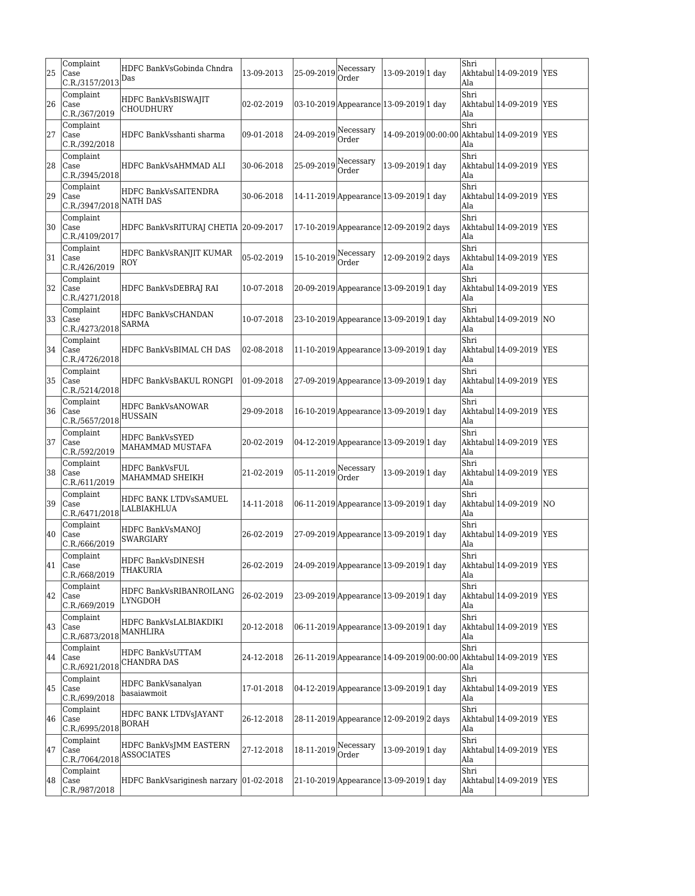| 25 | Complaint Case C.R./3157/2013 | HDFC BankVsGobinda Chndra Das | 13-09-2013 | 25-09-2019 | Necessary Order | 13-09-2019 | 1 day | Shri Akhtabul Ala | 14-09-2019 | YES |
|---|---|---|---|---|---|---|---|---|---|---|
| 26 | Complaint Case C.R./367/2019 | HDFC BankVsBISWAJIT CHOUDHURY | 02-02-2019 | 03-10-2019 | Appearance | 13-09-2019 | 1 day | Shri Akhtabul Ala | 14-09-2019 | YES |
| 27 | Complaint Case C.R./392/2018 | HDFC BankVsshanti sharma | 09-01-2018 | 24-09-2019 | Necessary Order | 14-09-2019 | 00:00:00 | Shri Akhtabul Ala | 14-09-2019 | YES |
| 28 | Complaint Case C.R./3945/2018 | HDFC BankVsAHMMAD ALI | 30-06-2018 | 25-09-2019 | Necessary Order | 13-09-2019 | 1 day | Shri Akhtabul Ala | 14-09-2019 | YES |
| 29 | Complaint Case C.R./3947/2018 | HDFC BankVsSAITENDRA NATH DAS | 30-06-2018 | 14-11-2019 | Appearance | 13-09-2019 | 1 day | Shri Akhtabul Ala | 14-09-2019 | YES |
| 30 | Complaint Case C.R./4109/2017 | HDFC BankVsRITURAJ CHETIA | 20-09-2017 | 17-10-2019 | Appearance | 12-09-2019 | 2 days | Shri Akhtabul Ala | 14-09-2019 | YES |
| 31 | Complaint Case C.R./426/2019 | HDFC BankVsRANJIT KUMAR ROY | 05-02-2019 | 15-10-2019 | Necessary Order | 12-09-2019 | 2 days | Shri Akhtabul Ala | 14-09-2019 | YES |
| 32 | Complaint Case C.R./4271/2018 | HDFC BankVsDEBRAJ RAI | 10-07-2018 | 20-09-2019 | Appearance | 13-09-2019 | 1 day | Shri Akhtabul Ala | 14-09-2019 | YES |
| 33 | Complaint Case C.R./4273/2018 | HDFC BankVsCHANDAN SARMA | 10-07-2018 | 23-10-2019 | Appearance | 13-09-2019 | 1 day | Shri Akhtabul Ala | 14-09-2019 | NO |
| 34 | Complaint Case C.R./4726/2018 | HDFC BankVsBIMAL CH DAS | 02-08-2018 | 11-10-2019 | Appearance | 13-09-2019 | 1 day | Shri Akhtabul Ala | 14-09-2019 | YES |
| 35 | Complaint Case C.R./5214/2018 | HDFC BankVsBAKUL RONGPI | 01-09-2018 | 27-09-2019 | Appearance | 13-09-2019 | 1 day | Shri Akhtabul Ala | 14-09-2019 | YES |
| 36 | Complaint Case C.R./5657/2018 | HDFC BankVsANOWAR HUSSAIN | 29-09-2018 | 16-10-2019 | Appearance | 13-09-2019 | 1 day | Shri Akhtabul Ala | 14-09-2019 | YES |
| 37 | Complaint Case C.R./592/2019 | HDFC BankVsSYED MAHAMMAD MUSTAFA | 20-02-2019 | 04-12-2019 | Appearance | 13-09-2019 | 1 day | Shri Akhtabul Ala | 14-09-2019 | YES |
| 38 | Complaint Case C.R./611/2019 | HDFC BankVsFUL MAHAMMAD SHEIKH | 21-02-2019 | 05-11-2019 | Necessary Order | 13-09-2019 | 1 day | Shri Akhtabul Ala | 14-09-2019 | YES |
| 39 | Complaint Case C.R./6471/2018 | HDFC BANK LTDVsSAMUEL LALBIAKHLUA | 14-11-2018 | 06-11-2019 | Appearance | 13-09-2019 | 1 day | Shri Akhtabul Ala | 14-09-2019 | NO |
| 40 | Complaint Case C.R./666/2019 | HDFC BankVsMANOJ SWARGIARY | 26-02-2019 | 27-09-2019 | Appearance | 13-09-2019 | 1 day | Shri Akhtabul Ala | 14-09-2019 | YES |
| 41 | Complaint Case C.R./668/2019 | HDFC BankVsDINESH THAKURIA | 26-02-2019 | 24-09-2019 | Appearance | 13-09-2019 | 1 day | Shri Akhtabul Ala | 14-09-2019 | YES |
| 42 | Complaint Case C.R./669/2019 | HDFC BankVsRIBANROILANG LYNGDOH | 26-02-2019 | 23-09-2019 | Appearance | 13-09-2019 | 1 day | Shri Akhtabul Ala | 14-09-2019 | YES |
| 43 | Complaint Case C.R./6873/2018 | HDFC BankVsLALBIAKDIKI MANHLIRA | 20-12-2018 | 06-11-2019 | Appearance | 13-09-2019 | 1 day | Shri Akhtabul Ala | 14-09-2019 | YES |
| 44 | Complaint Case C.R./6921/2018 | HDFC BankVsUTTAM CHANDRA DAS | 24-12-2018 | 26-11-2019 | Appearance | 14-09-2019 | 00:00:00 | Shri Akhtabul Ala | 14-09-2019 | YES |
| 45 | Complaint Case C.R./699/2018 | HDFC BankVsanalyan basaiawmoit | 17-01-2018 | 04-12-2019 | Appearance | 13-09-2019 | 1 day | Shri Akhtabul Ala | 14-09-2019 | YES |
| 46 | Complaint Case C.R./6995/2018 | HDFC BANK LTDVsJAYANT BORAH | 26-12-2018 | 28-11-2019 | Appearance | 12-09-2019 | 2 days | Shri Akhtabul Ala | 14-09-2019 | YES |
| 47 | Complaint Case C.R./7064/2018 | HDFC BankVsJMM EASTERN ASSOCIATES | 27-12-2018 | 18-11-2019 | Necessary Order | 13-09-2019 | 1 day | Shri Akhtabul Ala | 14-09-2019 | YES |
| 48 | Complaint Case C.R./987/2018 | HDFC BankVsariginesh narzary | 01-02-2018 | 21-10-2019 | Appearance | 13-09-2019 | 1 day | Shri Akhtabul Ala | 14-09-2019 | YES |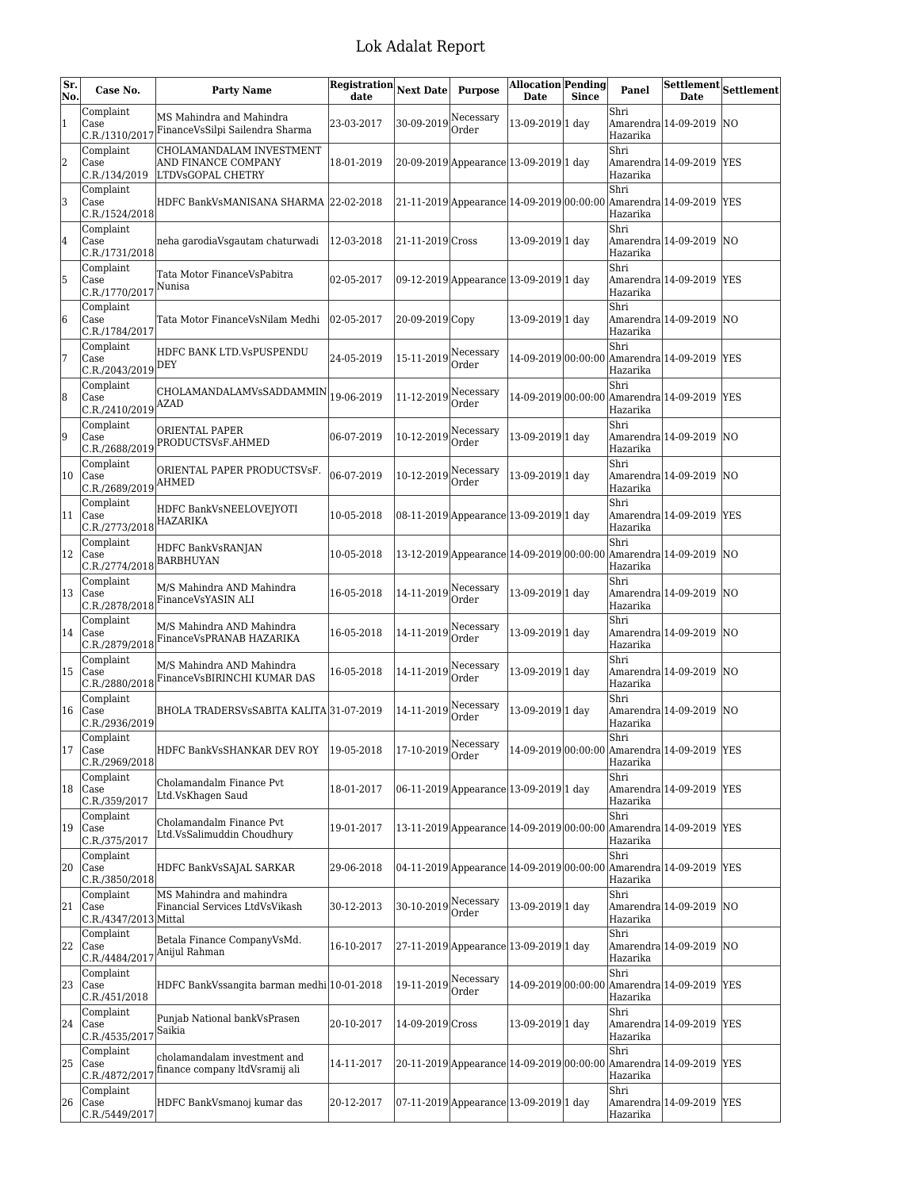# Lok Adalat Report

| Sr. No. | Case No. | Party Name | Registration date | Next Date | Purpose | Allocation Date | Pending Since | Panel | Settlement Date | Settlement |
|---|---|---|---|---|---|---|---|---|---|---|
| 1 | Complaint Case C.R./1310/2017 | MS Mahindra and Mahindra FinanceVsSilpi Sailendra Sharma | 23-03-2017 | 30-09-2019 | Necessary Order | 13-09-2019 | 1 day | Shri Amarendra Hazarika | 14-09-2019 | NO |
| 2 | Complaint Case C.R./134/2019 | CHOLAMANDALAM INVESTMENT AND FINANCE COMPANY LTDVsGOPAL CHETRY | 18-01-2019 | 20-09-2019 | Appearance | 13-09-2019 | 1 day | Shri Amarendra Hazarika | 14-09-2019 | YES |
| 3 | Complaint Case C.R./1524/2018 | HDFC BankVsMANISANA SHARMA | 22-02-2018 | 21-11-2019 | Appearance | 14-09-2019 | 00:00:00 | Shri Amarendra Hazarika | 14-09-2019 | YES |
| 4 | Complaint Case C.R./1731/2018 | neha garodiaVsgautam chaturwadi | 12-03-2018 | 21-11-2019 | Cross | 13-09-2019 | 1 day | Shri Amarendra Hazarika | 14-09-2019 | NO |
| 5 | Complaint Case C.R./1770/2017 | Tata Motor FinanceVsPabitra Nunisa | 02-05-2017 | 09-12-2019 | Appearance | 13-09-2019 | 1 day | Shri Amarendra Hazarika | 14-09-2019 | YES |
| 6 | Complaint Case C.R./1784/2017 | Tata Motor FinanceVsNilam Medhi | 02-05-2017 | 20-09-2019 | Copy | 13-09-2019 | 1 day | Shri Amarendra Hazarika | 14-09-2019 | NO |
| 7 | Complaint Case C.R./2043/2019 | HDFC BANK LTD.VsPUSPENDU DEY | 24-05-2019 | 15-11-2019 | Necessary Order | 14-09-2019 | 00:00:00 | Shri Amarendra Hazarika | 14-09-2019 | YES |
| 8 | Complaint Case C.R./2410/2019 | CHOLAMANDALAMVsSADDAMMIN AZAD | 19-06-2019 | 11-12-2019 | Necessary Order | 14-09-2019 | 00:00:00 | Shri Amarendra Hazarika | 14-09-2019 | YES |
| 9 | Complaint Case C.R./2688/2019 | ORIENTAL PAPER PRODUCTSVsF.AHMED | 06-07-2019 | 10-12-2019 | Necessary Order | 13-09-2019 | 1 day | Shri Amarendra Hazarika | 14-09-2019 | NO |
| 10 | Complaint Case C.R./2689/2019 | ORIENTAL PAPER PRODUCTSVsF. AHMED | 06-07-2019 | 10-12-2019 | Necessary Order | 13-09-2019 | 1 day | Shri Amarendra Hazarika | 14-09-2019 | NO |
| 11 | Complaint Case C.R./2773/2018 | HDFC BankVsNEELOVEJYOTI HAZARIKA | 10-05-2018 | 08-11-2019 | Appearance | 13-09-2019 | 1 day | Shri Amarendra Hazarika | 14-09-2019 | YES |
| 12 | Complaint Case C.R./2774/2018 | HDFC BankVsRANJAN BARBHUYAN | 10-05-2018 | 13-12-2019 | Appearance | 14-09-2019 | 00:00:00 | Shri Amarendra Hazarika | 14-09-2019 | NO |
| 13 | Complaint Case C.R./2878/2018 | M/S Mahindra AND Mahindra FinanceVsYASIN ALI | 16-05-2018 | 14-11-2019 | Necessary Order | 13-09-2019 | 1 day | Shri Amarendra Hazarika | 14-09-2019 | NO |
| 14 | Complaint Case C.R./2879/2018 | M/S Mahindra AND Mahindra FinanceVsPRANAB HAZARIKA | 16-05-2018 | 14-11-2019 | Necessary Order | 13-09-2019 | 1 day | Shri Amarendra Hazarika | 14-09-2019 | NO |
| 15 | Complaint Case C.R./2880/2018 | M/S Mahindra AND Mahindra FinanceVsBIRINCHI KUMAR DAS | 16-05-2018 | 14-11-2019 | Necessary Order | 13-09-2019 | 1 day | Shri Amarendra Hazarika | 14-09-2019 | NO |
| 16 | Complaint Case C.R./2936/2019 | BHOLA TRADERSVsSABITA KALITA | 31-07-2019 | 14-11-2019 | Necessary Order | 13-09-2019 | 1 day | Shri Amarendra Hazarika | 14-09-2019 | NO |
| 17 | Complaint Case C.R./2969/2018 | HDFC BankVsSHANKAR DEV ROY | 19-05-2018 | 17-10-2019 | Necessary Order | 14-09-2019 | 00:00:00 | Shri Amarendra Hazarika | 14-09-2019 | YES |
| 18 | Complaint Case C.R./359/2017 | Cholamandalm Finance Pvt Ltd.VsKhagen Saud | 18-01-2017 | 06-11-2019 | Appearance | 13-09-2019 | 1 day | Shri Amarendra Hazarika | 14-09-2019 | YES |
| 19 | Complaint Case C.R./375/2017 | Cholamandalm Finance Pvt Ltd.VsSalimuddin Choudhury | 19-01-2017 | 13-11-2019 | Appearance | 14-09-2019 | 00:00:00 | Shri Amarendra Hazarika | 14-09-2019 | YES |
| 20 | Complaint Case C.R./3850/2018 | HDFC BankVsSAJAL SARKAR | 29-06-2018 | 04-11-2019 | Appearance | 14-09-2019 | 00:00:00 | Shri Amarendra Hazarika | 14-09-2019 | YES |
| 21 | Complaint Case C.R./4347/2013 | MS Mahindra and mahindra Financial Services LtdVsVikash Mittal | 30-12-2013 | 30-10-2019 | Necessary Order | 13-09-2019 | 1 day | Shri Amarendra Hazarika | 14-09-2019 | NO |
| 22 | Complaint Case C.R./4484/2017 | Betala Finance CompanyVsMd. Anijul Rahman | 16-10-2017 | 27-11-2019 | Appearance | 13-09-2019 | 1 day | Shri Amarendra Hazarika | 14-09-2019 | NO |
| 23 | Complaint Case C.R./451/2018 | HDFC BankVssangita barman medhi | 10-01-2018 | 19-11-2019 | Necessary Order | 14-09-2019 | 00:00:00 | Shri Amarendra Hazarika | 14-09-2019 | YES |
| 24 | Complaint Case C.R./4535/2017 | Punjab National bankVsPrasen Saikia | 20-10-2017 | 14-09-2019 | Cross | 13-09-2019 | 1 day | Shri Amarendra Hazarika | 14-09-2019 | YES |
| 25 | Complaint Case C.R./4872/2017 | cholamandalam investment and finance company ltdVsramij ali | 14-11-2017 | 20-11-2019 | Appearance | 14-09-2019 | 00:00:00 | Shri Amarendra Hazarika | 14-09-2019 | YES |
| 26 | Complaint Case C.R./5449/2017 | HDFC BankVsmanoj kumar das | 20-12-2017 | 07-11-2019 | Appearance | 13-09-2019 | 1 day | Shri Amarendra Hazarika | 14-09-2019 | YES |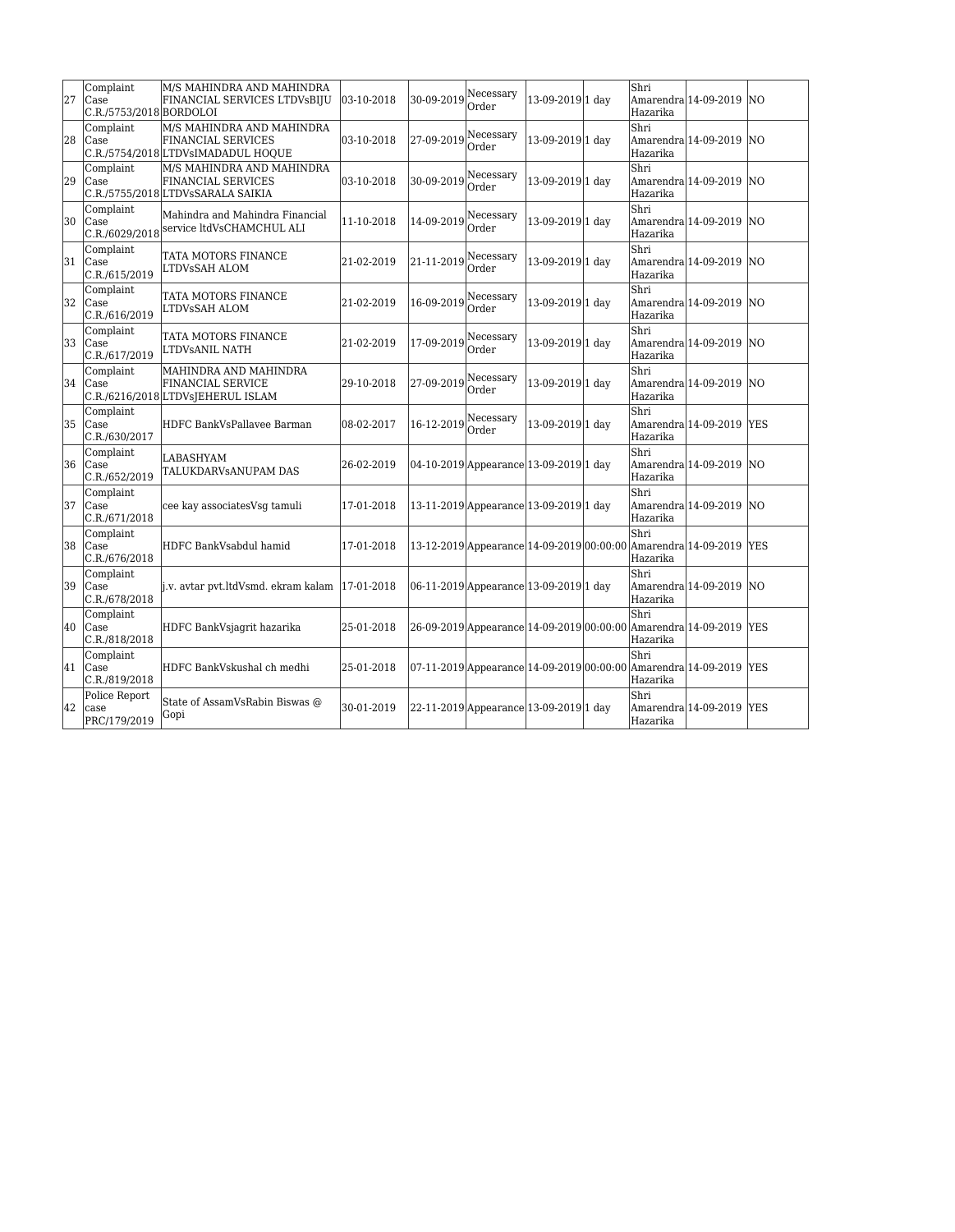| 27 | Complaint Case C.R./5753/2018 | M/S MAHINDRA AND MAHINDRA FINANCIAL SERVICES LTDVsBIJU BORDOLOI | 03-10-2018 | 30-09-2019 | Necessary Order | 13-09-2019 | 1 day | Shri Amarendra Hazarika | 14-09-2019 | NO |
|---|---|---|---|---|---|---|---|---|---|---|
| 28 | Complaint Case C.R./5754/2018 | M/S MAHINDRA AND MAHINDRA FINANCIAL SERVICES LTDVsIMADADUL HOQUE | 03-10-2018 | 27-09-2019 | Necessary Order | 13-09-2019 | 1 day | Shri Amarendra Hazarika | 14-09-2019 | NO |
| 29 | Complaint Case C.R./5755/2018 | M/S MAHINDRA AND MAHINDRA FINANCIAL SERVICES LTDVsSARALA SAIKIA | 03-10-2018 | 30-09-2019 | Necessary Order | 13-09-2019 | 1 day | Shri Amarendra Hazarika | 14-09-2019 | NO |
| 30 | Complaint Case C.R./6029/2018 | Mahindra and Mahindra Financial service ltdVsCHAMCHUL ALI | 11-10-2018 | 14-09-2019 | Necessary Order | 13-09-2019 | 1 day | Shri Amarendra Hazarika | 14-09-2019 | NO |
| 31 | Complaint Case C.R./615/2019 | TATA MOTORS FINANCE LTDVsSAH ALOM | 21-02-2019 | 21-11-2019 | Necessary Order | 13-09-2019 | 1 day | Shri Amarendra Hazarika | 14-09-2019 | NO |
| 32 | Complaint Case C.R./616/2019 | TATA MOTORS FINANCE LTDVsSAH ALOM | 21-02-2019 | 16-09-2019 | Necessary Order | 13-09-2019 | 1 day | Shri Amarendra Hazarika | 14-09-2019 | NO |
| 33 | Complaint Case C.R./617/2019 | TATA MOTORS FINANCE LTDVsANIL NATH | 21-02-2019 | 17-09-2019 | Necessary Order | 13-09-2019 | 1 day | Shri Amarendra Hazarika | 14-09-2019 | NO |
| 34 | Complaint Case C.R./6216/2018 | MAHINDRA AND MAHINDRA FINANCIAL SERVICE LTDVsJEHERUL ISLAM | 29-10-2018 | 27-09-2019 | Necessary Order | 13-09-2019 | 1 day | Shri Amarendra Hazarika | 14-09-2019 | NO |
| 35 | Complaint Case C.R./630/2017 | HDFC BankVsPallavee Barman | 08-02-2017 | 16-12-2019 | Necessary Order | 13-09-2019 | 1 day | Shri Amarendra Hazarika | 14-09-2019 | YES |
| 36 | Complaint Case C.R./652/2019 | LABASHYAM TALUKDARVsANUPAM DAS | 26-02-2019 | 04-10-2019 | Appearance | 13-09-2019 | 1 day | Shri Amarendra Hazarika | 14-09-2019 | NO |
| 37 | Complaint Case C.R./671/2018 | cee kay associatesVsg tamuli | 17-01-2018 | 13-11-2019 | Appearance | 13-09-2019 | 1 day | Shri Amarendra Hazarika | 14-09-2019 | NO |
| 38 | Complaint Case C.R./676/2018 | HDFC BankVsabdul hamid | 17-01-2018 | 13-12-2019 | Appearance | 14-09-2019 | 00:00:00 | Shri Amarendra Hazarika | 14-09-2019 | YES |
| 39 | Complaint Case C.R./678/2018 | j.v. avtar pvt.ltdVsmd. ekram kalam | 17-01-2018 | 06-11-2019 | Appearance | 13-09-2019 | 1 day | Shri Amarendra Hazarika | 14-09-2019 | NO |
| 40 | Complaint Case C.R./818/2018 | HDFC BankVsjagrit hazarika | 25-01-2018 | 26-09-2019 | Appearance | 14-09-2019 | 00:00:00 | Shri Amarendra Hazarika | 14-09-2019 | YES |
| 41 | Complaint Case C.R./819/2018 | HDFC BankVskushal ch medhi | 25-01-2018 | 07-11-2019 | Appearance | 14-09-2019 | 00:00:00 | Shri Amarendra Hazarika | 14-09-2019 | YES |
| 42 | Police Report case PRC/179/2019 | State of AssamVsRabin Biswas @ Gopi | 30-01-2019 | 22-11-2019 | Appearance | 13-09-2019 | 1 day | Shri Amarendra Hazarika | 14-09-2019 | YES |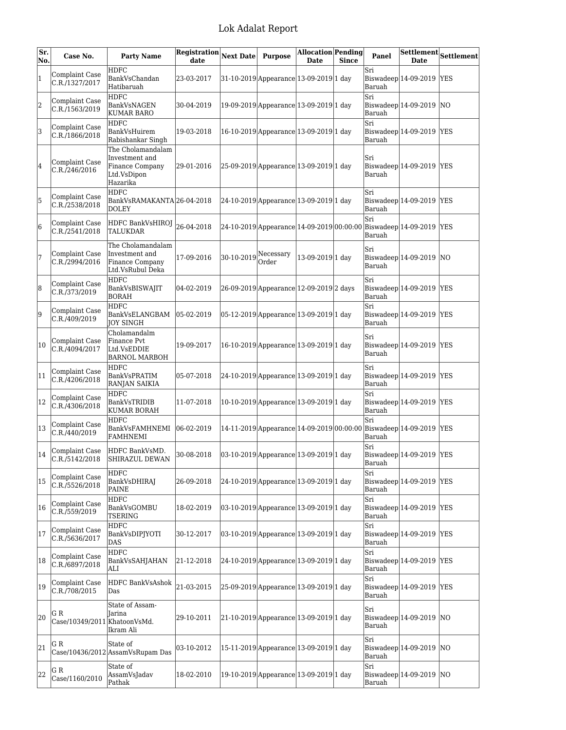# Lok Adalat Report

| Sr. No. | Case No. | Party Name | Registration date | Next Date | Purpose | Allocation Date | Pending Since | Panel | Settlement Date | Settlement |
|---|---|---|---|---|---|---|---|---|---|---|
| 1 | Complaint Case C.R./1327/2017 | HDFC BankVsChandan Hatibaruah | 23-03-2017 | 31-10-2019 | Appearance | 13-09-2019 | 1 day | Sri Biswadeep Baruah | 14-09-2019 | YES |
| 2 | Complaint Case C.R./1563/2019 | HDFC BankVsNAGEN KUMAR BARO | 30-04-2019 | 19-09-2019 | Appearance | 13-09-2019 | 1 day | Sri Biswadeep Baruah | 14-09-2019 | NO |
| 3 | Complaint Case C.R./1866/2018 | HDFC BankVsHuirem Rabishankar Singh | 19-03-2018 | 16-10-2019 | Appearance | 13-09-2019 | 1 day | Sri Biswadeep Baruah | 14-09-2019 | YES |
| 4 | Complaint Case C.R./246/2016 | The Cholamandalam Investment and Finance Company Ltd.VsDipon Hazarika | 29-01-2016 | 25-09-2019 | Appearance | 13-09-2019 | 1 day | Sri Biswadeep Baruah | 14-09-2019 | YES |
| 5 | Complaint Case C.R./2538/2018 | HDFC BankVsRAMAKANTA DOLEY | 26-04-2018 | 24-10-2019 | Appearance | 13-09-2019 | 1 day | Sri Biswadeep Baruah | 14-09-2019 | YES |
| 6 | Complaint Case C.R./2541/2018 | HDFC BankVsHIROJ TALUKDAR | 26-04-2018 | 24-10-2019 | Appearance | 14-09-2019 | 00:00:00 | Sri Biswadeep Baruah | 14-09-2019 | YES |
| 7 | Complaint Case C.R./2994/2016 | The Cholamandalam Investment and Finance Company Ltd.VsRubul Deka | 17-09-2016 | 30-10-2019 | Necessary Order | 13-09-2019 | 1 day | Sri Biswadeep Baruah | 14-09-2019 | NO |
| 8 | Complaint Case C.R./373/2019 | HDFC BankVsBISWAJIT BORAH | 04-02-2019 | 26-09-2019 | Appearance | 12-09-2019 | 2 days | Sri Biswadeep Baruah | 14-09-2019 | YES |
| 9 | Complaint Case C.R./409/2019 | HDFC BankVsELANGBAM JOY SINGH | 05-02-2019 | 05-12-2019 | Appearance | 13-09-2019 | 1 day | Sri Biswadeep Baruah | 14-09-2019 | YES |
| 10 | Complaint Case C.R./4094/2017 | Cholamandalm Finance Pvt Ltd.VsEDDIE BARNOL MARBOH | 19-09-2017 | 16-10-2019 | Appearance | 13-09-2019 | 1 day | Sri Biswadeep Baruah | 14-09-2019 | YES |
| 11 | Complaint Case C.R./4206/2018 | HDFC BankVsPRATIM RANJAN SAIKIA | 05-07-2018 | 24-10-2019 | Appearance | 13-09-2019 | 1 day | Sri Biswadeep Baruah | 14-09-2019 | YES |
| 12 | Complaint Case C.R./4306/2018 | HDFC BankVsTRIDIB KUMAR BORAH | 11-07-2018 | 10-10-2019 | Appearance | 13-09-2019 | 1 day | Sri Biswadeep Baruah | 14-09-2019 | YES |
| 13 | Complaint Case C.R./440/2019 | HDFC BankVsFAMHNEMI FAMHNEMI | 06-02-2019 | 14-11-2019 | Appearance | 14-09-2019 | 00:00:00 | Sri Biswadeep Baruah | 14-09-2019 | YES |
| 14 | Complaint Case C.R./5142/2018 | HDFC BankVsMD. SHIRAZUL DEWAN | 30-08-2018 | 03-10-2019 | Appearance | 13-09-2019 | 1 day | Sri Biswadeep Baruah | 14-09-2019 | YES |
| 15 | Complaint Case C.R./5526/2018 | HDFC BankVsDHIRAJ PAINE | 26-09-2018 | 24-10-2019 | Appearance | 13-09-2019 | 1 day | Sri Biswadeep Baruah | 14-09-2019 | YES |
| 16 | Complaint Case C.R./559/2019 | HDFC BankVsGOMBU TSERING | 18-02-2019 | 03-10-2019 | Appearance | 13-09-2019 | 1 day | Sri Biswadeep Baruah | 14-09-2019 | YES |
| 17 | Complaint Case C.R./5636/2017 | HDFC BankVsDIPJYOTI DAS | 30-12-2017 | 03-10-2019 | Appearance | 13-09-2019 | 1 day | Sri Biswadeep Baruah | 14-09-2019 | YES |
| 18 | Complaint Case C.R./6897/2018 | HDFC BankVsSAHJAHAN ALI | 21-12-2018 | 24-10-2019 | Appearance | 13-09-2019 | 1 day | Sri Biswadeep Baruah | 14-09-2019 | YES |
| 19 | Complaint Case C.R./708/2015 | HDFC BankVsAshok Das | 21-03-2015 | 25-09-2019 | Appearance | 13-09-2019 | 1 day | Sri Biswadeep Baruah | 14-09-2019 | YES |
| 20 | G R Case/10349/2011 | State of Assam-Jarina KhatoonVsMd. Ikram Ali | 29-10-2011 | 21-10-2019 | Appearance | 13-09-2019 | 1 day | Sri Biswadeep Baruah | 14-09-2019 | NO |
| 21 | G R Case/10436/2012 | State of AssamVsRupam Das | 03-10-2012 | 15-11-2019 | Appearance | 13-09-2019 | 1 day | Sri Biswadeep Baruah | 14-09-2019 | NO |
| 22 | G R Case/1160/2010 | State of AssamVsJadav Pathak | 18-02-2010 | 19-10-2019 | Appearance | 13-09-2019 | 1 day | Sri Biswadeep Baruah | 14-09-2019 | NO |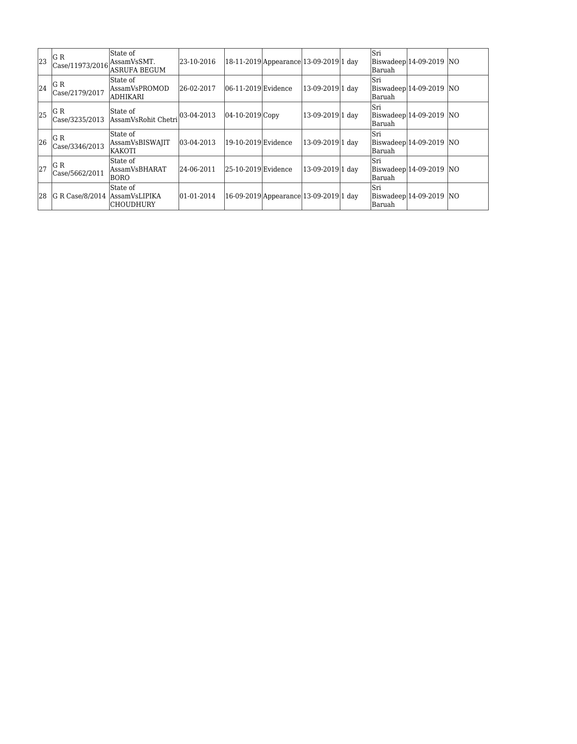| 23 | G R Case/11973/2016 | State of AssamVsSMT. ASRUFA BEGUM | 23-10-2016 | 18-11-2019 | Appearance | 13-09-2019 | 1 day | | Sri Biswadeep Baruah | 14-09-2019 | NO |
|---|---|---|---|---|---|---|---|---|---|---|---|
| 24 | G R Case/2179/2017 | State of AssamVsPROMOD ADHIKARI | 26-02-2017 | 06-11-2019 | Evidence | 13-09-2019 | 1 day | | Sri Biswadeep Baruah | 14-09-2019 | NO |
| 25 | G R Case/3235/2013 | State of AssamVsRohit Chetri | 03-04-2013 | 04-10-2019 | Copy | 13-09-2019 | 1 day | | Sri Biswadeep Baruah | 14-09-2019 | NO |
| 26 | G R Case/3346/2013 | State of AssamVsBISWAJIT KAKOTI | 03-04-2013 | 19-10-2019 | Evidence | 13-09-2019 | 1 day | | Sri Biswadeep Baruah | 14-09-2019 | NO |
| 27 | G R Case/5662/2011 | State of AssamVsBHARAT BORO | 24-06-2011 | 25-10-2019 | Evidence | 13-09-2019 | 1 day | | Sri Biswadeep Baruah | 14-09-2019 | NO |
| 28 | G R Case/8/2014 | State of AssamVsLIPIKA CHOUDHURY | 01-01-2014 | 16-09-2019 | Appearance | 13-09-2019 | 1 day | | Sri Biswadeep Baruah | 14-09-2019 | NO |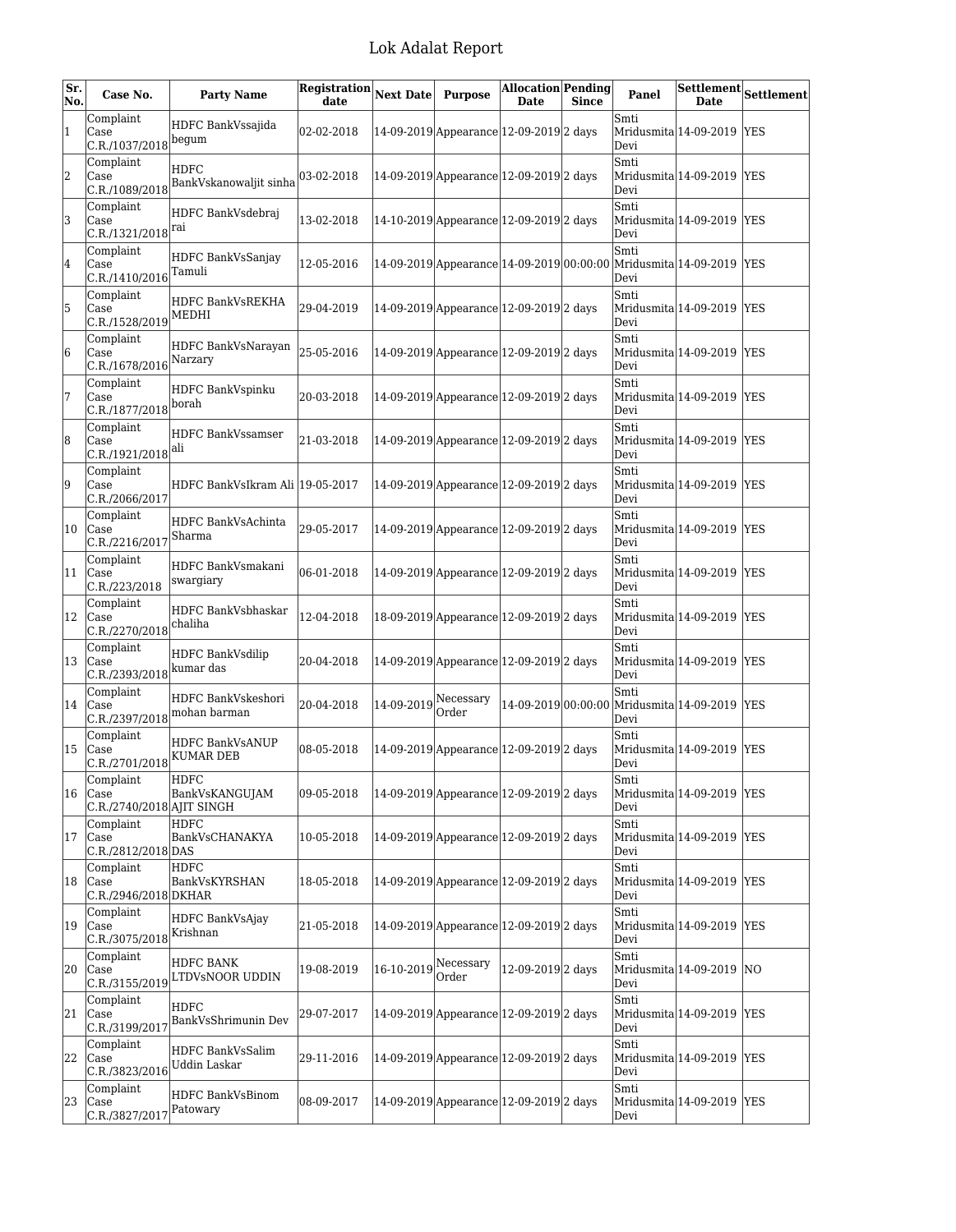# Lok Adalat Report

| Sr. No. | Case No. | Party Name | Registration date | Next Date | Purpose | Allocation Date | Pending Since | Panel | Settlement Date | Settlement |
|---|---|---|---|---|---|---|---|---|---|---|
| 1 | Complaint Case C.R./1037/2018 | HDFC BankVssajida begum | 02-02-2018 | 14-09-2019 | Appearance | 12-09-2019 | 2 days | Smti Mridusmita Devi | 14-09-2019 | YES |
| 2 | Complaint Case C.R./1089/2018 | HDFC BankVskanowaljit sinha | 03-02-2018 | 14-09-2019 | Appearance | 12-09-2019 | 2 days | Smti Mridusmita Devi | 14-09-2019 | YES |
| 3 | Complaint Case C.R./1321/2018 | HDFC BankVsdebraj rai | 13-02-2018 | 14-10-2019 | Appearance | 12-09-2019 | 2 days | Smti Mridusmita Devi | 14-09-2019 | YES |
| 4 | Complaint Case C.R./1410/2016 | HDFC BankVsSanjay Tamuli | 12-05-2016 | 14-09-2019 | Appearance | 14-09-2019 | 00:00:00 | Smti Mridusmita Devi | 14-09-2019 | YES |
| 5 | Complaint Case C.R./1528/2019 | HDFC BankVsREKHA MEDHI | 29-04-2019 | 14-09-2019 | Appearance | 12-09-2019 | 2 days | Smti Mridusmita Devi | 14-09-2019 | YES |
| 6 | Complaint Case C.R./1678/2016 | HDFC BankVsNarayan Narzary | 25-05-2016 | 14-09-2019 | Appearance | 12-09-2019 | 2 days | Smti Mridusmita Devi | 14-09-2019 | YES |
| 7 | Complaint Case C.R./1877/2018 | HDFC Bankvspinku borah | 20-03-2018 | 14-09-2019 | Appearance | 12-09-2019 | 2 days | Smti Mridusmita Devi | 14-09-2019 | YES |
| 8 | Complaint Case C.R./1921/2018 | HDFC BankVssamser ali | 21-03-2018 | 14-09-2019 | Appearance | 12-09-2019 | 2 days | Smti Mridusmita Devi | 14-09-2019 | YES |
| 9 | Complaint Case C.R./2066/2017 | HDFC BankVsIkram Ali | 19-05-2017 | 14-09-2019 | Appearance | 12-09-2019 | 2 days | Smti Mridusmita Devi | 14-09-2019 | YES |
| 10 | Complaint Case C.R./2216/2017 | HDFC BankVsAchinta Sharma | 29-05-2017 | 14-09-2019 | Appearance | 12-09-2019 | 2 days | Smti Mridusmita Devi | 14-09-2019 | YES |
| 11 | Complaint Case C.R./223/2018 | HDFC BankVsmakani swargiary | 06-01-2018 | 14-09-2019 | Appearance | 12-09-2019 | 2 days | Smti Mridusmita Devi | 14-09-2019 | YES |
| 12 | Complaint Case C.R./2270/2018 | HDFC BankVsbhaskar chaliha | 12-04-2018 | 18-09-2019 | Appearance | 12-09-2019 | 2 days | Smti Mridusmita Devi | 14-09-2019 | YES |
| 13 | Complaint Case C.R./2393/2018 | HDFC BankVsdilip kumar das | 20-04-2018 | 14-09-2019 | Appearance | 12-09-2019 | 2 days | Smti Mridusmita Devi | 14-09-2019 | YES |
| 14 | Complaint Case C.R./2397/2018 | HDFC BankVskeshori mohan barman | 20-04-2018 | 14-09-2019 | Necessary Order | 14-09-2019 | 00:00:00 | Smti Mridusmita Devi | 14-09-2019 | YES |
| 15 | Complaint Case C.R./2701/2018 | HDFC BankVsANUP KUMAR DEB | 08-05-2018 | 14-09-2019 | Appearance | 12-09-2019 | 2 days | Smti Mridusmita Devi | 14-09-2019 | YES |
| 16 | Complaint Case C.R./2740/2018 | HDFC BankVsKANGUJAM AJIT SINGH | 09-05-2018 | 14-09-2019 | Appearance | 12-09-2019 | 2 days | Smti Mridusmita Devi | 14-09-2019 | YES |
| 17 | Complaint Case C.R./2812/2018 | HDFC BankVsCHANAKYA DAS | 10-05-2018 | 14-09-2019 | Appearance | 12-09-2019 | 2 days | Smti Mridusmita Devi | 14-09-2019 | YES |
| 18 | Complaint Case C.R./2946/2018 | HDFC BankVsKYRSHAN DKHAR | 18-05-2018 | 14-09-2019 | Appearance | 12-09-2019 | 2 days | Smti Mridusmita Devi | 14-09-2019 | YES |
| 19 | Complaint Case C.R./3075/2018 | HDFC BankVsAjay Krishnan | 21-05-2018 | 14-09-2019 | Appearance | 12-09-2019 | 2 days | Smti Mridusmita Devi | 14-09-2019 | YES |
| 20 | Complaint Case C.R./3155/2019 | HDFC BANK LTDVsNOOR UDDIN | 19-08-2019 | 16-10-2019 | Necessary Order | 12-09-2019 | 2 days | Smti Mridusmita Devi | 14-09-2019 | NO |
| 21 | Complaint Case C.R./3199/2017 | HDFC BankVsShrimunin Dev | 29-07-2017 | 14-09-2019 | Appearance | 12-09-2019 | 2 days | Smti Mridusmita Devi | 14-09-2019 | YES |
| 22 | Complaint Case C.R./3823/2016 | HDFC BankVsSalim Uddin Laskar | 29-11-2016 | 14-09-2019 | Appearance | 12-09-2019 | 2 days | Smti Mridusmita Devi | 14-09-2019 | YES |
| 23 | Complaint Case C.R./3827/2017 | HDFC BankVsBinom Patowary | 08-09-2017 | 14-09-2019 | Appearance | 12-09-2019 | 2 days | Smti Mridusmita Devi | 14-09-2019 | YES |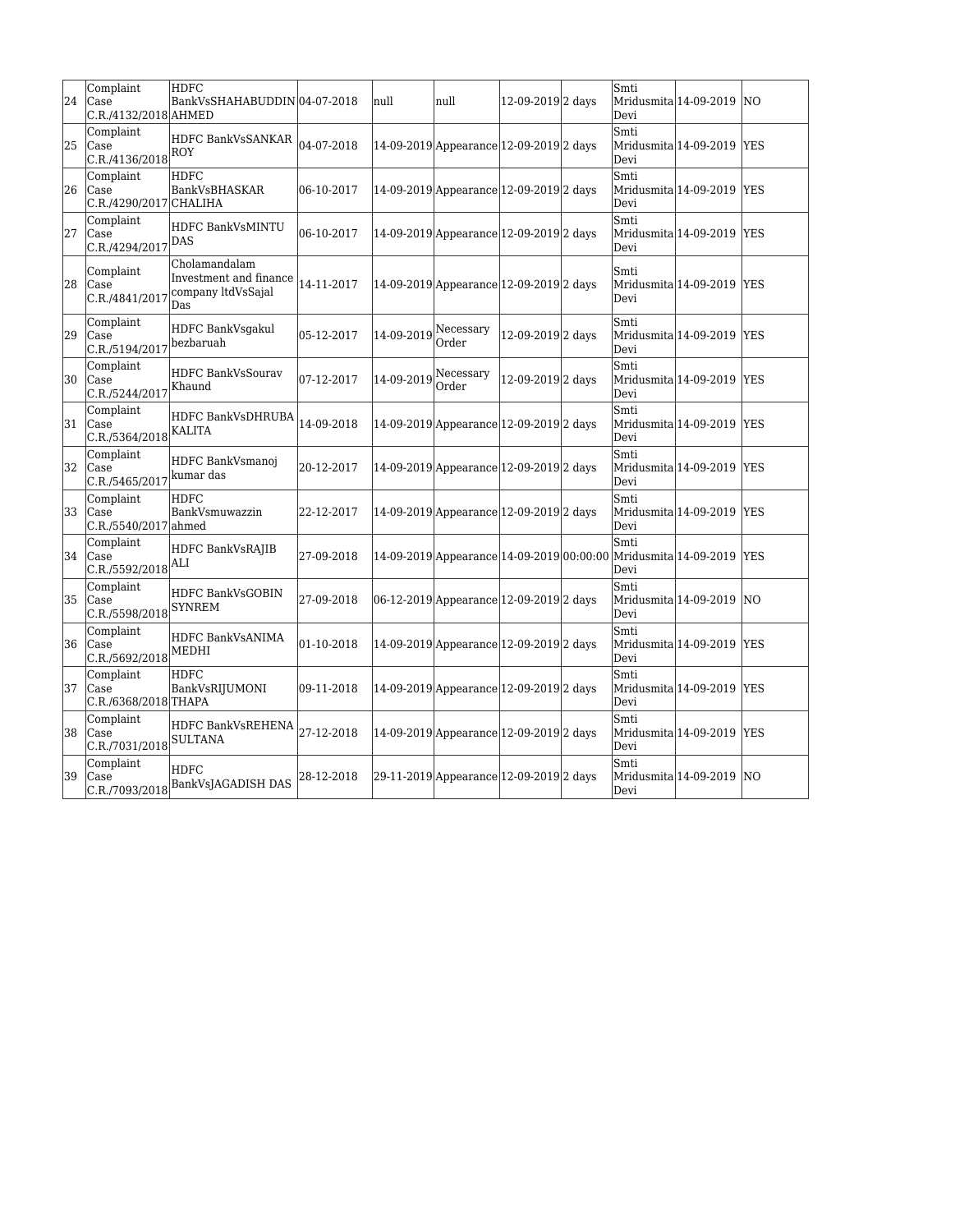| | | | | | | | | | | |
|---|---|---|---|---|---|---|---|---|---|---|
| 24 | Complaint Case C.R./4132/2018 | HDFC BankVsSHAHABUDDIN AHMED | 04-07-2018 | null | null | 12-09-2019 | 2 days | Smti Mridusmita Devi | 14-09-2019 | NO |
| 25 | Complaint Case C.R./4136/2018 | HDFC BankVsSANKAR ROY | 04-07-2018 | 14-09-2019 | Appearance | 12-09-2019 | 2 days | Smti Mridusmita Devi | 14-09-2019 | YES |
| 26 | Complaint Case C.R./4290/2017 | HDFC BankVsBHASKAR CHALIHA | 06-10-2017 | 14-09-2019 | Appearance | 12-09-2019 | 2 days | Smti Mridusmita Devi | 14-09-2019 | YES |
| 27 | Complaint Case C.R./4294/2017 | HDFC BankVsMINTU DAS | 06-10-2017 | 14-09-2019 | Appearance | 12-09-2019 | 2 days | Smti Mridusmita Devi | 14-09-2019 | YES |
| 28 | Complaint Case C.R./4841/2017 | Cholamandalam Investment and finance company ltdVsSajal Das | 14-11-2017 | 14-09-2019 | Appearance | 12-09-2019 | 2 days | Smti Mridusmita Devi | 14-09-2019 | YES |
| 29 | Complaint Case C.R./5194/2017 | HDFC BankVsgakul bezbaruah | 05-12-2017 | 14-09-2019 | Necessary Order | 12-09-2019 | 2 days | Smti Mridusmita Devi | 14-09-2019 | YES |
| 30 | Complaint Case C.R./5244/2017 | HDFC BankVsSourav Khaund | 07-12-2017 | 14-09-2019 | Necessary Order | 12-09-2019 | 2 days | Smti Mridusmita Devi | 14-09-2019 | YES |
| 31 | Complaint Case C.R./5364/2018 | HDFC BankVsDHRUBA KALITA | 14-09-2018 | 14-09-2019 | Appearance | 12-09-2019 | 2 days | Smti Mridusmita Devi | 14-09-2019 | YES |
| 32 | Complaint Case C.R./5465/2017 | HDFC BankVsmanoj kumar das | 20-12-2017 | 14-09-2019 | Appearance | 12-09-2019 | 2 days | Smti Mridusmita Devi | 14-09-2019 | YES |
| 33 | Complaint Case C.R./5540/2017 | HDFC BankVsmuwazzin ahmed | 22-12-2017 | 14-09-2019 | Appearance | 12-09-2019 | 2 days | Smti Mridusmita Devi | 14-09-2019 | YES |
| 34 | Complaint Case C.R./5592/2018 | HDFC BankVsRAJIB ALI | 27-09-2018 | 14-09-2019 | Appearance | 14-09-2019 | 00:00:00 | Smti Mridusmita Devi | 14-09-2019 | YES |
| 35 | Complaint Case C.R./5598/2018 | HDFC BankVsGOBIN SYNREM | 27-09-2018 | 06-12-2019 | Appearance | 12-09-2019 | 2 days | Smti Mridusmita Devi | 14-09-2019 | NO |
| 36 | Complaint Case C.R./5692/2018 | HDFC BankVsANIMA MEDHI | 01-10-2018 | 14-09-2019 | Appearance | 12-09-2019 | 2 days | Smti Mridusmita Devi | 14-09-2019 | YES |
| 37 | Complaint Case C.R./6368/2018 | HDFC BankVsRIJUMONI THAPA | 09-11-2018 | 14-09-2019 | Appearance | 12-09-2019 | 2 days | Smti Mridusmita Devi | 14-09-2019 | YES |
| 38 | Complaint Case C.R./7031/2018 | HDFC BankVsREHENA SULTANA | 27-12-2018 | 14-09-2019 | Appearance | 12-09-2019 | 2 days | Smti Mridusmita Devi | 14-09-2019 | YES |
| 39 | Complaint Case C.R./7093/2018 | HDFC BankVsJAGADISH DAS | 28-12-2018 | 29-11-2019 | Appearance | 12-09-2019 | 2 days | Smti Mridusmita Devi | 14-09-2019 | NO |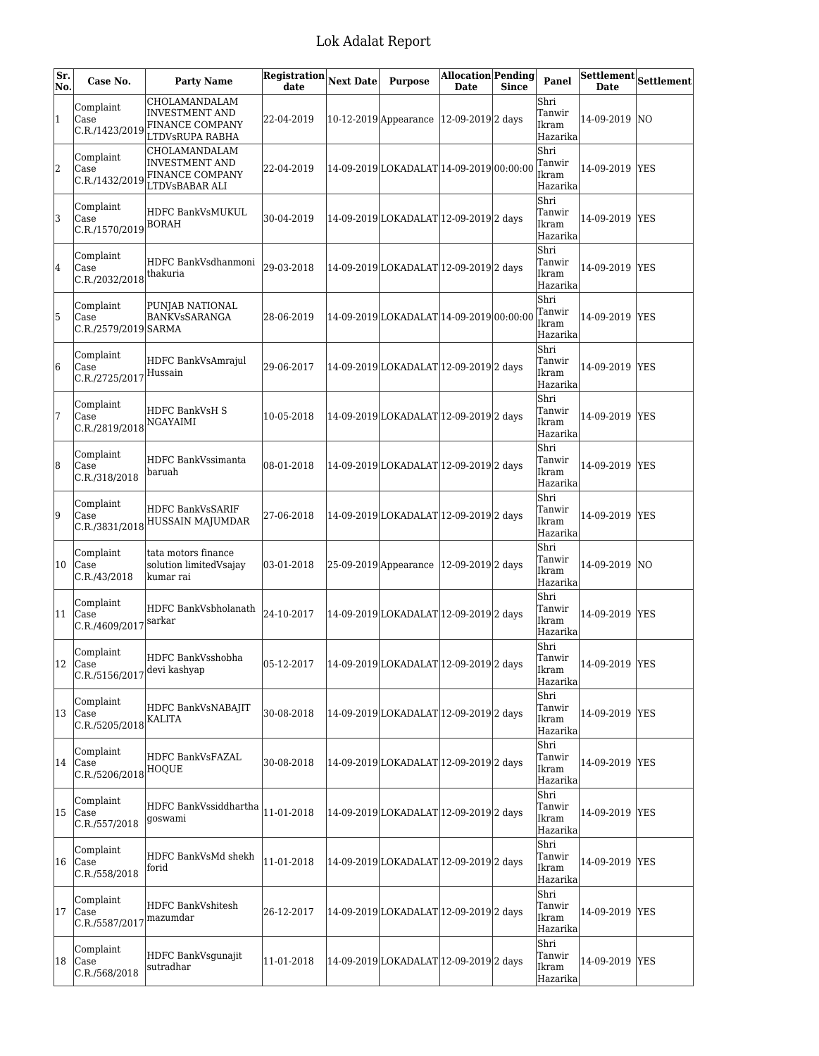# Lok Adalat Report

| Sr. No. | Case No. | Party Name | Registration date | Next Date | Purpose | Allocation Date | Pending Since | Panel | Settlement Date | Settlement |
|---|---|---|---|---|---|---|---|---|---|---|
| 1 | Complaint Case C.R./1423/2019 | CHOLAMANDALAM INVESTMENT AND FINANCE COMPANY LTDVsRUPA RABHA | 22-04-2019 | 10-12-2019 | Appearance | 12-09-2019 | 2 days | Shri Tanwir Ikram Hazarika | 14-09-2019 | NO |
| 2 | Complaint Case C.R./1432/2019 | CHOLAMANDALAM INVESTMENT AND FINANCE COMPANY LTDVsBABAR ALI | 22-04-2019 | 14-09-2019 | LOKADALAT | 14-09-2019 | 00:00:00 | Shri Tanwir Ikram Hazarika | 14-09-2019 | YES |
| 3 | Complaint Case C.R./1570/2019 | HDFC BankVsMUKUL BORAH | 30-04-2019 | 14-09-2019 | LOKADALAT | 12-09-2019 | 2 days | Shri Tanwir Ikram Hazarika | 14-09-2019 | YES |
| 4 | Complaint Case C.R./2032/2018 | HDFC BankVsdhanmoni thakuria | 29-03-2018 | 14-09-2019 | LOKADALAT | 12-09-2019 | 2 days | Shri Tanwir Ikram Hazarika | 14-09-2019 | YES |
| 5 | Complaint Case C.R./2579/2019 | PUNJAB NATIONAL BANKVsSARANGA SARMA | 28-06-2019 | 14-09-2019 | LOKADALAT | 14-09-2019 | 00:00:00 | Shri Tanwir Ikram Hazarika | 14-09-2019 | YES |
| 6 | Complaint Case C.R./2725/2017 | HDFC BankVsAmrajul Hussain | 29-06-2017 | 14-09-2019 | LOKADALAT | 12-09-2019 | 2 days | Shri Tanwir Ikram Hazarika | 14-09-2019 | YES |
| 7 | Complaint Case C.R./2819/2018 | HDFC BankVsH S NGAYAIMI | 10-05-2018 | 14-09-2019 | LOKADALAT | 12-09-2019 | 2 days | Shri Tanwir Ikram Hazarika | 14-09-2019 | YES |
| 8 | Complaint Case C.R./318/2018 | HDFC BankVssimanta baruah | 08-01-2018 | 14-09-2019 | LOKADALAT | 12-09-2019 | 2 days | Shri Tanwir Ikram Hazarika | 14-09-2019 | YES |
| 9 | Complaint Case C.R./3831/2018 | HDFC BankVsSARIF HUSSAIN MAJUMDAR | 27-06-2018 | 14-09-2019 | LOKADALAT | 12-09-2019 | 2 days | Shri Tanwir Ikram Hazarika | 14-09-2019 | YES |
| 10 | Complaint Case C.R./43/2018 | tata motors finance solution limitedVsajay kumar rai | 03-01-2018 | 25-09-2019 | Appearance | 12-09-2019 | 2 days | Shri Tanwir Ikram Hazarika | 14-09-2019 | NO |
| 11 | Complaint Case C.R./4609/2017 | HDFC BankVsbholanath sarkar | 24-10-2017 | 14-09-2019 | LOKADALAT | 12-09-2019 | 2 days | Shri Tanwir Ikram Hazarika | 14-09-2019 | YES |
| 12 | Complaint Case C.R./5156/2017 | HDFC BankVsshobha devi kashyap | 05-12-2017 | 14-09-2019 | LOKADALAT | 12-09-2019 | 2 days | Shri Tanwir Ikram Hazarika | 14-09-2019 | YES |
| 13 | Complaint Case C.R./5205/2018 | HDFC BankVsNABAJIT KALITA | 30-08-2018 | 14-09-2019 | LOKADALAT | 12-09-2019 | 2 days | Shri Tanwir Ikram Hazarika | 14-09-2019 | YES |
| 14 | Complaint Case C.R./5206/2018 | HDFC BankVsFAZAL HOQUE | 30-08-2018 | 14-09-2019 | LOKADALAT | 12-09-2019 | 2 days | Shri Tanwir Ikram Hazarika | 14-09-2019 | YES |
| 15 | Complaint Case C.R./557/2018 | HDFC BankVssiddhartha goswami | 11-01-2018 | 14-09-2019 | LOKADALAT | 12-09-2019 | 2 days | Shri Tanwir Ikram Hazarika | 14-09-2019 | YES |
| 16 | Complaint Case C.R./558/2018 | HDFC BankVsMd shekh forid | 11-01-2018 | 14-09-2019 | LOKADALAT | 12-09-2019 | 2 days | Shri Tanwir Ikram Hazarika | 14-09-2019 | YES |
| 17 | Complaint Case C.R./5587/2017 | HDFC Bankvshitesh mazumdar | 26-12-2017 | 14-09-2019 | LOKADALAT | 12-09-2019 | 2 days | Shri Tanwir Ikram Hazarika | 14-09-2019 | YES |
| 18 | Complaint Case C.R./568/2018 | HDFC BankVsgunajit sutradhar | 11-01-2018 | 14-09-2019 | LOKADALAT | 12-09-2019 | 2 days | Shri Tanwir Ikram Hazarika | 14-09-2019 | YES |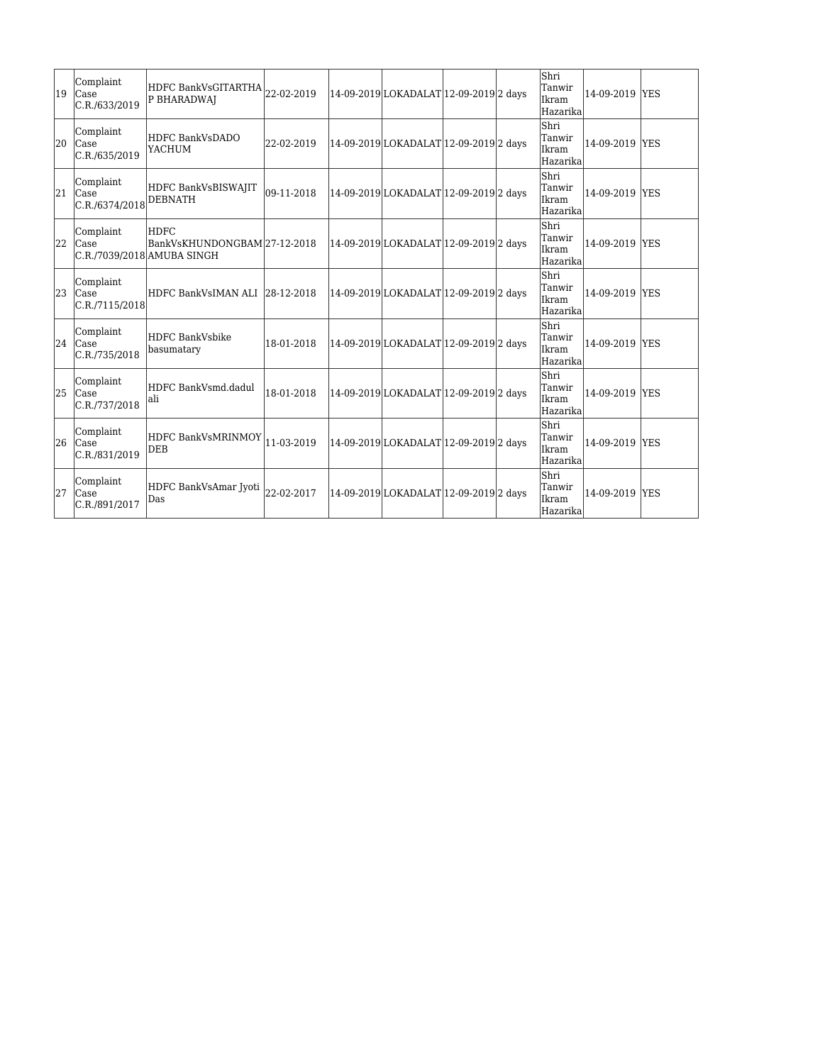| 19 | Complaint Case C.R./633/2019 | HDFC BankVsGITARTHA P BHARADWAJ | 22-02-2019 | 14-09-2019 | LOKADALAT | 12-09-2019 | 2 days | Shri Tanwir Ikram Hazarika | 14-09-2019 | YES |
|---|---|---|---|---|---|---|---|---|---|---|
| 20 | Complaint Case C.R./635/2019 | HDFC BankVsDADO YACHUM | 22-02-2019 | 14-09-2019 | LOKADALAT | 12-09-2019 | 2 days | Shri Tanwir Ikram Hazarika | 14-09-2019 | YES |
| 21 | Complaint Case C.R./6374/2018 | HDFC BankVsBISWAJIT DEBNATH | 09-11-2018 | 14-09-2019 | LOKADALAT | 12-09-2019 | 2 days | Shri Tanwir Ikram Hazarika | 14-09-2019 | YES |
| 22 | Complaint Case C.R./7039/2018 | HDFC BankVsKHUNDONGBAM AMUBA SINGH | 27-12-2018 | 14-09-2019 | LOKADALAT | 12-09-2019 | 2 days | Shri Tanwir Ikram Hazarika | 14-09-2019 | YES |
| 23 | Complaint Case C.R./7115/2018 | HDFC BankVsIMAN ALI | 28-12-2018 | 14-09-2019 | LOKADALAT | 12-09-2019 | 2 days | Shri Tanwir Ikram Hazarika | 14-09-2019 | YES |
| 24 | Complaint Case C.R./735/2018 | HDFC BankVsbike basumatary | 18-01-2018 | 14-09-2019 | LOKADALAT | 12-09-2019 | 2 days | Shri Tanwir Ikram Hazarika | 14-09-2019 | YES |
| 25 | Complaint Case C.R./737/2018 | HDFC BankVsmd.dadul ali | 18-01-2018 | 14-09-2019 | LOKADALAT | 12-09-2019 | 2 days | Shri Tanwir Ikram Hazarika | 14-09-2019 | YES |
| 26 | Complaint Case C.R./831/2019 | HDFC BankVsMRINMOY DEB | 11-03-2019 | 14-09-2019 | LOKADALAT | 12-09-2019 | 2 days | Shri Tanwir Ikram Hazarika | 14-09-2019 | YES |
| 27 | Complaint Case C.R./891/2017 | HDFC BankVsAmar Jyoti Das | 22-02-2017 | 14-09-2019 | LOKADALAT | 12-09-2019 | 2 days | Shri Tanwir Ikram Hazarika | 14-09-2019 | YES |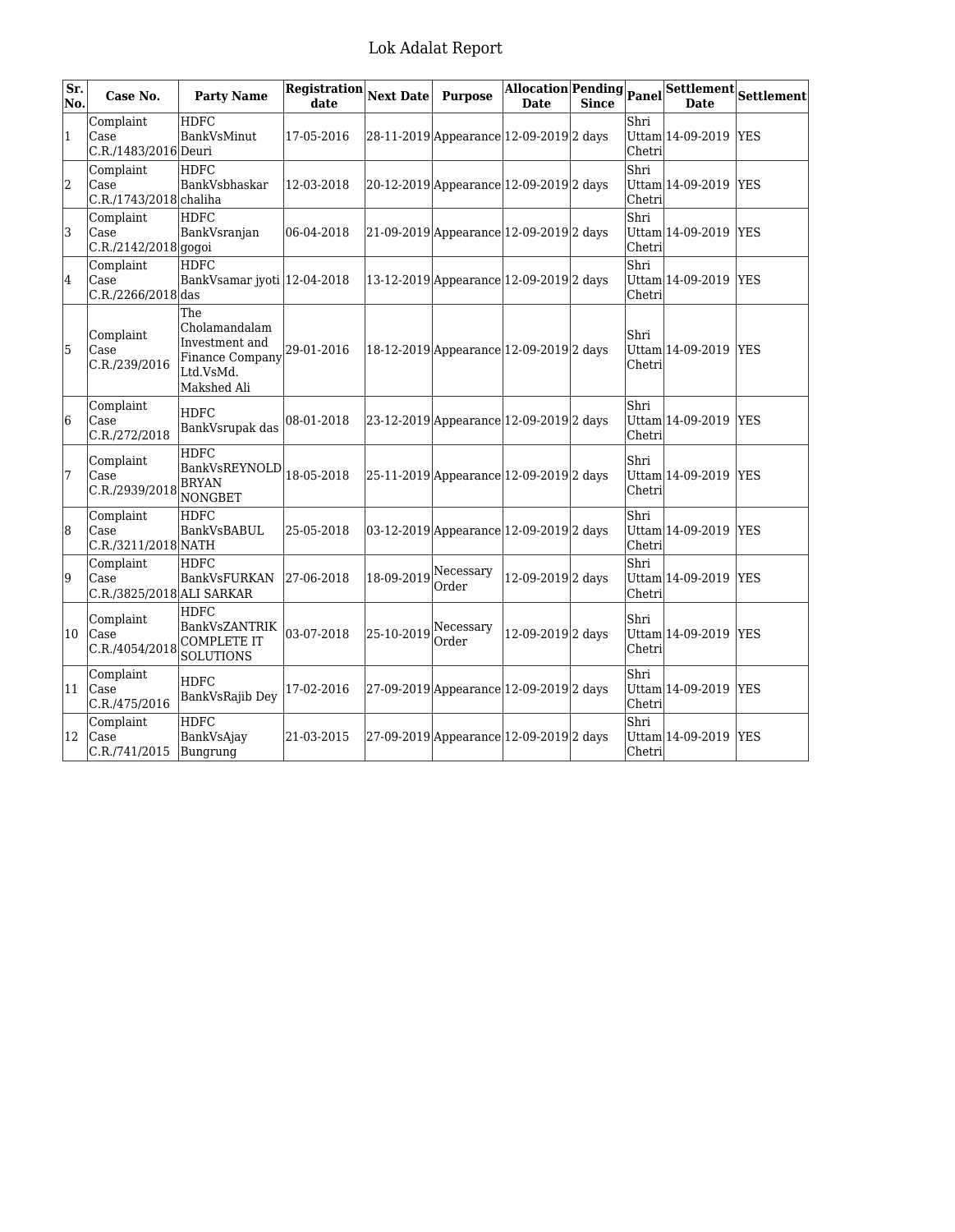# Lok Adalat Report

| Sr. No. | Case No. | Party Name | Registration date | Next Date | Purpose | Allocation Date | Pending Since | Panel | Settlement Date | Settlement |
|---|---|---|---|---|---|---|---|---|---|---|
| 1 | Complaint Case C.R./1483/2016 | HDFC BankVsMinut Deuri | 17-05-2016 | 28-11-2019 | Appearance | 12-09-2019 | 2 days | Shri Uttam Chetri | 14-09-2019 | YES |
| 2 | Complaint Case C.R./1743/2018 | HDFC Bankvsbhaskar chaliha | 12-03-2018 | 20-12-2019 | Appearance | 12-09-2019 | 2 days | Shri Uttam Chetri | 14-09-2019 | YES |
| 3 | Complaint Case C.R./2142/2018 | HDFC BankVsranjan gogoi | 06-04-2018 | 21-09-2019 | Appearance | 12-09-2019 | 2 days | Shri Uttam Chetri | 14-09-2019 | YES |
| 4 | Complaint Case C.R./2266/2018 | HDFC BankVsamar jyoti das | 12-04-2018 | 13-12-2019 | Appearance | 12-09-2019 | 2 days | Shri Uttam Chetri | 14-09-2019 | YES |
| 5 | Complaint Case C.R./239/2016 | The Cholamandalam Investment and Finance Company Ltd.VsMd. Makshed Ali | 29-01-2016 | 18-12-2019 | Appearance | 12-09-2019 | 2 days | Shri Uttam Chetri | 14-09-2019 | YES |
| 6 | Complaint Case C.R./272/2018 | HDFC BankVsrupak das | 08-01-2018 | 23-12-2019 | Appearance | 12-09-2019 | 2 days | Shri Uttam Chetri | 14-09-2019 | YES |
| 7 | Complaint Case C.R./2939/2018 | HDFC BankVsREYNOLD BRYAN NONGBET | 18-05-2018 | 25-11-2019 | Appearance | 12-09-2019 | 2 days | Shri Uttam Chetri | 14-09-2019 | YES |
| 8 | Complaint Case C.R./3211/2018 | HDFC BankVsBABUL NATH | 25-05-2018 | 03-12-2019 | Appearance | 12-09-2019 | 2 days | Shri Uttam Chetri | 14-09-2019 | YES |
| 9 | Complaint Case C.R./3825/2018 | HDFC BankVsFURKAN ALI SARKAR | 27-06-2018 | 18-09-2019 | Necessary Order | 12-09-2019 | 2 days | Shri Uttam Chetri | 14-09-2019 | YES |
| 10 | Complaint Case C.R./4054/2018 | HDFC BankVsZANTRIK COMPLETE IT SOLUTIONS | 03-07-2018 | 25-10-2019 | Necessary Order | 12-09-2019 | 2 days | Shri Uttam Chetri | 14-09-2019 | YES |
| 11 | Complaint Case C.R./475/2016 | HDFC BankVsRajib Dey | 17-02-2016 | 27-09-2019 | Appearance | 12-09-2019 | 2 days | Shri Uttam Chetri | 14-09-2019 | YES |
| 12 | Complaint Case C.R./741/2015 | HDFC BankVsAjay Bungrung | 21-03-2015 | 27-09-2019 | Appearance | 12-09-2019 | 2 days | Shri Uttam Chetri | 14-09-2019 | YES |